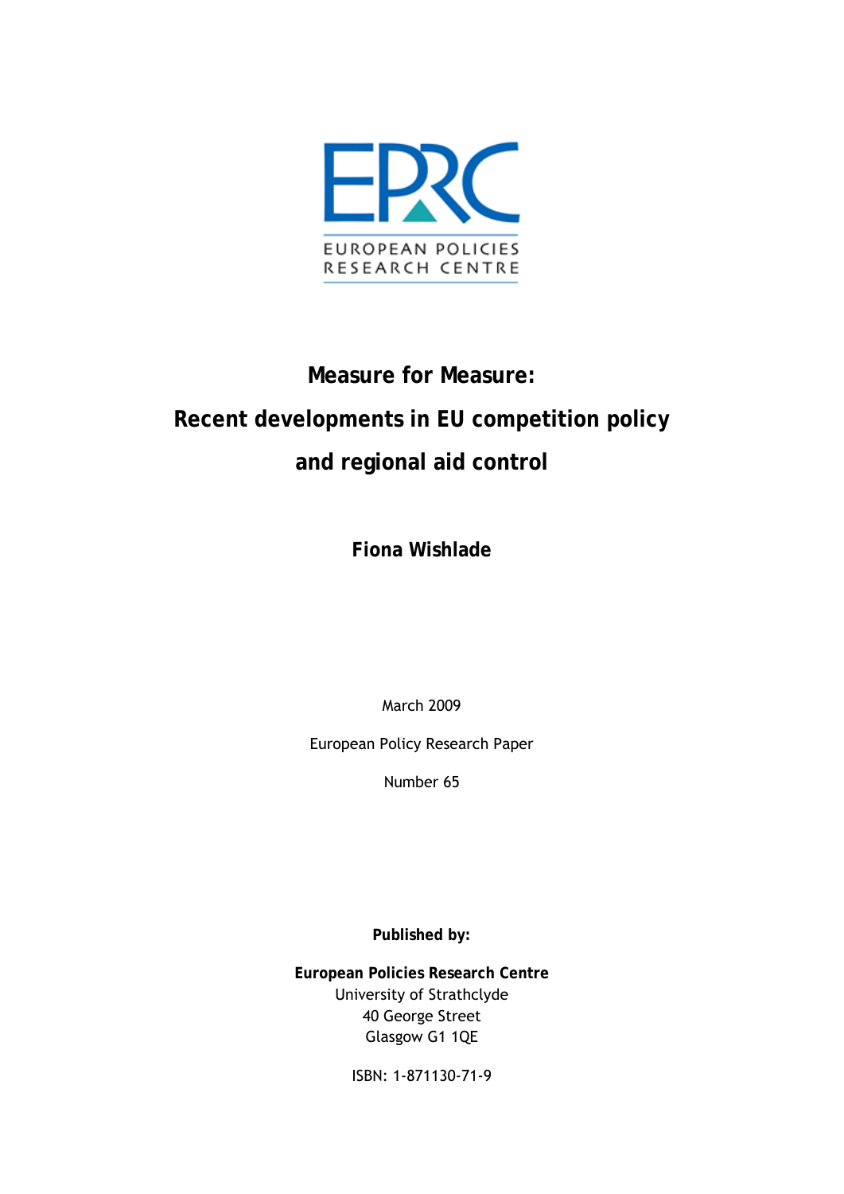EUROPEAN POLICIES RESEARCH CENTRE

# Measure for Measure:
# Recent developments in EU competition policy and regional aid control

**Fiona Wishlade**

March 2009

European Policy Research Paper

Number 65

**Published by:**

**European Policies Research Centre**
University of Strathclyde
40 George Street
Glasgow G1 1QE

ISBN: 1-871130-71-9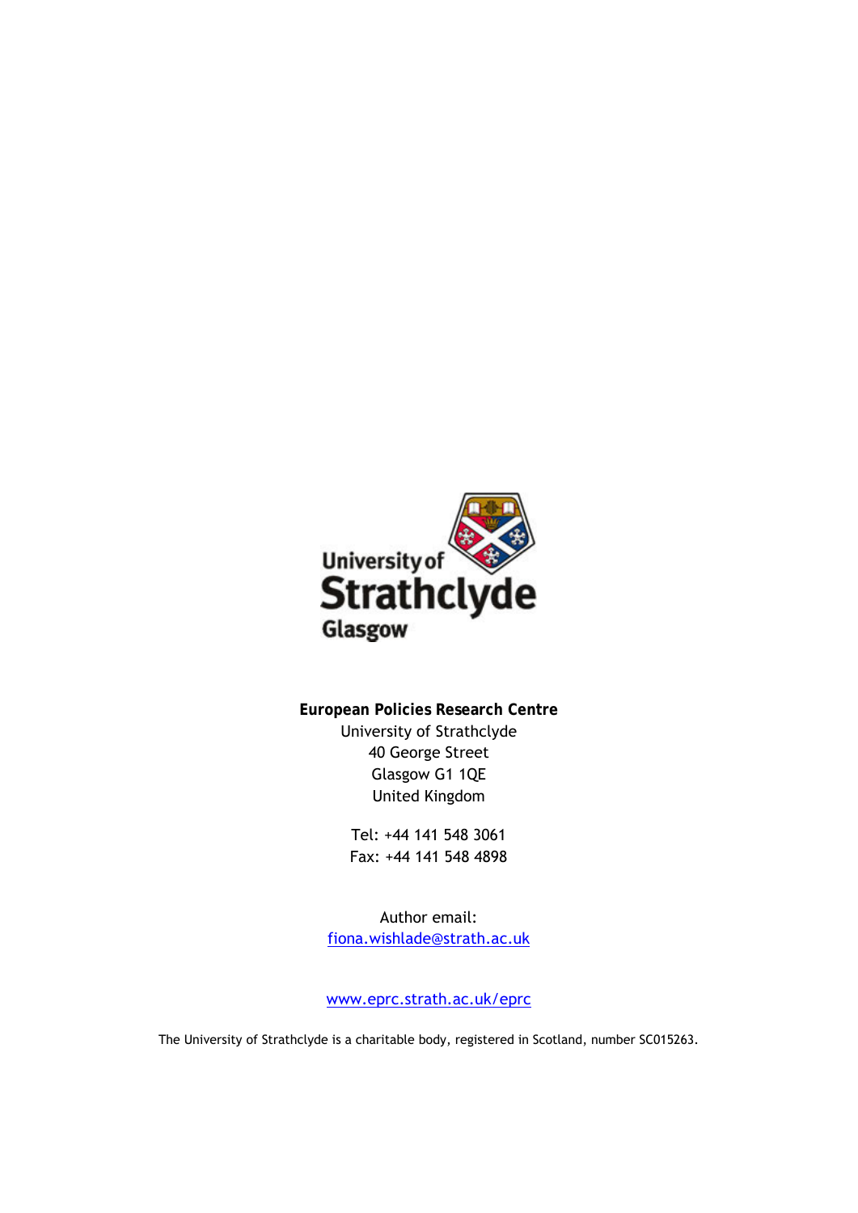University of Strathclyde Glasgow

**European Policies Research Centre**
University of Strathclyde
40 George Street
Glasgow G1 1QE
United Kingdom

Tel: +44 141 548 3061
Fax: +44 141 548 4898

Author email:
fiona.wishlade@strath.ac.uk

www.eprc.strath.ac.uk/eprc

The University of Strathclyde is a charitable body, registered in Scotland, number SC015263.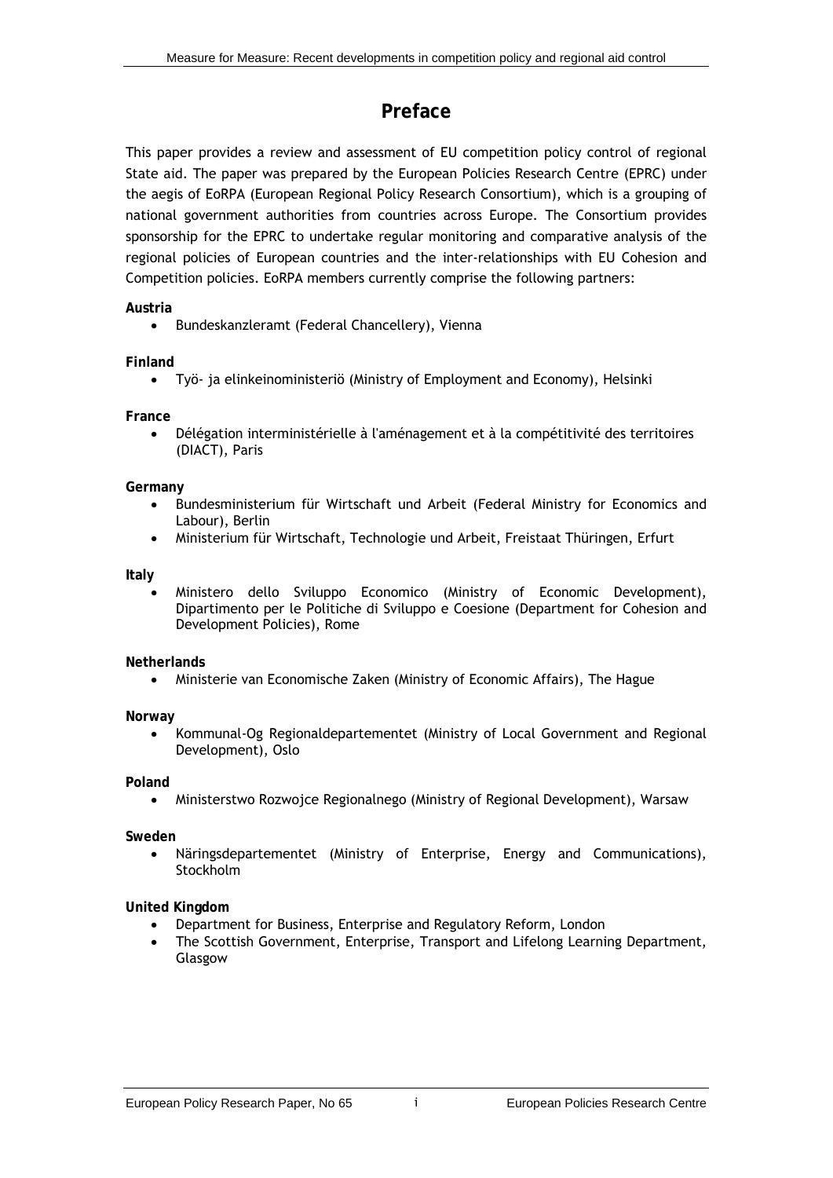# Preface

This paper provides a review and assessment of EU competition policy control of regional State aid. The paper was prepared by the European Policies Research Centre (EPRC) under the aegis of EoRPA (European Regional Policy Research Consortium), which is a grouping of national government authorities from countries across Europe. The Consortium provides sponsorship for the EPRC to undertake regular monitoring and comparative analysis of the regional policies of European countries and the inter-relationships with EU Cohesion and Competition policies. EoRPA members currently comprise the following partners:

**Austria**

- Bundeskanzleramt (Federal Chancellery), Vienna

**Finland**

- Työ- ja elinkeinoministeriö (Ministry of Employment and Economy), Helsinki

**France**

- Délégation interministérielle à l'aménagement et à la compétitivité des territoires (DIACT), Paris

**Germany**

- Bundesministerium für Wirtschaft und Arbeit (Federal Ministry for Economics and Labour), Berlin
- Ministerium für Wirtschaft, Technologie und Arbeit, Freistaat Thüringen, Erfurt

**Italy**

- Ministero dello Sviluppo Economico (Ministry of Economic Development), Dipartimento per le Politiche di Sviluppo e Coesione (Department for Cohesion and Development Policies), Rome

**Netherlands**

- Ministerie van Economische Zaken (Ministry of Economic Affairs), The Hague

**Norway**

- Kommunal-Og Regionaldepartementet (Ministry of Local Government and Regional Development), Oslo

**Poland**

- Ministerstwo Rozwojce Regionalnego (Ministry of Regional Development), Warsaw

**Sweden**

- Näringsdepartementet (Ministry of Enterprise, Energy and Communications), Stockholm

**United Kingdom**

- Department for Business, Enterprise and Regulatory Reform, London
- The Scottish Government, Enterprise, Transport and Lifelong Learning Department, Glasgow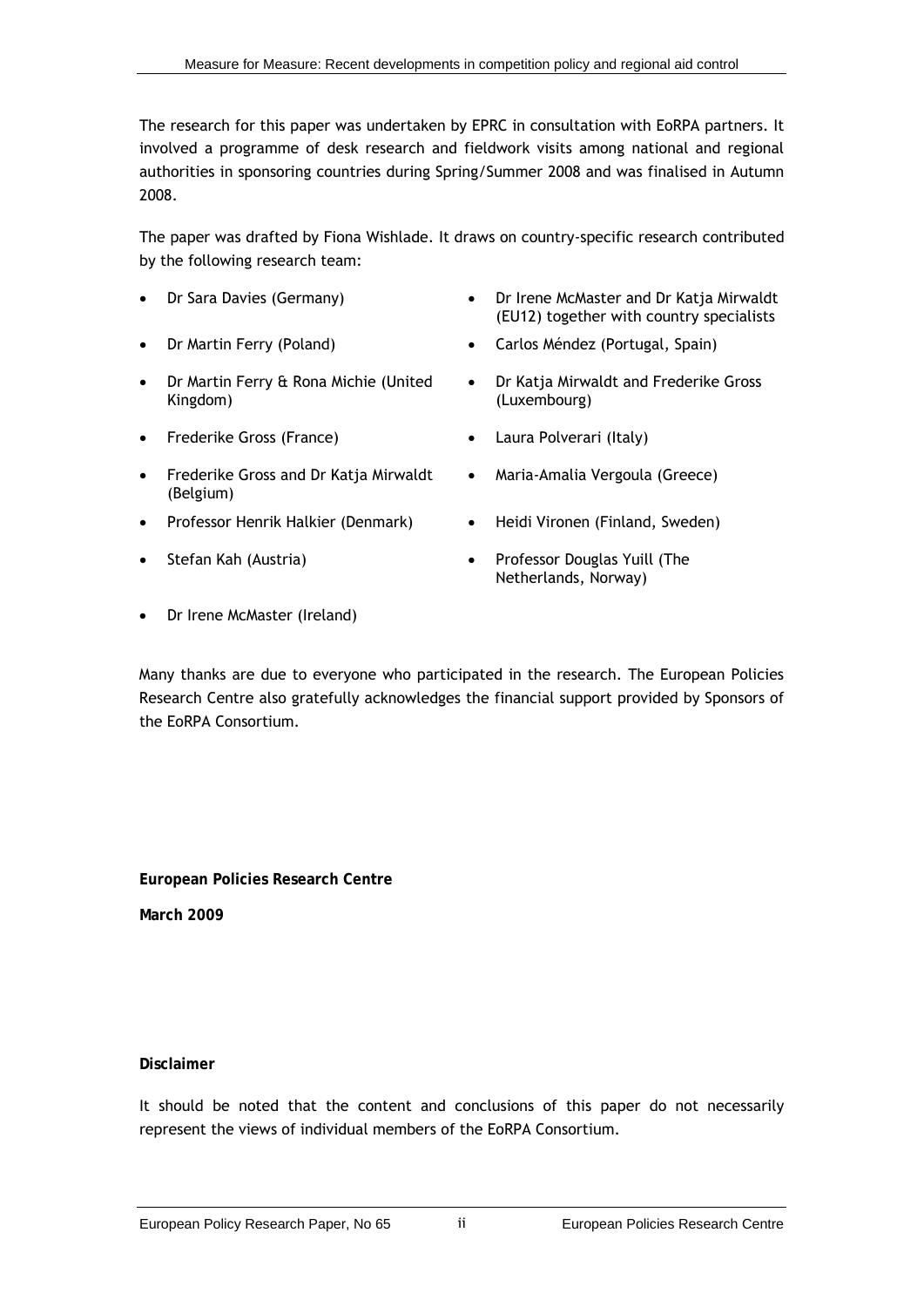The research for this paper was undertaken by EPRC in consultation with EoRPA partners. It involved a programme of desk research and fieldwork visits among national and regional authorities in sponsoring countries during Spring/Summer 2008 and was finalised in Autumn 2008.

The paper was drafted by Fiona Wishlade. It draws on country-specific research contributed by the following research team:

- Dr Sara Davies (Germany)
- Dr Martin Ferry (Poland)
- Dr Martin Ferry & Rona Michie (United Kingdom)
- Frederike Gross (France)
- Frederike Gross and Dr Katja Mirwaldt (Belgium)
- Professor Henrik Halkier (Denmark)
- Stefan Kah (Austria)
- Dr Irene McMaster (Ireland)
- Dr Irene McMaster and Dr Katja Mirwaldt (EU12) together with country specialists
- Carlos Méndez (Portugal, Spain)
- Dr Katja Mirwaldt and Frederike Gross (Luxembourg)
- Laura Polverari (Italy)
- Maria-Amalia Vergoula (Greece)
- Heidi Vironen (Finland, Sweden)
- Professor Douglas Yuill (The Netherlands, Norway)

Many thanks are due to everyone who participated in the research. The European Policies Research Centre also gratefully acknowledges the financial support provided by Sponsors of the EoRPA Consortium.

**European Policies Research Centre**

**March 2009**

**Disclaimer**

It should be noted that the content and conclusions of this paper do not necessarily represent the views of individual members of the EoRPA Consortium.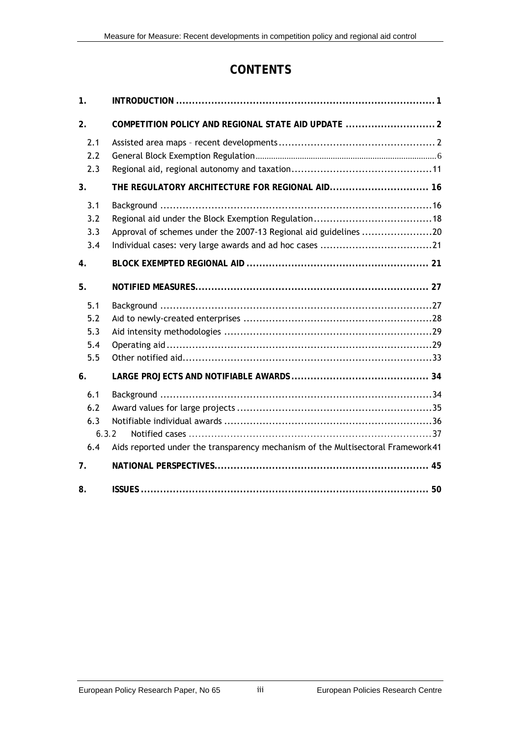# CONTENTS

| | | |
|---|---|---|
| **1.** | **INTRODUCTION** | **1** |
| **2.** | **COMPETITION POLICY AND REGIONAL STATE AID UPDATE** | **2** |
| 2.1 | Assisted area maps – recent developments | 2 |
| 2.2 | General Block Exemption Regulation | 6 |
| 2.3 | Regional aid, regional autonomy and taxation | 11 |
| **3.** | **THE REGULATORY ARCHITECTURE FOR REGIONAL AID** | **16** |
| 3.1 | Background | 16 |
| 3.2 | Regional aid under the Block Exemption Regulation | 18 |
| 3.3 | Approval of schemes under the 2007-13 Regional aid guidelines | 20 |
| 3.4 | Individual cases: very large awards and ad hoc cases | 21 |
| **4.** | **BLOCK EXEMPTED REGIONAL AID** | **21** |
| **5.** | **NOTIFIED MEASURES** | **27** |
| 5.1 | Background | 27 |
| 5.2 | Aid to newly-created enterprises | 28 |
| 5.3 | Aid intensity methodologies | 29 |
| 5.4 | Operating aid | 29 |
| 5.5 | Other notified aid | 33 |
| **6.** | **LARGE PROJECTS AND NOTIFIABLE AWARDS** | **34** |
| 6.1 | Background | 34 |
| 6.2 | Award values for large projects | 35 |
| 6.3 | Notifiable individual awards | 36 |
| 6.3.2 | Notified cases | 37 |
| 6.4 | Aids reported under the transparency mechanism of the Multisectoral Framework | 41 |
| **7.** | **NATIONAL PERSPECTIVES** | **45** |
| **8.** | **ISSUES** | **50** |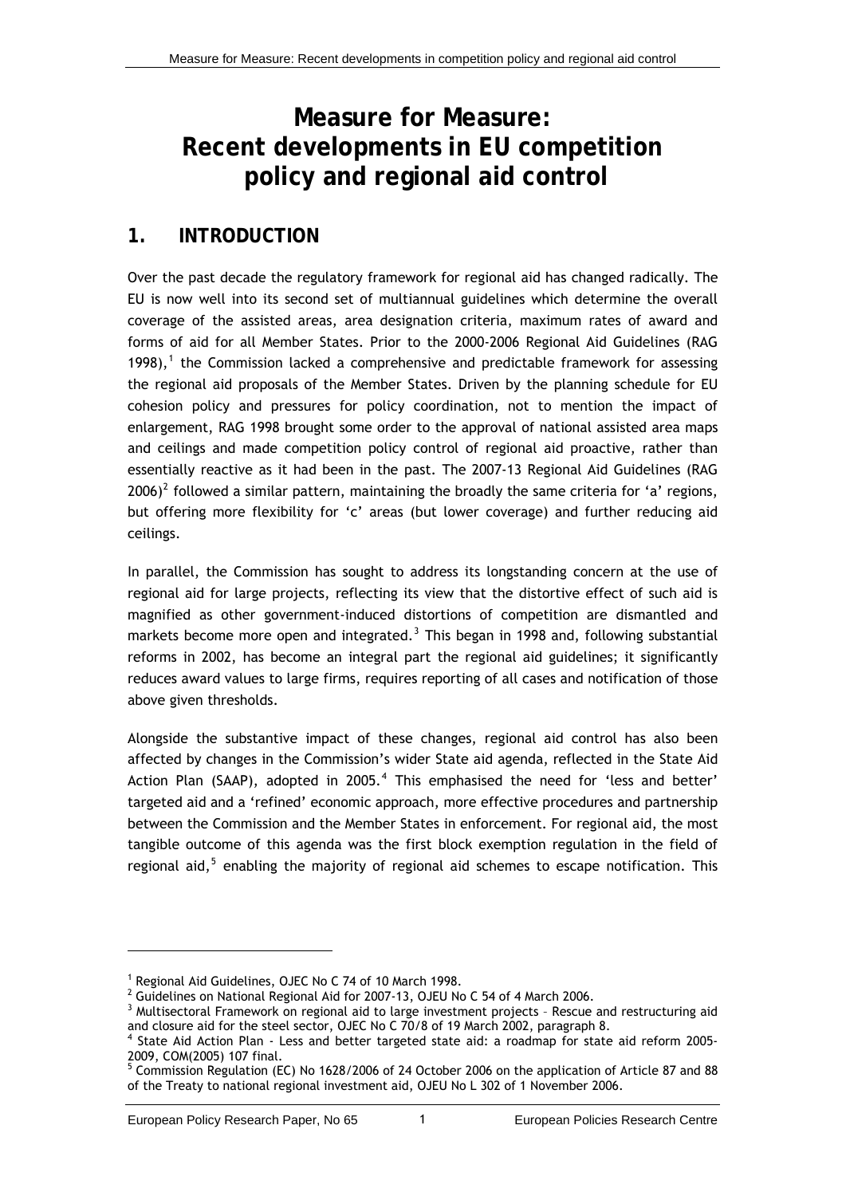# Measure for Measure: Recent developments in EU competition policy and regional aid control

## 1. INTRODUCTION

Over the past decade the regulatory framework for regional aid has changed radically. The EU is now well into its second set of multiannual guidelines which determine the overall coverage of the assisted areas, area designation criteria, maximum rates of award and forms of aid for all Member States. Prior to the 2000-2006 Regional Aid Guidelines (RAG 1998),[1] the Commission lacked a comprehensive and predictable framework for assessing the regional aid proposals of the Member States. Driven by the planning schedule for EU cohesion policy and pressures for policy coordination, not to mention the impact of enlargement, RAG 1998 brought some order to the approval of national assisted area maps and ceilings and made competition policy control of regional aid proactive, rather than essentially reactive as it had been in the past. The 2007-13 Regional Aid Guidelines (RAG 2006)[2] followed a similar pattern, maintaining the broadly the same criteria for 'a' regions, but offering more flexibility for 'c' areas (but lower coverage) and further reducing aid ceilings.

In parallel, the Commission has sought to address its longstanding concern at the use of regional aid for large projects, reflecting its view that the distortive effect of such aid is magnified as other government-induced distortions of competition are dismantled and markets become more open and integrated.[3] This began in 1998 and, following substantial reforms in 2002, has become an integral part the regional aid guidelines; it significantly reduces award values to large firms, requires reporting of all cases and notification of those above given thresholds.

Alongside the substantive impact of these changes, regional aid control has also been affected by changes in the Commission's wider State aid agenda, reflected in the State Aid Action Plan (SAAP), adopted in 2005.[4] This emphasised the need for 'less and better' targeted aid and a 'refined' economic approach, more effective procedures and partnership between the Commission and the Member States in enforcement. For regional aid, the most tangible outcome of this agenda was the first block exemption regulation in the field of regional aid,[5] enabling the majority of regional aid schemes to escape notification. This

---

[1] Regional Aid Guidelines, OJEC No C 74 of 10 March 1998.

[2] Guidelines on National Regional Aid for 2007-13, OJEU No C 54 of 4 March 2006.

[3] Multisectoral Framework on regional aid to large investment projects – Rescue and restructuring aid and closure aid for the steel sector, OJEC No C 70/8 of 19 March 2002, paragraph 8.

[4] State Aid Action Plan - Less and better targeted state aid: a roadmap for state aid reform 2005-2009, COM(2005) 107 final.

[5] Commission Regulation (EC) No 1628/2006 of 24 October 2006 on the application of Article 87 and 88 of the Treaty to national regional investment aid, OJEU No L 302 of 1 November 2006.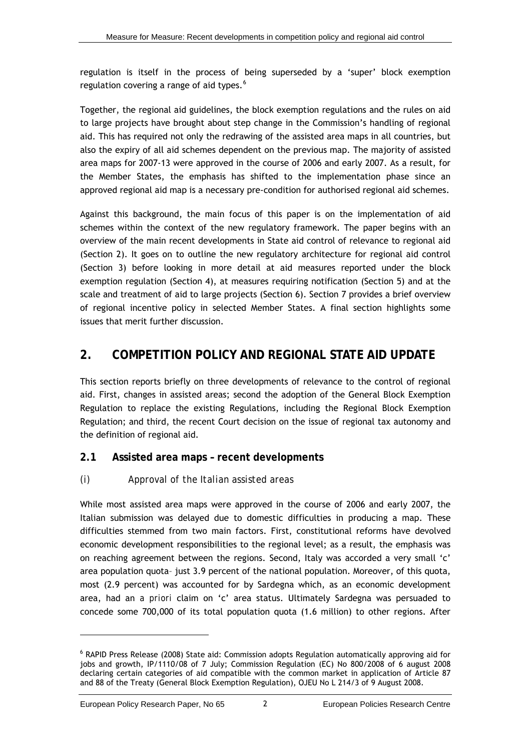regulation is itself in the process of being superseded by a 'super' block exemption regulation covering a range of aid types.[6]

Together, the regional aid guidelines, the block exemption regulations and the rules on aid to large projects have brought about step change in the Commission's handling of regional aid. This has required not only the redrawing of the assisted area maps in all countries, but also the expiry of all aid schemes dependent on the previous map. The majority of assisted area maps for 2007-13 were approved in the course of 2006 and early 2007. As a result, for the Member States, the emphasis has shifted to the implementation phase since an approved regional aid map is a necessary pre-condition for authorised regional aid schemes.

Against this background, the main focus of this paper is on the implementation of aid schemes within the context of the new regulatory framework. The paper begins with an overview of the main recent developments in State aid control of relevance to regional aid (Section 2). It goes on to outline the new regulatory architecture for regional aid control (Section 3) before looking in more detail at aid measures reported under the block exemption regulation (Section 4), at measures requiring notification (Section 5) and at the scale and treatment of aid to large projects (Section 6). Section 7 provides a brief overview of regional incentive policy in selected Member States. A final section highlights some issues that merit further discussion.

## 2. COMPETITION POLICY AND REGIONAL STATE AID UPDATE

This section reports briefly on three developments of relevance to the control of regional aid. First, changes in assisted areas; second the adoption of the General Block Exemption Regulation to replace the existing Regulations, including the Regional Block Exemption Regulation; and third, the recent Court decision on the issue of regional tax autonomy and the definition of regional aid.

### 2.1 Assisted area maps – recent developments

#### *(i) Approval of the Italian assisted areas*

While most assisted area maps were approved in the course of 2006 and early 2007, the Italian submission was delayed due to domestic difficulties in producing a map. These difficulties stemmed from two main factors. First, constitutional reforms have devolved economic development responsibilities to the regional level; as a result, the emphasis was on reaching agreement between the regions. Second, Italy was accorded a very small 'c' area population quota– just 3.9 percent of the national population. Moreover, of this quota, most (2.9 percent) was accounted for by Sardegna which, as an economic development area, had an *a priori* claim on 'c' area status. Ultimately Sardegna was persuaded to concede some 700,000 of its total population quota (1.6 million) to other regions. After

[6] RAPID Press Release (2008) State aid: Commission adopts Regulation automatically approving aid for jobs and growth, IP/1110/08 of 7 July; Commission Regulation (EC) No 800/2008 of 6 august 2008 declaring certain categories of aid compatible with the common market in application of Article 87 and 88 of the Treaty (General Block Exemption Regulation), OJEU No L 214/3 of 9 August 2008.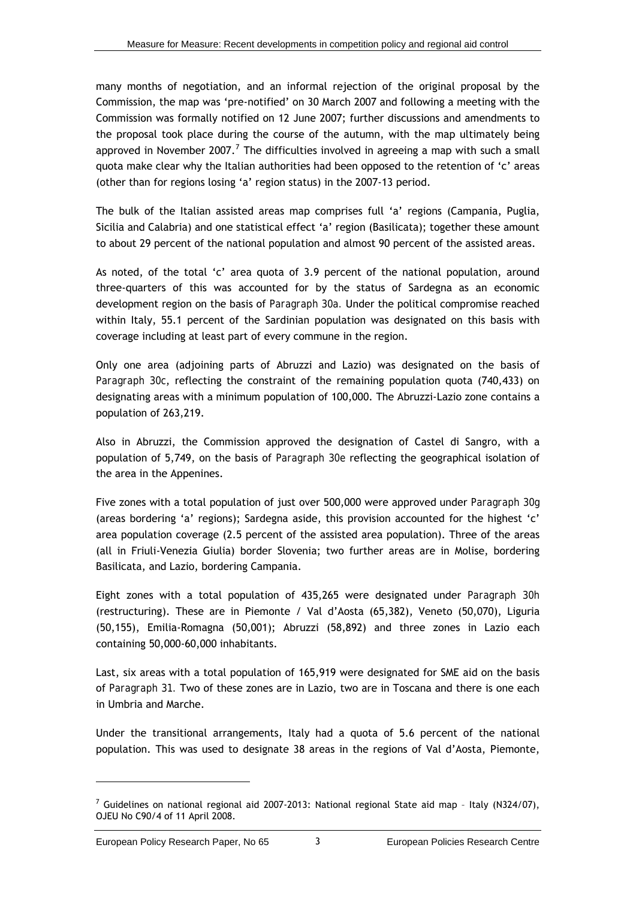many months of negotiation, and an informal rejection of the original proposal by the Commission, the map was 'pre-notified' on 30 March 2007 and following a meeting with the Commission was formally notified on 12 June 2007; further discussions and amendments to the proposal took place during the course of the autumn, with the map ultimately being approved in November 2007.[7] The difficulties involved in agreeing a map with such a small quota make clear why the Italian authorities had been opposed to the retention of 'c' areas (other than for regions losing 'a' region status) in the 2007-13 period.

The bulk of the Italian assisted areas map comprises full 'a' regions (Campania, Puglia, Sicilia and Calabria) and one statistical effect 'a' region (Basilicata); together these amount to about 29 percent of the national population and almost 90 percent of the assisted areas.

As noted, of the total 'c' area quota of 3.9 percent of the national population, around three-quarters of this was accounted for by the status of Sardegna as an economic development region on the basis of *Paragraph 30a*. Under the political compromise reached within Italy, 55.1 percent of the Sardinian population was designated on this basis with coverage including at least part of every commune in the region.

Only one area (adjoining parts of Abruzzi and Lazio) was designated on the basis of *Paragraph 30c*, reflecting the constraint of the remaining population quota (740,433) on designating areas with a minimum population of 100,000. The Abruzzi-Lazio zone contains a population of 263,219.

Also in Abruzzi, the Commission approved the designation of Castel di Sangro, with a population of 5,749, on the basis of *Paragraph 30e* reflecting the geographical isolation of the area in the Appenines.

Five zones with a total population of just over 500,000 were approved under *Paragraph 30g* (areas bordering 'a' regions); Sardegna aside, this provision accounted for the highest 'c' area population coverage (2.5 percent of the assisted area population). Three of the areas (all in Friuli-Venezia Giulia) border Slovenia; two further areas are in Molise, bordering Basilicata, and Lazio, bordering Campania.

Eight zones with a total population of 435,265 were designated under *Paragraph 30h* (restructuring). These are in Piemonte / Val d'Aosta (65,382), Veneto (50,070), Liguria (50,155), Emilia-Romagna (50,001); Abruzzi (58,892) and three zones in Lazio each containing 50,000-60,000 inhabitants.

Last, six areas with a total population of 165,919 were designated for SME aid on the basis of *Paragraph 31*. Two of these zones are in Lazio, two are in Toscana and there is one each in Umbria and Marche.

Under the transitional arrangements, Italy had a quota of 5.6 percent of the national population. This was used to designate 38 areas in the regions of Val d'Aosta, Piemonte,

---

[7] Guidelines on national regional aid 2007-2013: National regional State aid map – Italy (N324/07), OJEU No C90/4 of 11 April 2008.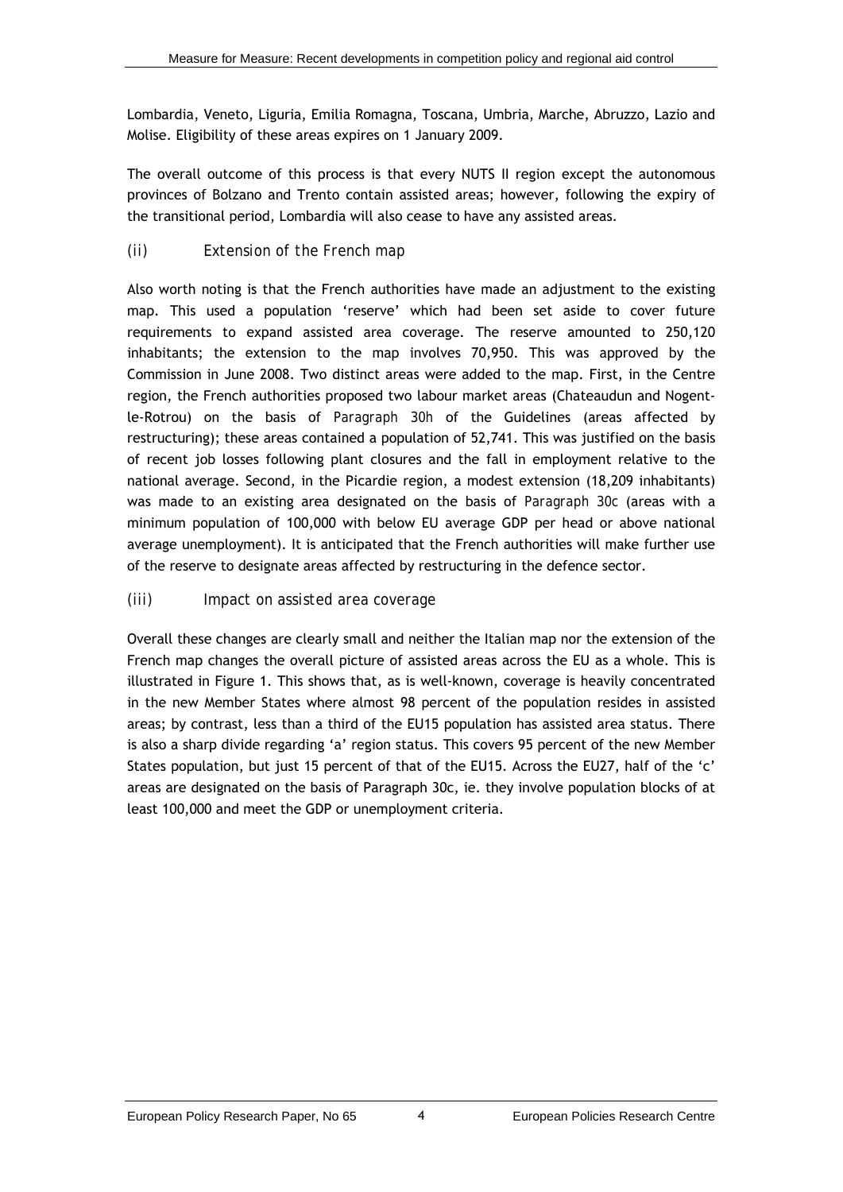Lombardia, Veneto, Liguria, Emilia Romagna, Toscana, Umbria, Marche, Abruzzo, Lazio and Molise. Eligibility of these areas expires on 1 January 2009.

The overall outcome of this process is that every NUTS II region except the autonomous provinces of Bolzano and Trento contain assisted areas; however, following the expiry of the transitional period, Lombardia will also cease to have any assisted areas.

### (ii) *Extension of the French map*

Also worth noting is that the French authorities have made an adjustment to the existing map. This used a population 'reserve' which had been set aside to cover future requirements to expand assisted area coverage. The reserve amounted to 250,120 inhabitants; the extension to the map involves 70,950. This was approved by the Commission in June 2008. Two distinct areas were added to the map. First, in the Centre region, the French authorities proposed two labour market areas (Chateaudun and Nogent-le-Rotrou) on the basis of *Paragraph 30h* of the Guidelines (areas affected by restructuring); these areas contained a population of 52,741. This was justified on the basis of recent job losses following plant closures and the fall in employment relative to the national average. Second, in the Picardie region, a modest extension (18,209 inhabitants) was made to an existing area designated on the basis of *Paragraph 30c* (areas with a minimum population of 100,000 with below EU average GDP per head or above national average unemployment). It is anticipated that the French authorities will make further use of the reserve to designate areas affected by restructuring in the defence sector.

### (iii) *Impact on assisted area coverage*

Overall these changes are clearly small and neither the Italian map nor the extension of the French map changes the overall picture of assisted areas across the EU as a whole. This is illustrated in Figure 1. This shows that, as is well-known, coverage is heavily concentrated in the new Member States where almost 98 percent of the population resides in assisted areas; by contrast, less than a third of the EU15 population has assisted area status. There is also a sharp divide regarding 'a' region status. This covers 95 percent of the new Member States population, but just 15 percent of that of the EU15. Across the EU27, half of the 'c' areas are designated on the basis of Paragraph 30c, ie. they involve population blocks of at least 100,000 and meet the GDP or unemployment criteria.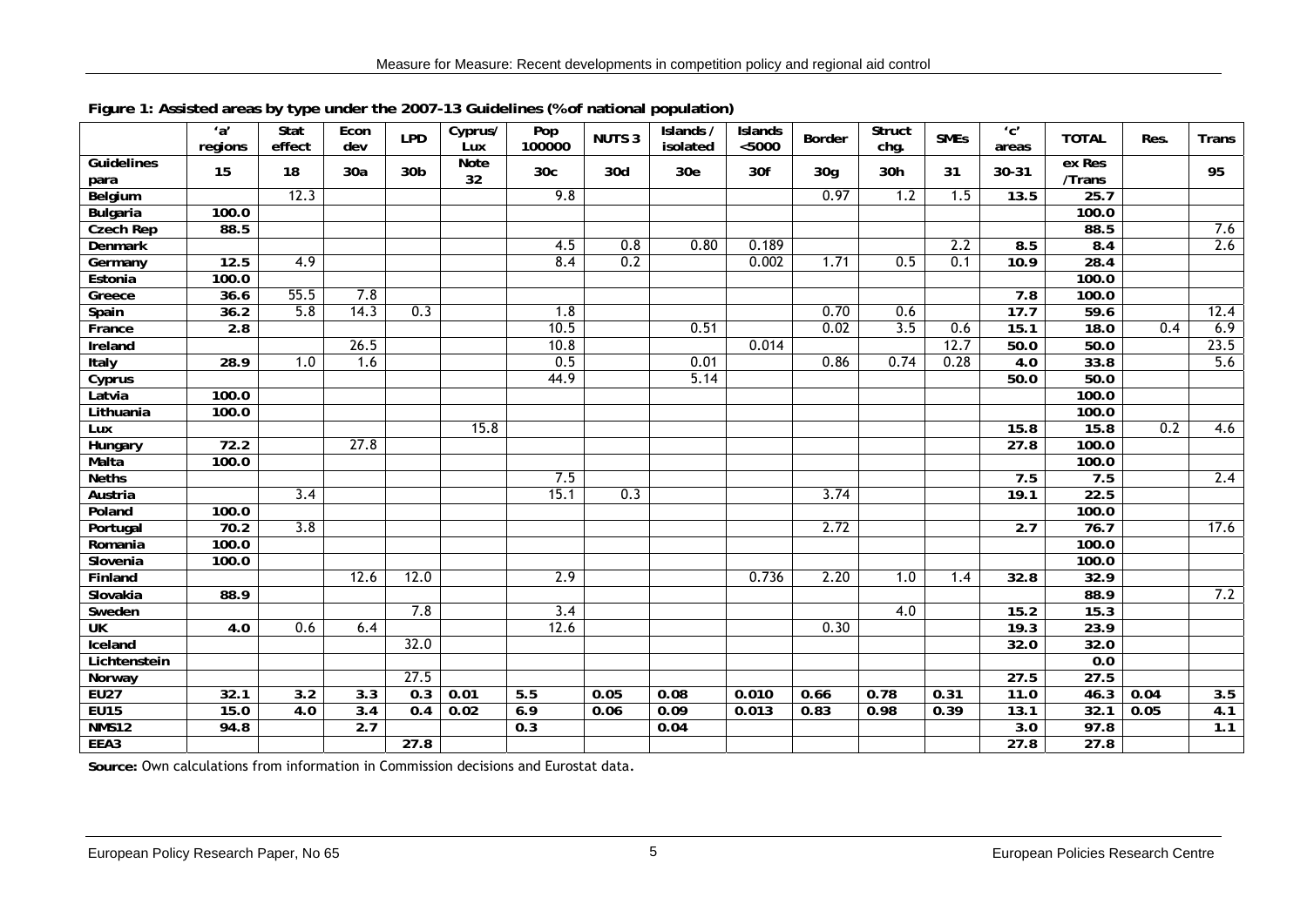**Figure 1: Assisted areas by type under the 2007-13 Guidelines (% of national population)**

| | 'a' regions | Stat effect | Econ dev | LPD | Cyprus/ Lux | Pop 100000 | NUTS 3 | Islands / isolated | Islands <5000 | Border | Struct chg. | SMEs | 'c' areas | TOTAL | Res. | Trans |
|---|---|---|---|---|---|---|---|---|---|---|---|---|---|---|---|---|
| Guidelines para | 15 | 18 | 30a | 30b | Note 32 | 30c | 30d | 30e | 30f | 30g | 30h | 31 | 30-31 | ex Res /Trans | | 95 |
| Belgium | | 12.3 | | | | 9.8 | | | | 0.97 | 1.2 | 1.5 | 13.5 | 25.7 | | |
| Bulgaria | 100.0 | | | | | | | | | | | | | 100.0 | | |
| Czech Rep | 88.5 | | | | | | | | | | | | | 88.5 | | 7.6 |
| Denmark | | | | | | 4.5 | 0.8 | 0.80 | 0.189 | | | 2.2 | 8.5 | 8.4 | | 2.6 |
| Germany | 12.5 | 4.9 | | | | 8.4 | 0.2 | | 0.002 | 1.71 | 0.5 | 0.1 | 10.9 | 28.4 | | |
| Estonia | 100.0 | | | | | | | | | | | | | 100.0 | | |
| Greece | 36.6 | 55.5 | 7.8 | | | | | | | | | | 7.8 | 100.0 | | |
| Spain | 36.2 | 5.8 | 14.3 | 0.3 | | 1.8 | | | | 0.70 | 0.6 | | 17.7 | 59.6 | | 12.4 |
| France | 2.8 | | | | | 10.5 | | 0.51 | | 0.02 | 3.5 | 0.6 | 15.1 | 18.0 | 0.4 | 6.9 |
| Ireland | | | 26.5 | | | 10.8 | | | 0.014 | | | 12.7 | 50.0 | 50.0 | | 23.5 |
| Italy | 28.9 | 1.0 | 1.6 | | | 0.5 | | 0.01 | | 0.86 | 0.74 | 0.28 | 4.0 | 33.8 | | 5.6 |
| Cyprus | | | | | | 44.9 | | 5.14 | | | | | 50.0 | 50.0 | | |
| Latvia | 100.0 | | | | | | | | | | | | | 100.0 | | |
| Lithuania | 100.0 | | | | | | | | | | | | | 100.0 | | |
| Lux | | | | | 15.8 | | | | | | | | 15.8 | 15.8 | 0.2 | 4.6 |
| Hungary | 72.2 | | 27.8 | | | | | | | | | | 27.8 | 100.0 | | |
| Malta | 100.0 | | | | | | | | | | | | | 100.0 | | |
| Neths | | | | | | 7.5 | | | | | | | 7.5 | 7.5 | | 2.4 |
| Austria | | 3.4 | | | | 15.1 | 0.3 | | | 3.74 | | | 19.1 | 22.5 | | |
| Poland | 100.0 | | | | | | | | | | | | | 100.0 | | |
| Portugal | 70.2 | 3.8 | | | | | | | | 2.72 | | | 2.7 | 76.7 | | 17.6 |
| Romania | 100.0 | | | | | | | | | | | | | 100.0 | | |
| Slovenia | 100.0 | | | | | | | | | | | | | 100.0 | | |
| Finland | | | 12.6 | 12.0 | | 2.9 | | | 0.736 | 2.20 | 1.0 | 1.4 | 32.8 | 32.9 | | |
| Slovakia | 88.9 | | | | | | | | | | | | | 88.9 | | 7.2 |
| Sweden | | | | 7.8 | | 3.4 | | | | | 4.0 | | 15.2 | 15.3 | | |
| UK | 4.0 | 0.6 | 6.4 | | | 12.6 | | | | 0.30 | | | 19.3 | 23.9 | | |
| Iceland | | | | 32.0 | | | | | | | | | 32.0 | 32.0 | | |
| Lichtenstein | | | | | | | | | | | | | | 0.0 | | |
| Norway | | | | 27.5 | | | | | | | | | 27.5 | 27.5 | | |
| EU27 | 32.1 | 3.2 | 3.3 | 0.3 | 0.01 | 5.5 | 0.05 | 0.08 | 0.010 | 0.66 | 0.78 | 0.31 | 11.0 | 46.3 | 0.04 | 3.5 |
| EU15 | 15.0 | 4.0 | 3.4 | 0.4 | 0.02 | 6.9 | 0.06 | 0.09 | 0.013 | 0.83 | 0.98 | 0.39 | 13.1 | 32.1 | 0.05 | 4.1 |
| NMS12 | 94.8 | | 2.7 | | | 0.3 | | 0.04 | | | | | 3.0 | 97.8 | | 1.1 |
| EEA3 | | | | 27.8 | | | | | | | | | 27.8 | 27.8 | | |

**Source:** Own calculations from information in Commission decisions and Eurostat data.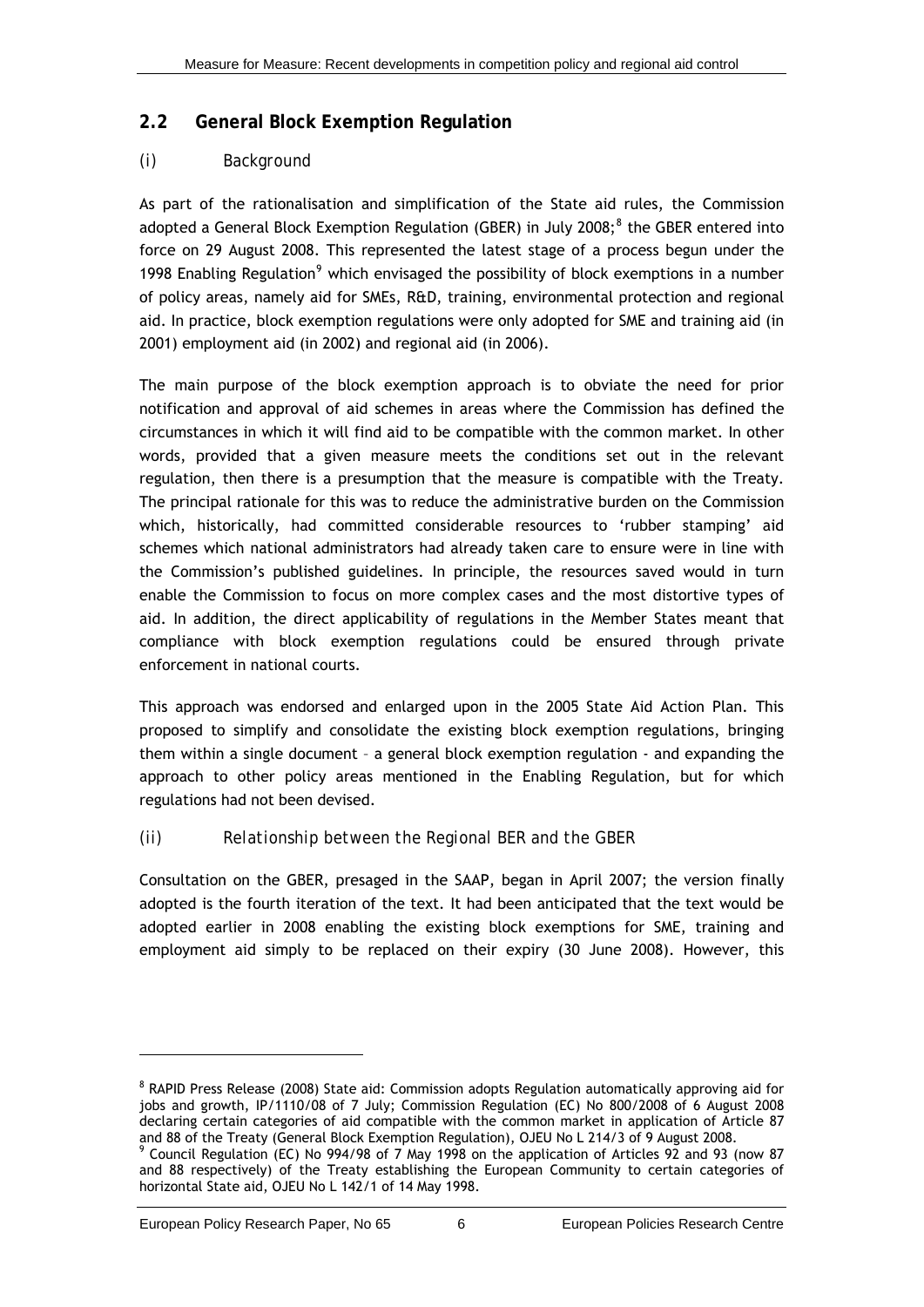## 2.2 General Block Exemption Regulation

### (i) Background

As part of the rationalisation and simplification of the State aid rules, the Commission adopted a General Block Exemption Regulation (GBER) in July 2008;[8] the GBER entered into force on 29 August 2008. This represented the latest stage of a process begun under the 1998 Enabling Regulation[9] which envisaged the possibility of block exemptions in a number of policy areas, namely aid for SMEs, R&D, training, environmental protection and regional aid. In practice, block exemption regulations were only adopted for SME and training aid (in 2001) employment aid (in 2002) and regional aid (in 2006).

The main purpose of the block exemption approach is to obviate the need for prior notification and approval of aid schemes in areas where the Commission has defined the circumstances in which it will find aid to be compatible with the common market. In other words, provided that a given measure meets the conditions set out in the relevant regulation, then there is a presumption that the measure is compatible with the Treaty. The principal rationale for this was to reduce the administrative burden on the Commission which, historically, had committed considerable resources to 'rubber stamping' aid schemes which national administrators had already taken care to ensure were in line with the Commission's published guidelines. In principle, the resources saved would in turn enable the Commission to focus on more complex cases and the most distortive types of aid. In addition, the direct applicability of regulations in the Member States meant that compliance with block exemption regulations could be ensured through private enforcement in national courts.

This approach was endorsed and enlarged upon in the 2005 State Aid Action Plan. This proposed to simplify and consolidate the existing block exemption regulations, bringing them within a single document – a general block exemption regulation - and expanding the approach to other policy areas mentioned in the Enabling Regulation, but for which regulations had not been devised.

### (ii) Relationship between the Regional BER and the GBER

Consultation on the GBER, presaged in the SAAP, began in April 2007; the version finally adopted is the fourth iteration of the text. It had been anticipated that the text would be adopted earlier in 2008 enabling the existing block exemptions for SME, training and employment aid simply to be replaced on their expiry (30 June 2008). However, this

---

[8] RAPID Press Release (2008) State aid: Commission adopts Regulation automatically approving aid for jobs and growth, IP/1110/08 of 7 July; Commission Regulation (EC) No 800/2008 of 6 August 2008 declaring certain categories of aid compatible with the common market in application of Article 87 and 88 of the Treaty (General Block Exemption Regulation), OJEU No L 214/3 of 9 August 2008.

[9] Council Regulation (EC) No 994/98 of 7 May 1998 on the application of Articles 92 and 93 (now 87 and 88 respectively) of the Treaty establishing the European Community to certain categories of horizontal State aid, OJEU No L 142/1 of 14 May 1998.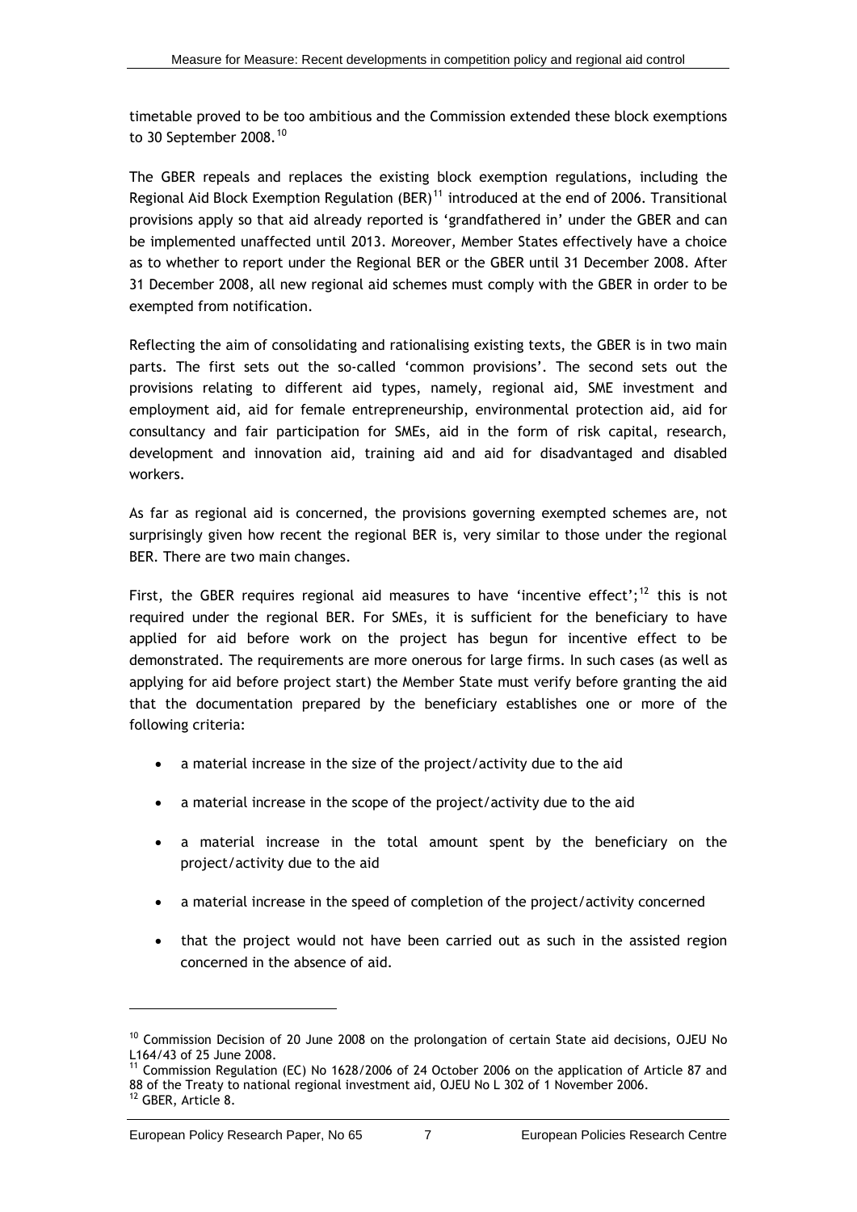timetable proved to be too ambitious and the Commission extended these block exemptions to 30 September 2008.[10]

The GBER repeals and replaces the existing block exemption regulations, including the Regional Aid Block Exemption Regulation (BER)[11] introduced at the end of 2006. Transitional provisions apply so that aid already reported is 'grandfathered in' under the GBER and can be implemented unaffected until 2013. Moreover, Member States effectively have a choice as to whether to report under the Regional BER or the GBER until 31 December 2008. After 31 December 2008, all new regional aid schemes must comply with the GBER in order to be exempted from notification.

Reflecting the aim of consolidating and rationalising existing texts, the GBER is in two main parts. The first sets out the so-called 'common provisions'. The second sets out the provisions relating to different aid types, namely, regional aid, SME investment and employment aid, aid for female entrepreneurship, environmental protection aid, aid for consultancy and fair participation for SMEs, aid in the form of risk capital, research, development and innovation aid, training aid and aid for disadvantaged and disabled workers.

As far as regional aid is concerned, the provisions governing exempted schemes are, not surprisingly given how recent the regional BER is, very similar to those under the regional BER. There are two main changes.

First, the GBER requires regional aid measures to have 'incentive effect';[12] this is not required under the regional BER. For SMEs, it is sufficient for the beneficiary to have applied for aid before work on the project has begun for incentive effect to be demonstrated. The requirements are more onerous for large firms. In such cases (as well as applying for aid before project start) the Member State must verify before granting the aid that the documentation prepared by the beneficiary establishes one or more of the following criteria:

- a material increase in the size of the project/activity due to the aid
- a material increase in the scope of the project/activity due to the aid
- a material increase in the total amount spent by the beneficiary on the project/activity due to the aid
- a material increase in the speed of completion of the project/activity concerned
- that the project would not have been carried out as such in the assisted region concerned in the absence of aid.

[10] Commission Decision of 20 June 2008 on the prolongation of certain State aid decisions, OJEU No L164/43 of 25 June 2008.

[11] Commission Regulation (EC) No 1628/2006 of 24 October 2006 on the application of Article 87 and 88 of the Treaty to national regional investment aid, OJEU No L 302 of 1 November 2006.

[12] GBER, Article 8.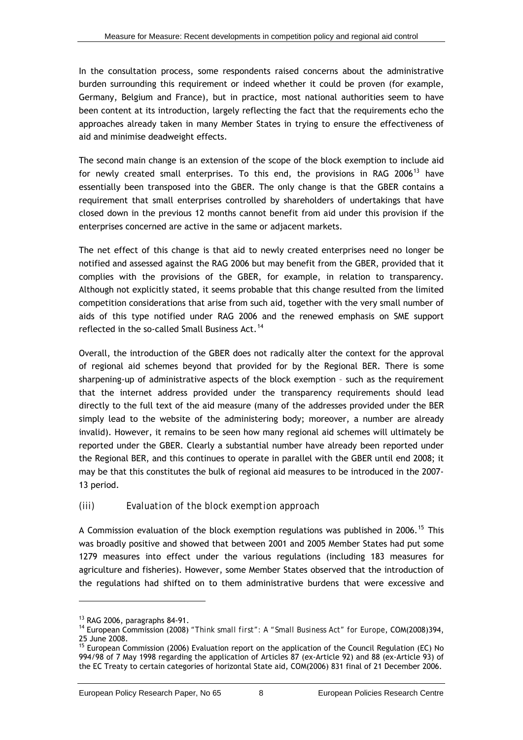In the consultation process, some respondents raised concerns about the administrative burden surrounding this requirement or indeed whether it could be proven (for example, Germany, Belgium and France), but in practice, most national authorities seem to have been content at its introduction, largely reflecting the fact that the requirements echo the approaches already taken in many Member States in trying to ensure the effectiveness of aid and minimise deadweight effects.

The second main change is an extension of the scope of the block exemption to include aid for newly created small enterprises. To this end, the provisions in RAG 2006[13] have essentially been transposed into the GBER. The only change is that the GBER contains a requirement that small enterprises controlled by shareholders of undertakings that have closed down in the previous 12 months cannot benefit from aid under this provision if the enterprises concerned are active in the same or adjacent markets.

The net effect of this change is that aid to newly created enterprises need no longer be notified and assessed against the RAG 2006 but may benefit from the GBER, provided that it complies with the provisions of the GBER, for example, in relation to transparency. Although not explicitly stated, it seems probable that this change resulted from the limited competition considerations that arise from such aid, together with the very small number of aids of this type notified under RAG 2006 and the renewed emphasis on SME support reflected in the so-called Small Business Act.[14]

Overall, the introduction of the GBER does not radically alter the context for the approval of regional aid schemes beyond that provided for by the Regional BER. There is some sharpening-up of administrative aspects of the block exemption – such as the requirement that the internet address provided under the transparency requirements should lead directly to the full text of the aid measure (many of the addresses provided under the BER simply lead to the website of the administering body; moreover, a number are already invalid). However, it remains to be seen how many regional aid schemes will ultimately be reported under the GBER. Clearly a substantial number have already been reported under the Regional BER, and this continues to operate in parallel with the GBER until end 2008; it may be that this constitutes the bulk of regional aid measures to be introduced in the 2007-13 period.

### *(iii) Evaluation of the block exemption approach*

A Commission evaluation of the block exemption regulations was published in 2006.[15] This was broadly positive and showed that between 2001 and 2005 Member States had put some 1279 measures into effect under the various regulations (including 183 measures for agriculture and fisheries). However, some Member States observed that the introduction of the regulations had shifted on to them administrative burdens that were excessive and

---

[13] RAG 2006, paragraphs 84-91.

[14] European Commission (2008) *"Think small first": A "Small Business Act" for Europe*, COM(2008)394, 25 June 2008.

[15] European Commission (2006) Evaluation report on the application of the Council Regulation (EC) No 994/98 of 7 May 1998 regarding the application of Articles 87 (ex-Article 92) and 88 (ex-Article 93) of the EC Treaty to certain categories of horizontal State aid, COM(2006) 831 final of 21 December 2006.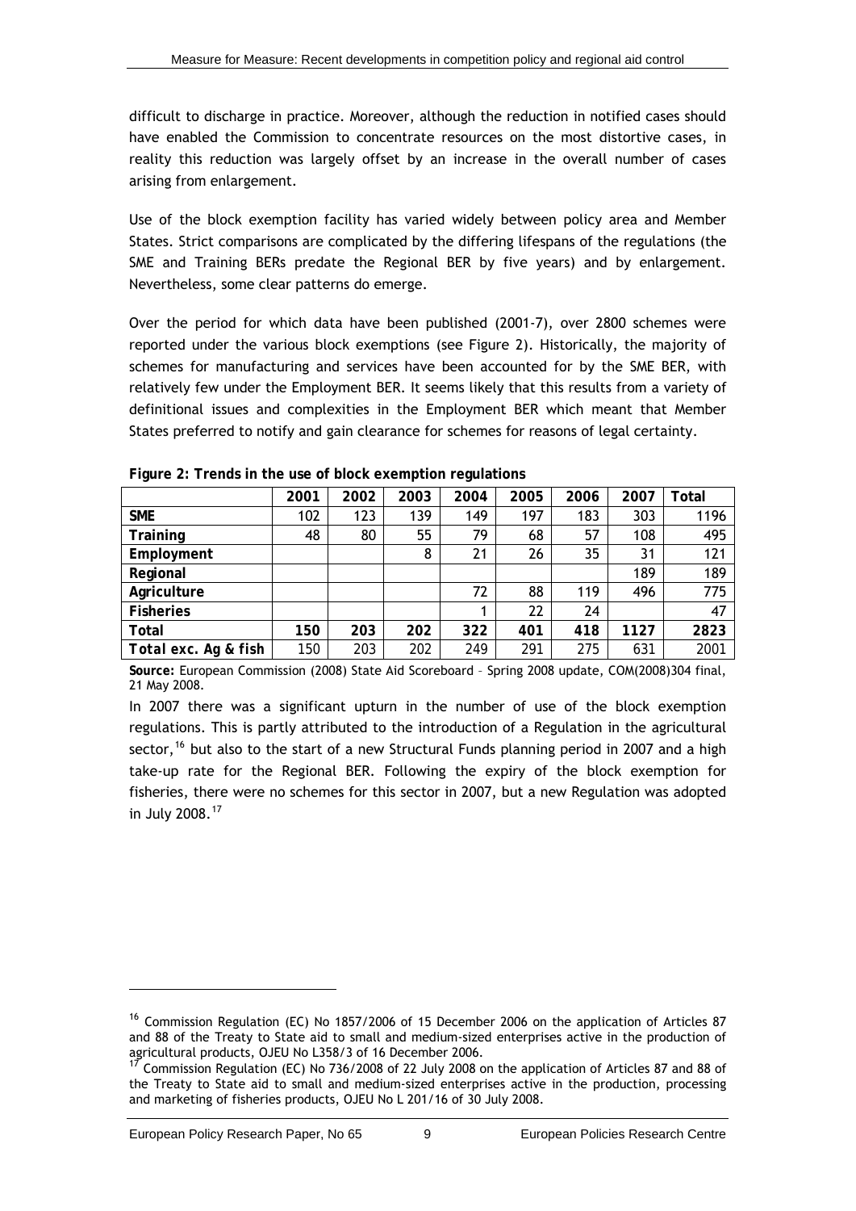difficult to discharge in practice. Moreover, although the reduction in notified cases should have enabled the Commission to concentrate resources on the most distortive cases, in reality this reduction was largely offset by an increase in the overall number of cases arising from enlargement.

Use of the block exemption facility has varied widely between policy area and Member States. Strict comparisons are complicated by the differing lifespans of the regulations (the SME and Training BERs predate the Regional BER by five years) and by enlargement. Nevertheless, some clear patterns do emerge.

Over the period for which data have been published (2001-7), over 2800 schemes were reported under the various block exemptions (see Figure 2). Historically, the majority of schemes for manufacturing and services have been accounted for by the SME BER, with relatively few under the Employment BER. It seems likely that this results from a variety of definitional issues and complexities in the Employment BER which meant that Member States preferred to notify and gain clearance for schemes for reasons of legal certainty.

**Figure 2: Trends in the use of block exemption regulations**

| | 2001 | 2002 | 2003 | 2004 | 2005 | 2006 | 2007 | Total |
|---|---|---|---|---|---|---|---|---|
| **SME** | 102 | 123 | 139 | 149 | 197 | 183 | 303 | 1196 |
| **Training** | 48 | 80 | 55 | 79 | 68 | 57 | 108 | 495 |
| **Employment** | | | 8 | 21 | 26 | 35 | 31 | 121 |
| **Regional** | | | | | | | 189 | 189 |
| **Agriculture** | | | | 72 | 88 | 119 | 496 | 775 |
| **Fisheries** | | | | 1 | 22 | 24 | | 47 |
| **Total** | **150** | **203** | **202** | **322** | **401** | **418** | **1127** | **2823** |
| ***Total exc. Ag & fish*** | 150 | 203 | 202 | 249 | 291 | 275 | 631 | 2001 |

**Source:** European Commission (2008) State Aid Scoreboard – Spring 2008 update, COM(2008)304 final, 21 May 2008.

In 2007 there was a significant upturn in the number of use of the block exemption regulations. This is partly attributed to the introduction of a Regulation in the agricultural sector,[16] but also to the start of a new Structural Funds planning period in 2007 and a high take-up rate for the Regional BER. Following the expiry of the block exemption for fisheries, there were no schemes for this sector in 2007, but a new Regulation was adopted in July 2008.[17]

[16] Commission Regulation (EC) No 1857/2006 of 15 December 2006 on the application of Articles 87 and 88 of the Treaty to State aid to small and medium-sized enterprises active in the production of agricultural products, OJEU No L358/3 of 16 December 2006.

[17] Commission Regulation (EC) No 736/2008 of 22 July 2008 on the application of Articles 87 and 88 of the Treaty to State aid to small and medium-sized enterprises active in the production, processing and marketing of fisheries products, OJEU No L 201/16 of 30 July 2008.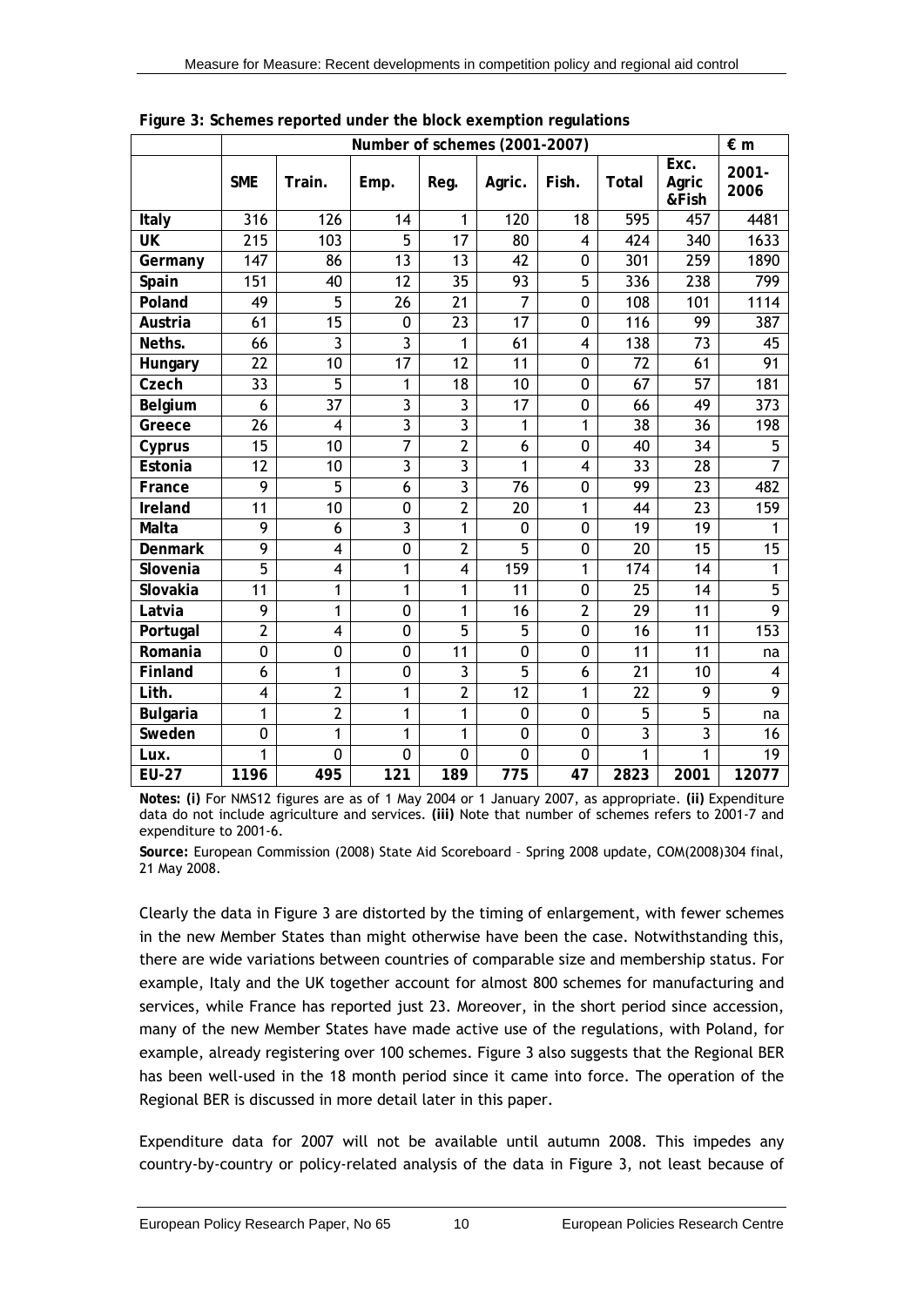**Figure 3: Schemes reported under the block exemption regulations**

| | Number of schemes (2001-2007) | | | | | | | | € m |
|---|---|---|---|---|---|---|---|---|---|
| | **SME** | **Train.** | **Emp.** | **Reg.** | **Agric.** | **Fish.** | **Total** | **Exc. Agric &Fish** | **2001-2006** |
| **Italy** | 316 | 126 | 14 | 1 | 120 | 18 | 595 | 457 | 4481 |
| **UK** | 215 | 103 | 5 | 17 | 80 | 4 | 424 | 340 | 1633 |
| **Germany** | 147 | 86 | 13 | 13 | 42 | 0 | 301 | 259 | 1890 |
| **Spain** | 151 | 40 | 12 | 35 | 93 | 5 | 336 | 238 | 799 |
| **Poland** | 49 | 5 | 26 | 21 | 7 | 0 | 108 | 101 | 1114 |
| **Austria** | 61 | 15 | 0 | 23 | 17 | 0 | 116 | 99 | 387 |
| **Neths.** | 66 | 3 | 3 | 1 | 61 | 4 | 138 | 73 | 45 |
| **Hungary** | 22 | 10 | 17 | 12 | 11 | 0 | 72 | 61 | 91 |
| **Czech** | 33 | 5 | 1 | 18 | 10 | 0 | 67 | 57 | 181 |
| **Belgium** | 6 | 37 | 3 | 3 | 17 | 0 | 66 | 49 | 373 |
| **Greece** | 26 | 4 | 3 | 3 | 1 | 1 | 38 | 36 | 198 |
| **Cyprus** | 15 | 10 | 7 | 2 | 6 | 0 | 40 | 34 | 5 |
| **Estonia** | 12 | 10 | 3 | 3 | 1 | 4 | 33 | 28 | 7 |
| **France** | 9 | 5 | 6 | 3 | 76 | 0 | 99 | 23 | 482 |
| **Ireland** | 11 | 10 | 0 | 2 | 20 | 1 | 44 | 23 | 159 |
| **Malta** | 9 | 6 | 3 | 1 | 0 | 0 | 19 | 19 | 1 |
| **Denmark** | 9 | 4 | 0 | 2 | 5 | 0 | 20 | 15 | 15 |
| **Slovenia** | 5 | 4 | 1 | 4 | 159 | 1 | 174 | 14 | 1 |
| **Slovakia** | 11 | 1 | 1 | 1 | 11 | 0 | 25 | 14 | 5 |
| **Latvia** | 9 | 1 | 0 | 1 | 16 | 2 | 29 | 11 | 9 |
| **Portugal** | 2 | 4 | 0 | 5 | 5 | 0 | 16 | 11 | 153 |
| **Romania** | 0 | 0 | 0 | 11 | 0 | 0 | 11 | 11 | na |
| **Finland** | 6 | 1 | 0 | 3 | 5 | 6 | 21 | 10 | 4 |
| **Lith.** | 4 | 2 | 1 | 2 | 12 | 1 | 22 | 9 | 9 |
| **Bulgaria** | 1 | 2 | 1 | 1 | 0 | 0 | 5 | 5 | na |
| **Sweden** | 0 | 1 | 1 | 1 | 0 | 0 | 3 | 3 | 16 |
| **Lux.** | 1 | 0 | 0 | 0 | 0 | 0 | 1 | 1 | 19 |
| **EU-27** | **1196** | **495** | **121** | **189** | **775** | **47** | **2823** | **2001** | **12077** |

**Notes: (i)** For NMS12 figures are as of 1 May 2004 or 1 January 2007, as appropriate. **(ii)** Expenditure data do not include agriculture and services. **(iii)** Note that number of schemes refers to 2001-7 and expenditure to 2001-6.

**Source:** European Commission (2008) State Aid Scoreboard – Spring 2008 update, COM(2008)304 final, 21 May 2008.

Clearly the data in Figure 3 are distorted by the timing of enlargement, with fewer schemes in the new Member States than might otherwise have been the case. Notwithstanding this, there are wide variations between countries of comparable size and membership status. For example, Italy and the UK together account for almost 800 schemes for manufacturing and services, while France has reported just 23. Moreover, in the short period since accession, many of the new Member States have made active use of the regulations, with Poland, for example, already registering over 100 schemes. Figure 3 also suggests that the Regional BER has been well-used in the 18 month period since it came into force. The operation of the Regional BER is discussed in more detail later in this paper.

Expenditure data for 2007 will not be available until autumn 2008. This impedes any country-by-country or policy-related analysis of the data in Figure 3, not least because of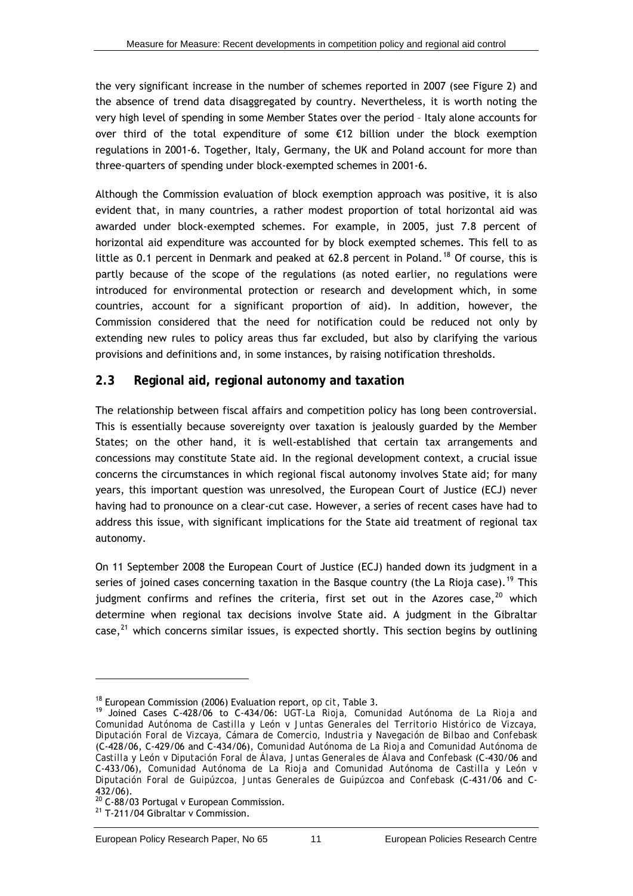the very significant increase in the number of schemes reported in 2007 (see Figure 2) and the absence of trend data disaggregated by country. Nevertheless, it is worth noting the very high level of spending in some Member States over the period – Italy alone accounts for over third of the total expenditure of some €12 billion under the block exemption regulations in 2001-6. Together, Italy, Germany, the UK and Poland account for more than three-quarters of spending under block-exempted schemes in 2001-6.

Although the Commission evaluation of block exemption approach was positive, it is also evident that, in many countries, a rather modest proportion of total horizontal aid was awarded under block-exempted schemes. For example, in 2005, just 7.8 percent of horizontal aid expenditure was accounted for by block exempted schemes. This fell to as little as 0.1 percent in Denmark and peaked at 62.8 percent in Poland.[18] Of course, this is partly because of the scope of the regulations (as noted earlier, no regulations were introduced for environmental protection or research and development which, in some countries, account for a significant proportion of aid). In addition, however, the Commission considered that the need for notification could be reduced not only by extending new rules to policy areas thus far excluded, but also by clarifying the various provisions and definitions and, in some instances, by raising notification thresholds.

## 2.3 Regional aid, regional autonomy and taxation

The relationship between fiscal affairs and competition policy has long been controversial. This is essentially because sovereignty over taxation is jealously guarded by the Member States; on the other hand, it is well-established that certain tax arrangements and concessions may constitute State aid. In the regional development context, a crucial issue concerns the circumstances in which regional fiscal autonomy involves State aid; for many years, this important question was unresolved, the European Court of Justice (ECJ) never having had to pronounce on a clear-cut case. However, a series of recent cases have had to address this issue, with significant implications for the State aid treatment of regional tax autonomy.

On 11 September 2008 the European Court of Justice (ECJ) handed down its judgment in a series of joined cases concerning taxation in the Basque country (the La Rioja case).[19] This judgment confirms and refines the criteria, first set out in the Azores case,[20] which determine when regional tax decisions involve State aid. A judgment in the Gibraltar case,[21] which concerns similar issues, is expected shortly. This section begins by outlining

---

[18] European Commission (2006) Evaluation report, *op cit*, Table 3.

[19] Joined Cases C-428/06 to C-434/06: *UGT-La Rioja, Comunidad Autónoma de La Rioja and Comunidad Autónoma de Castilla y León v Juntas Generales del Territorio Histórico de Vizcaya, Diputación Foral de Vizcaya, Cámara de Comercio, Industria y Navegación de Bilbao and Confebask* (C-428/06, C-429/06 and C-434/06), *Comunidad Autónoma de La Rioja and Comunidad Autónoma de Castilla y León v Diputación Foral de Álava, Juntas Generales de Álava and Confebask* (C-430/06 and C-433/06), *Comunidad Autónoma de La Rioja and Comunidad Autónoma de Castilla y León v Diputación Foral de Guipúzcoa, Juntas Generales de Guipúzcoa and Confebask* (C-431/06 and C-432/06).

[20] C-88/03 Portugal v European Commission.

[21] T-211/04 Gibraltar v Commission.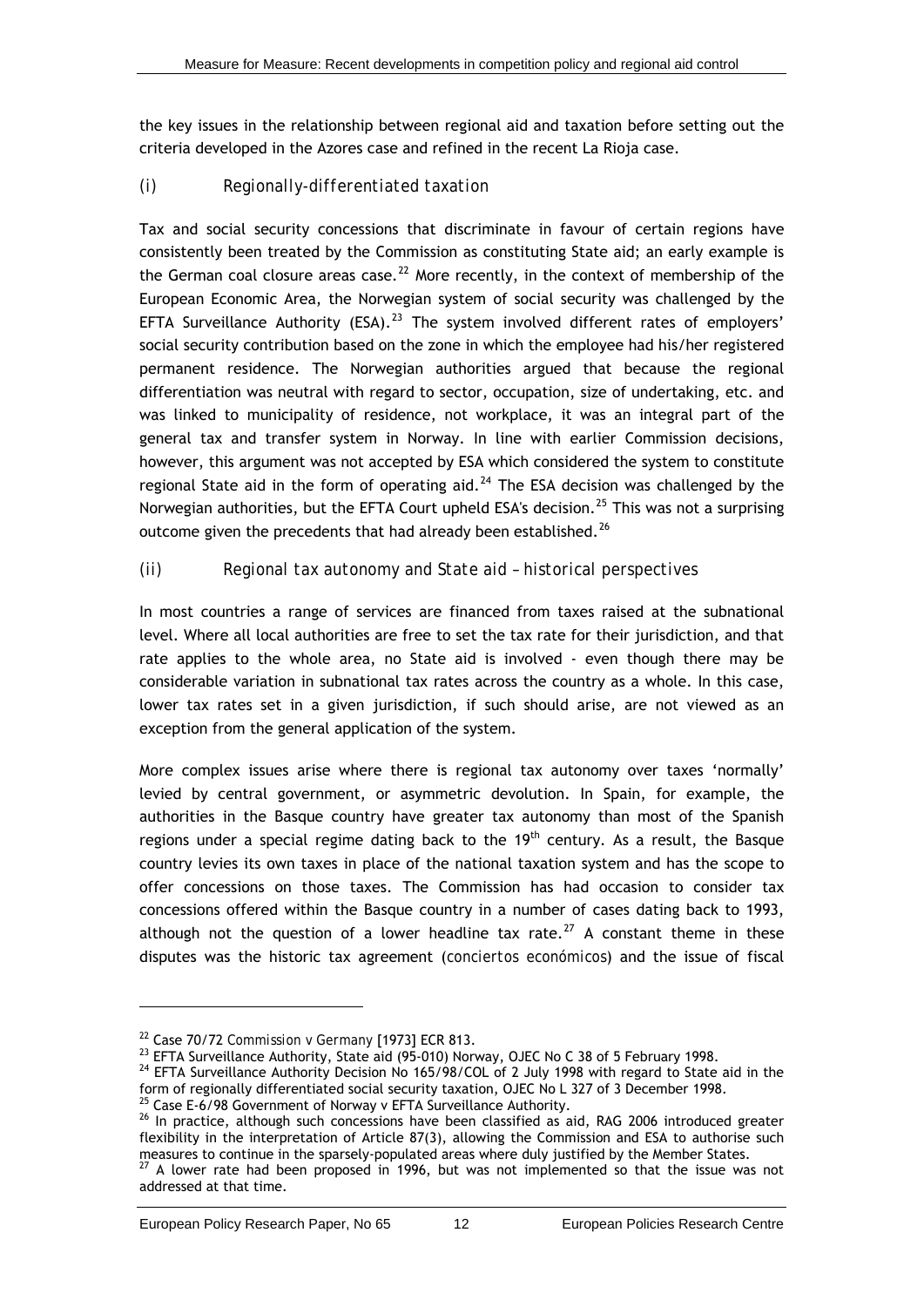the key issues in the relationship between regional aid and taxation before setting out the criteria developed in the Azores case and refined in the recent La Rioja case.

### *(i) Regionally-differentiated taxation*

Tax and social security concessions that discriminate in favour of certain regions have consistently been treated by the Commission as constituting State aid; an early example is the German coal closure areas case.[22] More recently, in the context of membership of the European Economic Area, the Norwegian system of social security was challenged by the EFTA Surveillance Authority (ESA).[23] The system involved different rates of employers' social security contribution based on the zone in which the employee had his/her registered permanent residence. The Norwegian authorities argued that because the regional differentiation was neutral with regard to sector, occupation, size of undertaking, etc. and was linked to municipality of residence, not workplace, it was an integral part of the general tax and transfer system in Norway. In line with earlier Commission decisions, however, this argument was not accepted by ESA which considered the system to constitute regional State aid in the form of operating aid.[24] The ESA decision was challenged by the Norwegian authorities, but the EFTA Court upheld ESA's decision.[25] This was not a surprising outcome given the precedents that had already been established.[26]

### *(ii) Regional tax autonomy and State aid – historical perspectives*

In most countries a range of services are financed from taxes raised at the subnational level. Where all local authorities are free to set the tax rate for their jurisdiction, and that rate applies to the whole area, no State aid is involved - even though there may be considerable variation in subnational tax rates across the country as a whole. In this case, lower tax rates set in a given jurisdiction, if such should arise, are not viewed as an exception from the general application of the system.

More complex issues arise where there is regional tax autonomy over taxes 'normally' levied by central government, or asymmetric devolution. In Spain, for example, the authorities in the Basque country have greater tax autonomy than most of the Spanish regions under a special regime dating back to the 19th century. As a result, the Basque country levies its own taxes in place of the national taxation system and has the scope to offer concessions on those taxes. The Commission has had occasion to consider tax concessions offered within the Basque country in a number of cases dating back to 1993, although not the question of a lower headline tax rate.[27] A constant theme in these disputes was the historic tax agreement (*conciertos económicos*) and the issue of fiscal

---

[22] Case 70/72 *Commission v Germany* [1973] ECR 813.

[23] EFTA Surveillance Authority, State aid (95-010) Norway, OJEC No C 38 of 5 February 1998.

[24] EFTA Surveillance Authority Decision No 165/98/COL of 2 July 1998 with regard to State aid in the form of regionally differentiated social security taxation, OJEC No L 327 of 3 December 1998.

[25] Case E-6/98 Government of Norway v EFTA Surveillance Authority.

[26] In practice, although such concessions have been classified as aid, RAG 2006 introduced greater flexibility in the interpretation of Article 87(3), allowing the Commission and ESA to authorise such measures to continue in the sparsely-populated areas where duly justified by the Member States.

[27] A lower rate had been proposed in 1996, but was not implemented so that the issue was not addressed at that time.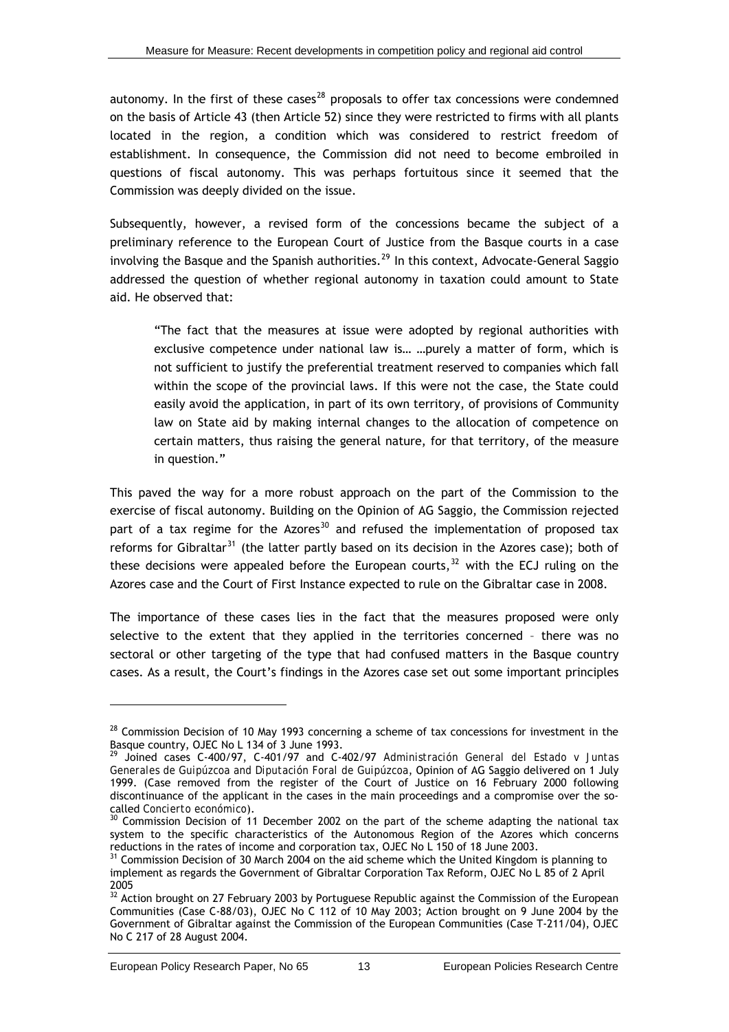autonomy. In the first of these cases[28] proposals to offer tax concessions were condemned on the basis of Article 43 (then Article 52) since they were restricted to firms with all plants located in the region, a condition which was considered to restrict freedom of establishment. In consequence, the Commission did not need to become embroiled in questions of fiscal autonomy. This was perhaps fortuitous since it seemed that the Commission was deeply divided on the issue.

Subsequently, however, a revised form of the concessions became the subject of a preliminary reference to the European Court of Justice from the Basque courts in a case involving the Basque and the Spanish authorities.[29] In this context, Advocate-General Saggio addressed the question of whether regional autonomy in taxation could amount to State aid. He observed that:

> "The fact that the measures at issue were adopted by regional authorities with exclusive competence under national law is… …purely a matter of form, which is not sufficient to justify the preferential treatment reserved to companies which fall within the scope of the provincial laws. If this were not the case, the State could easily avoid the application, in part of its own territory, of provisions of Community law on State aid by making internal changes to the allocation of competence on certain matters, thus raising the general nature, for that territory, of the measure in question."

This paved the way for a more robust approach on the part of the Commission to the exercise of fiscal autonomy. Building on the Opinion of AG Saggio, the Commission rejected part of a tax regime for the Azores[30] and refused the implementation of proposed tax reforms for Gibraltar[31] (the latter partly based on its decision in the Azores case); both of these decisions were appealed before the European courts,[32] with the ECJ ruling on the Azores case and the Court of First Instance expected to rule on the Gibraltar case in 2008.

The importance of these cases lies in the fact that the measures proposed were only selective to the extent that they applied in the territories concerned – there was no sectoral or other targeting of the type that had confused matters in the Basque country cases. As a result, the Court's findings in the Azores case set out some important principles

---

[28] Commission Decision of 10 May 1993 concerning a scheme of tax concessions for investment in the Basque country, OJEC No L 134 of 3 June 1993.

[29] Joined cases C-400/97, C-401/97 and C-402/97 *Administración General del Estado v Juntas Generales de Guipúzcoa and Diputación Foral de Guipúzcoa*, Opinion of AG Saggio delivered on 1 July 1999. (Case removed from the register of the Court of Justice on 16 February 2000 following discontinuance of the applicant in the cases in the main proceedings and a compromise over the so-called *Concierto económico*).

[30] Commission Decision of 11 December 2002 on the part of the scheme adapting the national tax system to the specific characteristics of the Autonomous Region of the Azores which concerns reductions in the rates of income and corporation tax, OJEC No L 150 of 18 June 2003.

[31] Commission Decision of 30 March 2004 on the aid scheme which the United Kingdom is planning to implement as regards the Government of Gibraltar Corporation Tax Reform, OJEC No L 85 of 2 April 2005

[32] Action brought on 27 February 2003 by Portuguese Republic against the Commission of the European Communities (Case C-88/03), OJEC No C 112 of 10 May 2003; Action brought on 9 June 2004 by the Government of Gibraltar against the Commission of the European Communities (Case T-211/04), OJEC No C 217 of 28 August 2004.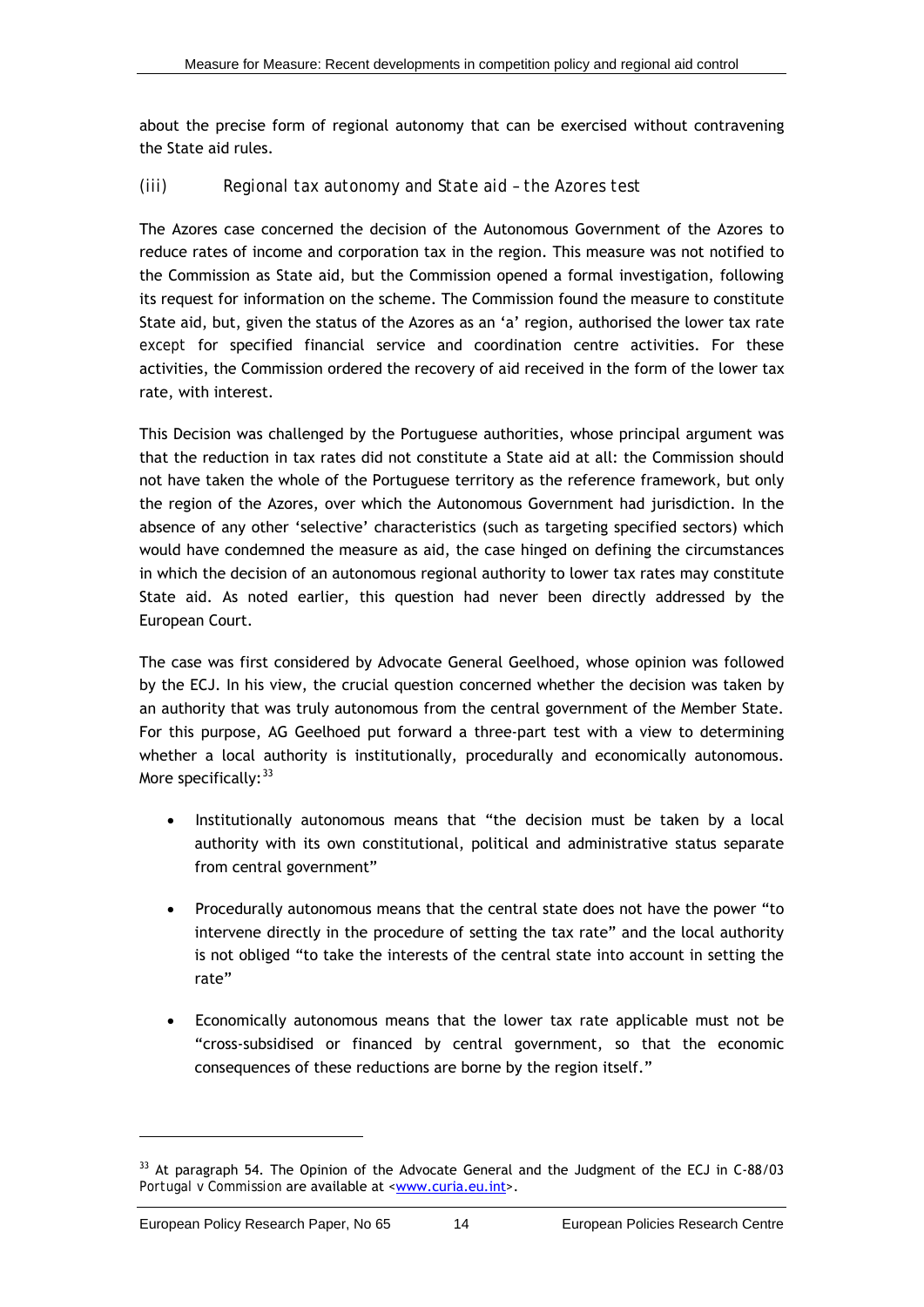about the precise form of regional autonomy that can be exercised without contravening the State aid rules.

### *(iii) Regional tax autonomy and State aid – the Azores test*

The Azores case concerned the decision of the Autonomous Government of the Azores to reduce rates of income and corporation tax in the region. This measure was not notified to the Commission as State aid, but the Commission opened a formal investigation, following its request for information on the scheme. The Commission found the measure to constitute State aid, but, given the status of the Azores as an 'a' region, authorised the lower tax rate *except* for specified financial service and coordination centre activities. For these activities, the Commission ordered the recovery of aid received in the form of the lower tax rate, with interest.

This Decision was challenged by the Portuguese authorities, whose principal argument was that the reduction in tax rates did not constitute a State aid at all: the Commission should not have taken the whole of the Portuguese territory as the reference framework, but only the region of the Azores, over which the Autonomous Government had jurisdiction. In the absence of any other 'selective' characteristics (such as targeting specified sectors) which would have condemned the measure as aid, the case hinged on defining the circumstances in which the decision of an autonomous regional authority to lower tax rates may constitute State aid. As noted earlier, this question had never been directly addressed by the European Court.

The case was first considered by Advocate General Geelhoed, whose opinion was followed by the ECJ. In his view, the crucial question concerned whether the decision was taken by an authority that was truly autonomous from the central government of the Member State. For this purpose, AG Geelhoed put forward a three-part test with a view to determining whether a local authority is institutionally, procedurally and economically autonomous. More specifically:[33]

- Institutionally autonomous means that "the decision must be taken by a local authority with its own constitutional, political and administrative status separate from central government"
- Procedurally autonomous means that the central state does not have the power "to intervene directly in the procedure of setting the tax rate" and the local authority is not obliged "to take the interests of the central state into account in setting the rate"
- Economically autonomous means that the lower tax rate applicable must not be "cross-subsidised or financed by central government, so that the economic consequences of these reductions are borne by the region itself."

---

[33] At paragraph 54. The Opinion of the Advocate General and the Judgment of the ECJ in C-88/03 *Portugal v Commission* are available at <www.curia.eu.int>.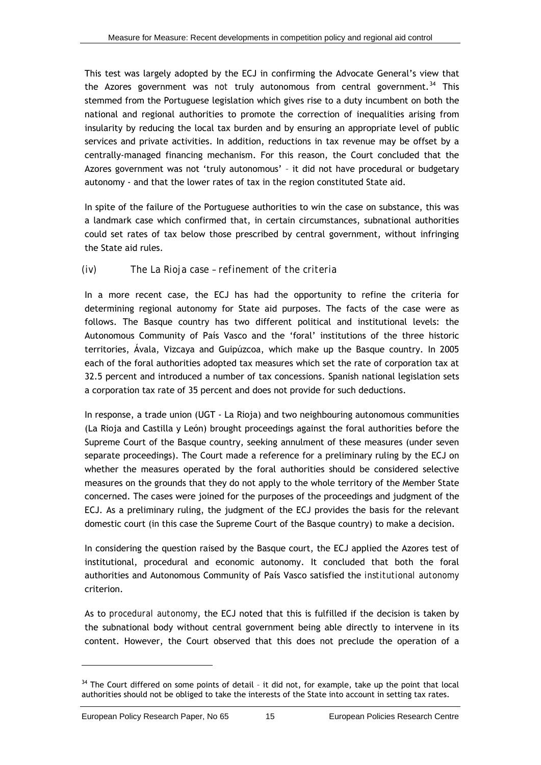This test was largely adopted by the ECJ in confirming the Advocate General's view that the Azores government was *not* truly autonomous from central government.[34] This stemmed from the Portuguese legislation which gives rise to a duty incumbent on both the national and regional authorities to promote the correction of inequalities arising from insularity by reducing the local tax burden and by ensuring an appropriate level of public services and private activities. In addition, reductions in tax revenue may be offset by a centrally-managed financing mechanism. For this reason, the Court concluded that the Azores government was not 'truly autonomous' – it did not have procedural or budgetary autonomy - and that the lower rates of tax in the region constituted State aid.

In spite of the failure of the Portuguese authorities to win the case on substance, this was a landmark case which confirmed that, in certain circumstances, subnational authorities could set rates of tax below those prescribed by central government, without infringing the State aid rules.

### (iv) *The La Rioja case – refinement of the criteria*

In a more recent case, the ECJ has had the opportunity to refine the criteria for determining regional autonomy for State aid purposes. The facts of the case were as follows. The Basque country has two different political and institutional levels: the Autonomous Community of País Vasco and the 'foral' institutions of the three historic territories, Ávala, Vizcaya and Guipúzcoa, which make up the Basque country. In 2005 each of the foral authorities adopted tax measures which set the rate of corporation tax at 32.5 percent and introduced a number of tax concessions. Spanish national legislation sets a corporation tax rate of 35 percent and does not provide for such deductions.

In response, a trade union (UGT - La Rioja) and two neighbouring autonomous communities (La Rioja and Castilla y León) brought proceedings against the foral authorities before the Supreme Court of the Basque country, seeking annulment of these measures (under seven separate proceedings). The Court made a reference for a preliminary ruling by the ECJ on whether the measures operated by the foral authorities should be considered selective measures on the grounds that they do not apply to the whole territory of the Member State concerned. The cases were joined for the purposes of the proceedings and judgment of the ECJ. As a preliminary ruling, the judgment of the ECJ provides the basis for the relevant domestic court (in this case the Supreme Court of the Basque country) to make a decision.

In considering the question raised by the Basque court, the ECJ applied the Azores test of institutional, procedural and economic autonomy. It concluded that both the foral authorities and Autonomous Community of País Vasco satisfied the *institutional autonomy* criterion.

As to *procedural autonomy*, the ECJ noted that this is fulfilled if the decision is taken by the subnational body without central government being able directly to intervene in its content. However, the Court observed that this does not preclude the operation of a

---

[34] The Court differed on some points of detail – it did not, for example, take up the point that local authorities should not be obliged to take the interests of the State into account in setting tax rates.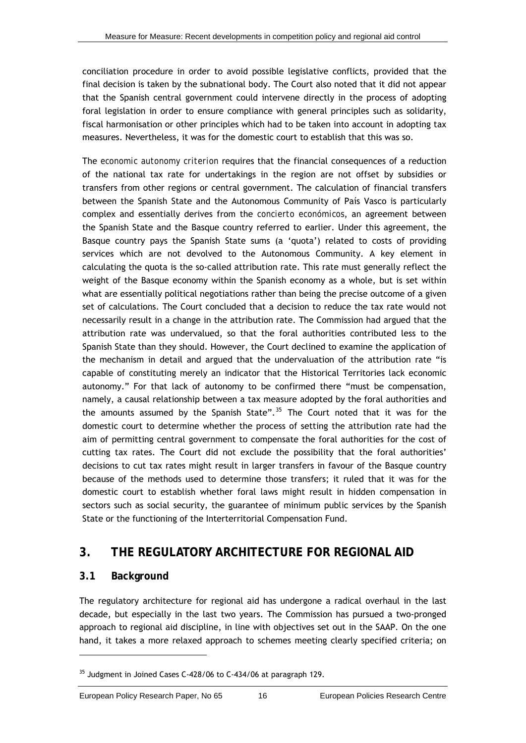conciliation procedure in order to avoid possible legislative conflicts, provided that the final decision is taken by the subnational body. The Court also noted that it did not appear that the Spanish central government could intervene directly in the process of adopting foral legislation in order to ensure compliance with general principles such as solidarity, fiscal harmonisation or other principles which had to be taken into account in adopting tax measures. Nevertheless, it was for the domestic court to establish that this was so.

The *economic autonomy criterion* requires that the financial consequences of a reduction of the national tax rate for undertakings in the region are not offset by subsidies or transfers from other regions or central government. The calculation of financial transfers between the Spanish State and the Autonomous Community of País Vasco is particularly complex and essentially derives from the *concierto económicos*, an agreement between the Spanish State and the Basque country referred to earlier. Under this agreement, the Basque country pays the Spanish State sums (a 'quota') related to costs of providing services which are not devolved to the Autonomous Community. A key element in calculating the quota is the so-called attribution rate. This rate must generally reflect the weight of the Basque economy within the Spanish economy as a whole, but is set within what are essentially political negotiations rather than being the precise outcome of a given set of calculations. The Court concluded that a decision to reduce the tax rate would not necessarily result in a change in the attribution rate. The Commission had argued that the attribution rate was undervalued, so that the foral authorities contributed less to the Spanish State than they should. However, the Court declined to examine the application of the mechanism in detail and argued that the undervaluation of the attribution rate "is capable of constituting merely an indicator that the Historical Territories lack economic autonomy." For that lack of autonomy to be confirmed there "must be compensation, namely, a causal relationship between a tax measure adopted by the foral authorities and the amounts assumed by the Spanish State".[35] The Court noted that it was for the domestic court to determine whether the process of setting the attribution rate had the aim of permitting central government to compensate the foral authorities for the cost of cutting tax rates. The Court did not exclude the possibility that the foral authorities' decisions to cut tax rates might result in larger transfers in favour of the Basque country because of the methods used to determine those transfers; it ruled that it was for the domestic court to establish whether foral laws might result in hidden compensation in sectors such as social security, the guarantee of minimum public services by the Spanish State or the functioning of the Interterritorial Compensation Fund.

## 3. THE REGULATORY ARCHITECTURE FOR REGIONAL AID

### 3.1 Background

The regulatory architecture for regional aid has undergone a radical overhaul in the last decade, but especially in the last two years. The Commission has pursued a two-pronged approach to regional aid discipline, in line with objectives set out in the SAAP. On the one hand, it takes a more relaxed approach to schemes meeting clearly specified criteria; on

[35] Judgment in Joined Cases C-428/06 to C-434/06 at paragraph 129.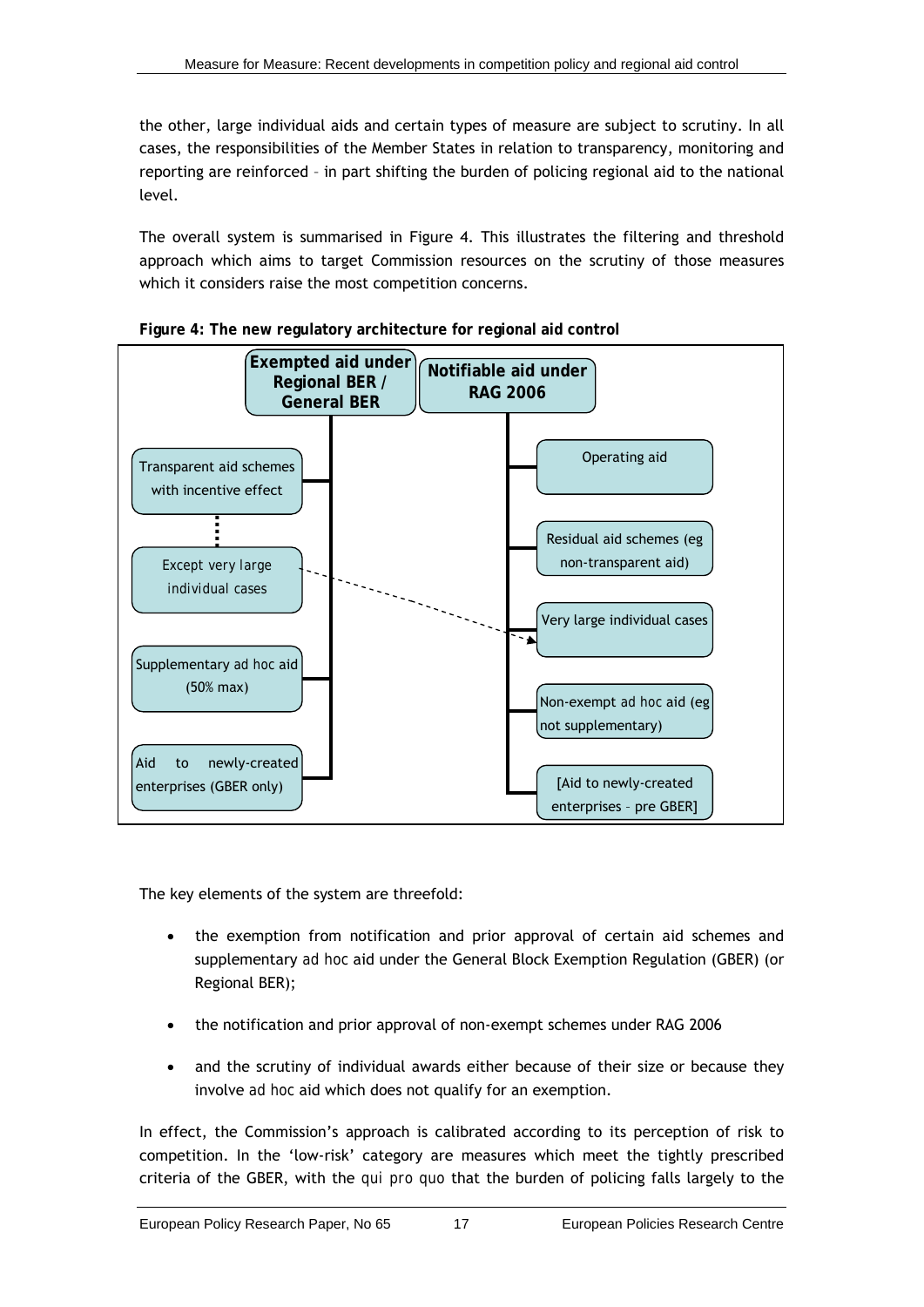the other, large individual aids and certain types of measure are subject to scrutiny. In all cases, the responsibilities of the Member States in relation to transparency, monitoring and reporting are reinforced – in part shifting the burden of policing regional aid to the national level.

The overall system is summarised in Figure 4. This illustrates the filtering and threshold approach which aims to target Commission resources on the scrutiny of those measures which it considers raise the most competition concerns.

**Figure 4: The new regulatory architecture for regional aid control**

| Exempted aid under Regional BER / General BER | Notifiable aid under RAG 2006 |
|---|---|
| Transparent aid schemes with incentive effect | Operating aid |
| Except very large individual cases (→ Very large individual cases) | Residual aid schemes (eg non-transparent aid) |
| Supplementary ad hoc aid (50% max) | Very large individual cases |
| Aid to newly-created enterprises (GBER only) | Non-exempt ad hoc aid (eg not supplementary) |
| | [Aid to newly-created enterprises – pre GBER] |

The key elements of the system are threefold:

- the exemption from notification and prior approval of certain aid schemes and supplementary *ad hoc* aid under the General Block Exemption Regulation (GBER) (or Regional BER);
- the notification and prior approval of non-exempt schemes under RAG 2006
- and the scrutiny of individual awards either because of their size or because they involve *ad hoc* aid which does not qualify for an exemption.

In effect, the Commission's approach is calibrated according to its perception of risk to competition. In the 'low-risk' category are measures which meet the tightly prescribed criteria of the GBER, with the *qui pro quo* that the burden of policing falls largely to the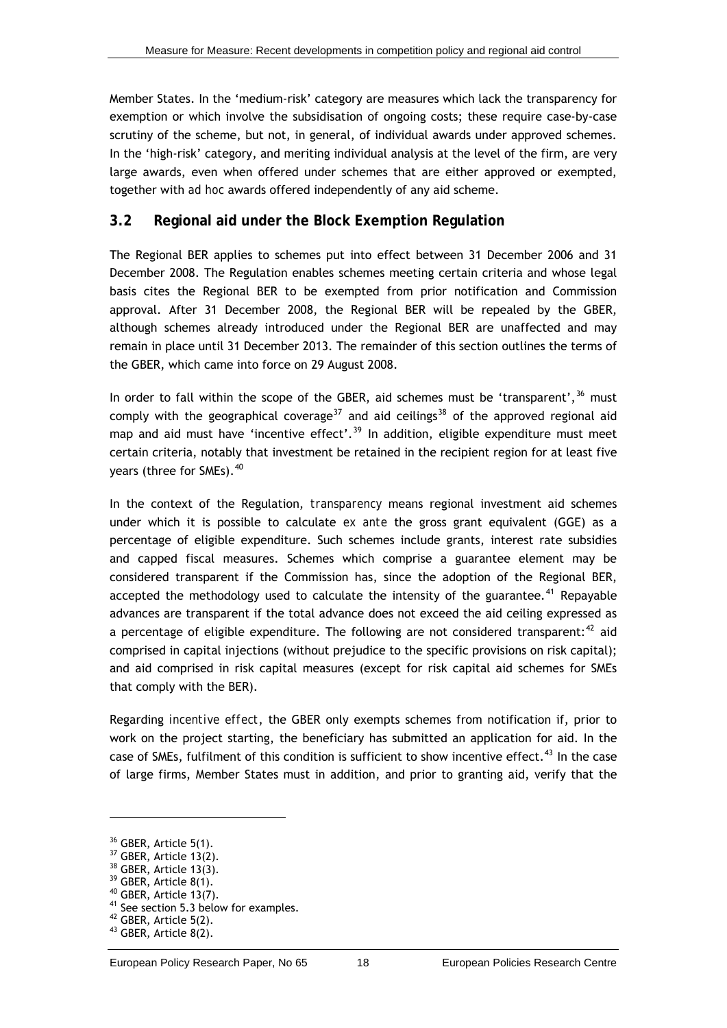Member States. In the 'medium-risk' category are measures which lack the transparency for exemption or which involve the subsidisation of ongoing costs; these require case-by-case scrutiny of the scheme, but not, in general, of individual awards under approved schemes. In the 'high-risk' category, and meriting individual analysis at the level of the firm, are very large awards, even when offered under schemes that are either approved or exempted, together with *ad hoc* awards offered independently of any aid scheme.

### 3.2 Regional aid under the Block Exemption Regulation

The Regional BER applies to schemes put into effect between 31 December 2006 and 31 December 2008. The Regulation enables schemes meeting certain criteria and whose legal basis cites the Regional BER to be exempted from prior notification and Commission approval. After 31 December 2008, the Regional BER will be repealed by the GBER, although schemes already introduced under the Regional BER are unaffected and may remain in place until 31 December 2013. The remainder of this section outlines the terms of the GBER, which came into force on 29 August 2008.

In order to fall within the scope of the GBER, aid schemes must be 'transparent',[36] must comply with the geographical coverage[37] and aid ceilings[38] of the approved regional aid map and aid must have 'incentive effect'.[39] In addition, eligible expenditure must meet certain criteria, notably that investment be retained in the recipient region for at least five years (three for SMEs).[40]

In the context of the Regulation, *transparency* means regional investment aid schemes under which it is possible to calculate *ex ante* the gross grant equivalent (GGE) as a percentage of eligible expenditure. Such schemes include grants, interest rate subsidies and capped fiscal measures. Schemes which comprise a guarantee element may be considered transparent if the Commission has, since the adoption of the Regional BER, accepted the methodology used to calculate the intensity of the guarantee.[41] Repayable advances are transparent if the total advance does not exceed the aid ceiling expressed as a percentage of eligible expenditure. The following are not considered transparent:[42] aid comprised in capital injections (without prejudice to the specific provisions on risk capital); and aid comprised in risk capital measures (except for risk capital aid schemes for SMEs that comply with the BER).

Regarding *incentive effect*, the GBER only exempts schemes from notification if, prior to work on the project starting, the beneficiary has submitted an application for aid. In the case of SMEs, fulfilment of this condition is sufficient to show incentive effect.[43] In the case of large firms, Member States must in addition, and prior to granting aid, verify that the

---

[36] GBER, Article 5(1).
[37] GBER, Article 13(2).
[38] GBER, Article 13(3).
[39] GBER, Article 8(1).
[40] GBER, Article 13(7).
[41] See section 5.3 below for examples.
[42] GBER, Article 5(2).
[43] GBER, Article 8(2).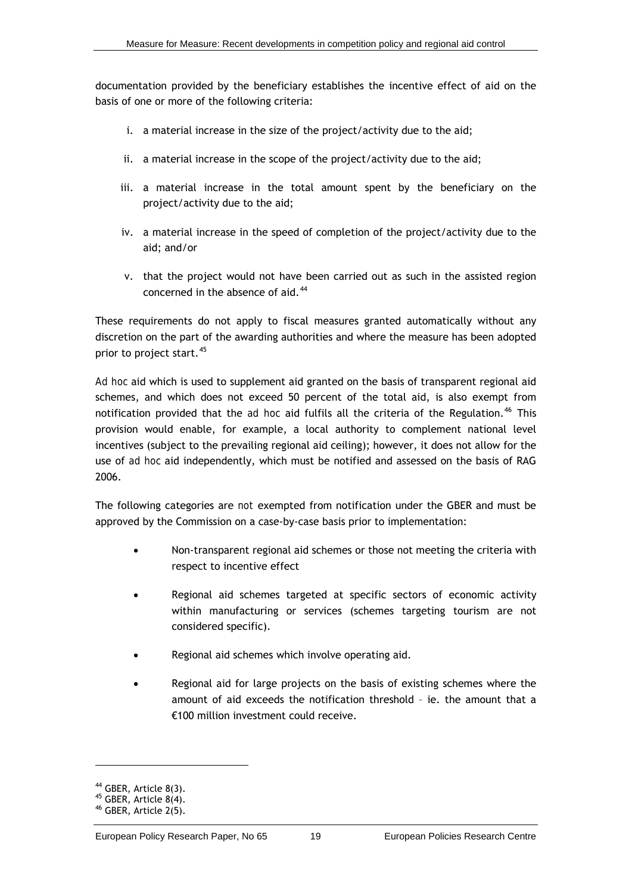documentation provided by the beneficiary establishes the incentive effect of aid on the basis of one or more of the following criteria:

i. a material increase in the size of the project/activity due to the aid;

ii. a material increase in the scope of the project/activity due to the aid;

iii. a material increase in the total amount spent by the beneficiary on the project/activity due to the aid;

iv. a material increase in the speed of completion of the project/activity due to the aid; and/or

v. that the project would not have been carried out as such in the assisted region concerned in the absence of aid.[44]

These requirements do not apply to fiscal measures granted automatically without any discretion on the part of the awarding authorities and where the measure has been adopted prior to project start.[45]

*Ad hoc* aid which is used to supplement aid granted on the basis of transparent regional aid schemes, and which does not exceed 50 percent of the total aid, is also exempt from notification provided that the *ad hoc* aid fulfils all the criteria of the Regulation.[46] This provision would enable, for example, a local authority to complement national level incentives (subject to the prevailing regional aid ceiling); however, it does not allow for the use of *ad hoc* aid independently, which must be notified and assessed on the basis of RAG 2006.

The following categories are *not* exempted from notification under the GBER and must be approved by the Commission on a case-by-case basis prior to implementation:

- Non-transparent regional aid schemes or those not meeting the criteria with respect to incentive effect
- Regional aid schemes targeted at specific sectors of economic activity within manufacturing or services (schemes targeting tourism are not considered specific).
- Regional aid schemes which involve operating aid.
- Regional aid for large projects on the basis of existing schemes where the amount of aid exceeds the notification threshold – ie. the amount that a €100 million investment could receive.

[44] GBER, Article 8(3).
[45] GBER, Article 8(4).
[46] GBER, Article 2(5).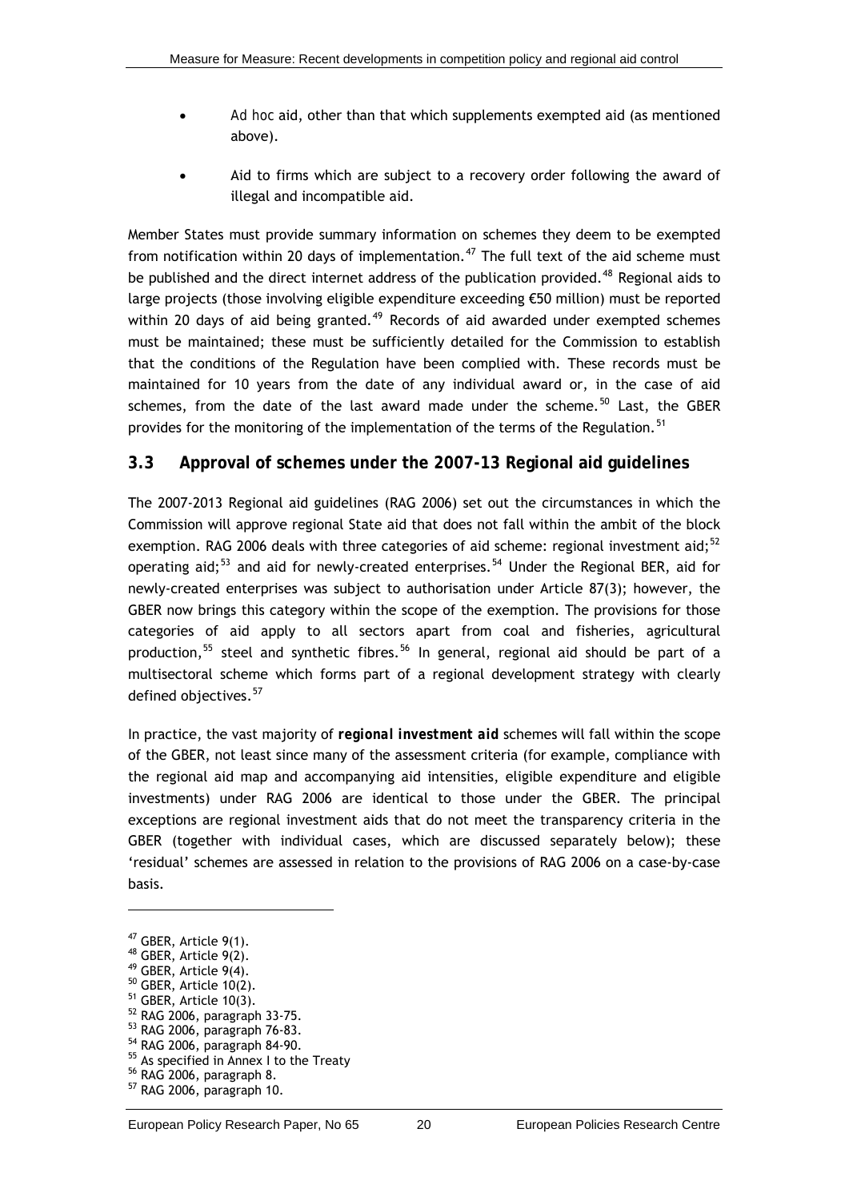- *Ad hoc* aid, other than that which supplements exempted aid (as mentioned above).
- Aid to firms which are subject to a recovery order following the award of illegal and incompatible aid.

Member States must provide summary information on schemes they deem to be exempted from notification within 20 days of implementation.[47] The full text of the aid scheme must be published and the direct internet address of the publication provided.[48] Regional aids to large projects (those involving eligible expenditure exceeding €50 million) must be reported within 20 days of aid being granted.[49] Records of aid awarded under exempted schemes must be maintained; these must be sufficiently detailed for the Commission to establish that the conditions of the Regulation have been complied with. These records must be maintained for 10 years from the date of any individual award or, in the case of aid schemes, from the date of the last award made under the scheme.[50] Last, the GBER provides for the monitoring of the implementation of the terms of the Regulation.[51]

## 3.3 Approval of schemes under the 2007-13 Regional aid guidelines

The 2007-2013 Regional aid guidelines (RAG 2006) set out the circumstances in which the Commission will approve regional State aid that does not fall within the ambit of the block exemption. RAG 2006 deals with three categories of aid scheme: regional investment aid;[52] operating aid;[53] and aid for newly-created enterprises.[54] Under the Regional BER, aid for newly-created enterprises was subject to authorisation under Article 87(3); however, the GBER now brings this category within the scope of the exemption. The provisions for those categories of aid apply to all sectors apart from coal and fisheries, agricultural production,[55] steel and synthetic fibres.[56] In general, regional aid should be part of a multisectoral scheme which forms part of a regional development strategy with clearly defined objectives.[57]

In practice, the vast majority of ***regional investment aid*** schemes will fall within the scope of the GBER, not least since many of the assessment criteria (for example, compliance with the regional aid map and accompanying aid intensities, eligible expenditure and eligible investments) under RAG 2006 are identical to those under the GBER. The principal exceptions are regional investment aids that do not meet the transparency criteria in the GBER (together with individual cases, which are discussed separately below); these 'residual' schemes are assessed in relation to the provisions of RAG 2006 on a case-by-case basis.

---

[47] GBER, Article 9(1).
[48] GBER, Article 9(2).
[49] GBER, Article 9(4).
[50] GBER, Article 10(2).
[51] GBER, Article 10(3).
[52] RAG 2006, paragraph 33-75.
[53] RAG 2006, paragraph 76-83.
[54] RAG 2006, paragraph 84-90.
[55] As specified in Annex I to the Treaty
[56] RAG 2006, paragraph 8.
[57] RAG 2006, paragraph 10.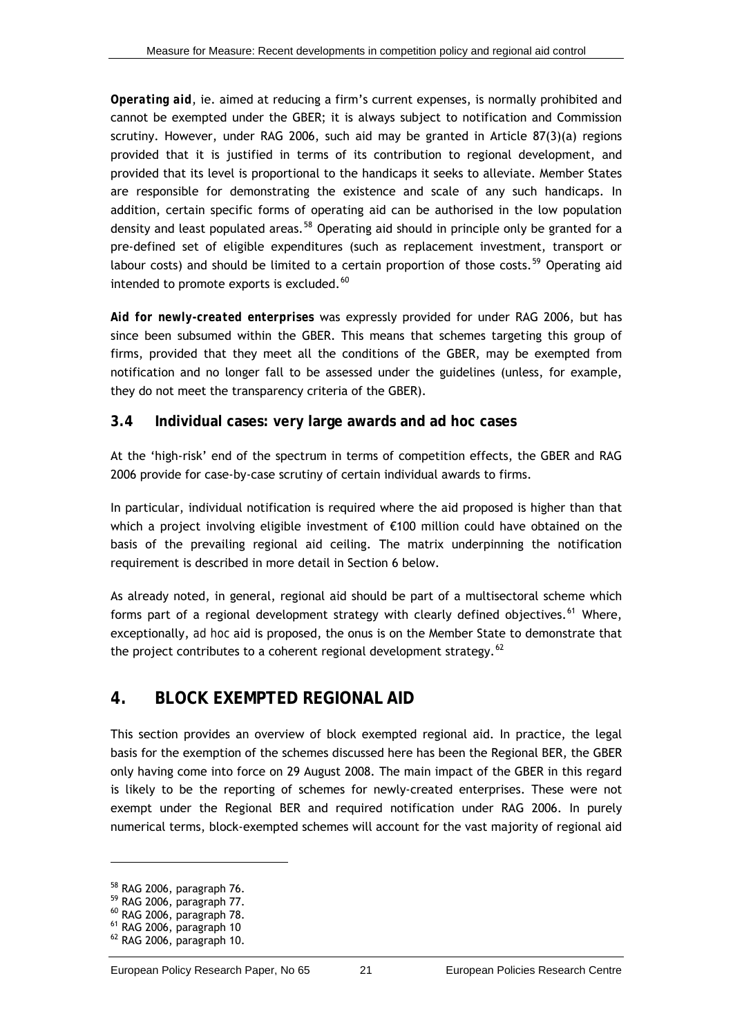***Operating aid***, ie. aimed at reducing a firm's current expenses, is normally prohibited and cannot be exempted under the GBER; it is always subject to notification and Commission scrutiny. However, under RAG 2006, such aid may be granted in Article 87(3)(a) regions provided that it is justified in terms of its contribution to regional development, and provided that its level is proportional to the handicaps it seeks to alleviate. Member States are responsible for demonstrating the existence and scale of any such handicaps. In addition, certain specific forms of operating aid can be authorised in the low population density and least populated areas.[58] Operating aid should in principle only be granted for a pre-defined set of eligible expenditures (such as replacement investment, transport or labour costs) and should be limited to a certain proportion of those costs.[59] Operating aid intended to promote exports is excluded.[60]

***Aid for newly-created enterprises*** was expressly provided for under RAG 2006, but has since been subsumed within the GBER. This means that schemes targeting this group of firms, provided that they meet all the conditions of the GBER, may be exempted from notification and no longer fall to be assessed under the guidelines (unless, for example, they do not meet the transparency criteria of the GBER).

### 3.4 Individual cases: very large awards and ad hoc cases

At the 'high-risk' end of the spectrum in terms of competition effects, the GBER and RAG 2006 provide for case-by-case scrutiny of certain individual awards to firms.

In particular, individual notification is required where the aid proposed is higher than that which a project involving eligible investment of €100 million could have obtained on the basis of the prevailing regional aid ceiling. The matrix underpinning the notification requirement is described in more detail in Section 6 below.

As already noted, in general, regional aid should be part of a multisectoral scheme which forms part of a regional development strategy with clearly defined objectives.[61] Where, exceptionally, *ad hoc* aid is proposed, the onus is on the Member State to demonstrate that the project contributes to a coherent regional development strategy.[62]

## 4. BLOCK EXEMPTED REGIONAL AID

This section provides an overview of block exempted regional aid. In practice, the legal basis for the exemption of the schemes discussed here has been the Regional BER, the GBER only having come into force on 29 August 2008. The main impact of the GBER in this regard is likely to be the reporting of schemes for newly-created enterprises. These were not exempt under the Regional BER and required notification under RAG 2006. In purely numerical terms, block-exempted schemes will account for the vast majority of regional aid

---

[58] RAG 2006, paragraph 76.
[59] RAG 2006, paragraph 77.
[60] RAG 2006, paragraph 78.
[61] RAG 2006, paragraph 10
[62] RAG 2006, paragraph 10.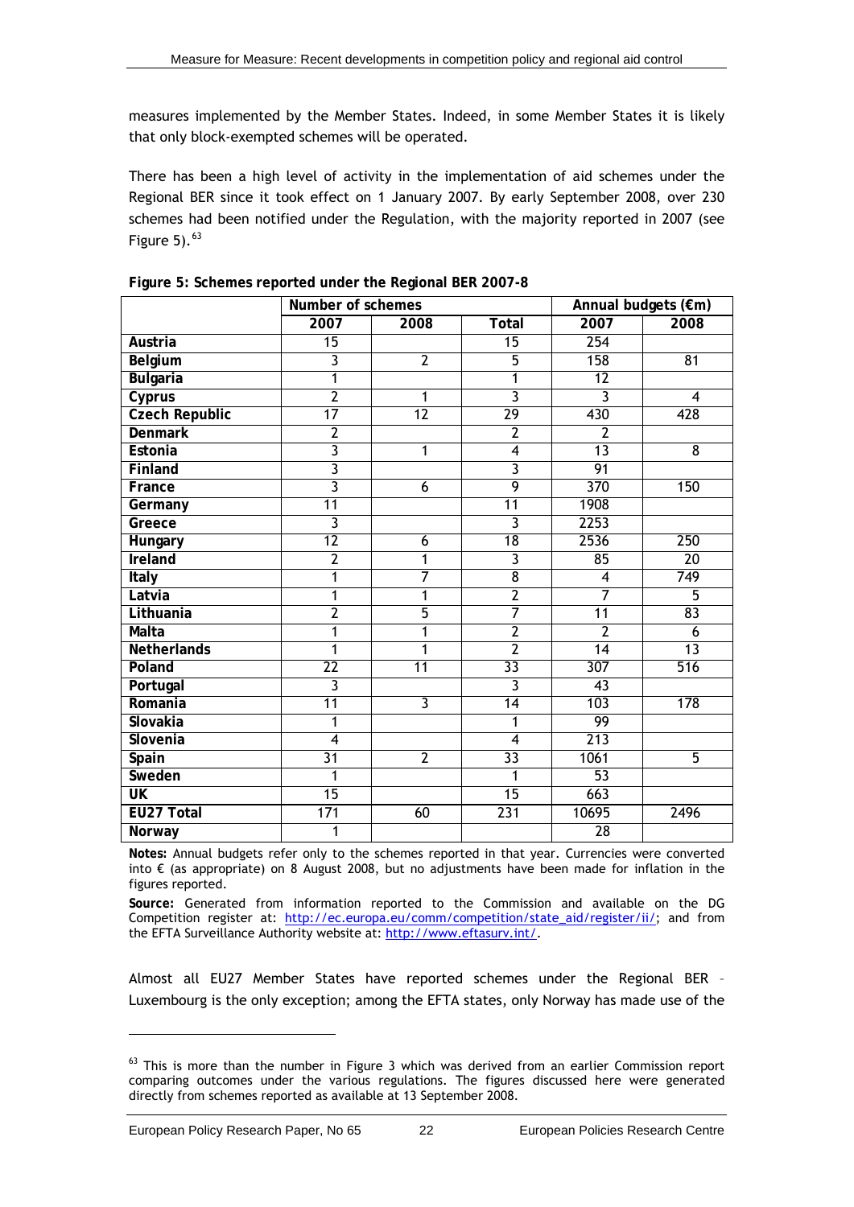measures implemented by the Member States. Indeed, in some Member States it is likely that only block-exempted schemes will be operated.

There has been a high level of activity in the implementation of aid schemes under the Regional BER since it took effect on 1 January 2007. By early September 2008, over 230 schemes had been notified under the Regulation, with the majority reported in 2007 (see Figure 5).[63]

**Figure 5: Schemes reported under the Regional BER 2007-8**

| | Number of schemes | | | Annual budgets (€m) | |
|---|---|---|---|---|---|
| | 2007 | 2008 | Total | 2007 | 2008 |
| **Austria** | 15 | | 15 | 254 | |
| **Belgium** | 3 | 2 | 5 | 158 | 81 |
| **Bulgaria** | 1 | | 1 | 12 | |
| **Cyprus** | 2 | 1 | 3 | 3 | 4 |
| **Czech Republic** | 17 | 12 | 29 | 430 | 428 |
| **Denmark** | 2 | | 2 | 2 | |
| **Estonia** | 3 | 1 | 4 | 13 | 8 |
| **Finland** | 3 | | 3 | 91 | |
| **France** | 3 | 6 | 9 | 370 | 150 |
| **Germany** | 11 | | 11 | 1908 | |
| **Greece** | 3 | | 3 | 2253 | |
| **Hungary** | 12 | 6 | 18 | 2536 | 250 |
| **Ireland** | 2 | 1 | 3 | 85 | 20 |
| **Italy** | 1 | 7 | 8 | 4 | 749 |
| **Latvia** | 1 | 1 | 2 | 7 | 5 |
| **Lithuania** | 2 | 5 | 7 | 11 | 83 |
| **Malta** | 1 | 1 | 2 | 2 | 6 |
| **Netherlands** | 1 | 1 | 2 | 14 | 13 |
| **Poland** | 22 | 11 | 33 | 307 | 516 |
| **Portugal** | 3 | | 3 | 43 | |
| **Romania** | 11 | 3 | 14 | 103 | 178 |
| **Slovakia** | 1 | | 1 | 99 | |
| **Slovenia** | 4 | | 4 | 213 | |
| **Spain** | 31 | 2 | 33 | 1061 | 5 |
| **Sweden** | 1 | | 1 | 53 | |
| **UK** | 15 | | 15 | 663 | |
| **EU27 Total** | 171 | 60 | 231 | 10695 | 2496 |
| **Norway** | 1 | | | 28 | |

**Notes:** Annual budgets refer only to the schemes reported in that year. Currencies were converted into € (as appropriate) on 8 August 2008, but no adjustments have been made for inflation in the figures reported.

**Source:** Generated from information reported to the Commission and available on the DG Competition register at: http://ec.europa.eu/comm/competition/state_aid/register/ii/; and from the EFTA Surveillance Authority website at: http://www.eftasurv.int/.

Almost all EU27 Member States have reported schemes under the Regional BER – Luxembourg is the only exception; among the EFTA states, only Norway has made use of the

[63] This is more than the number in Figure 3 which was derived from an earlier Commission report comparing outcomes under the various regulations. The figures discussed here were generated directly from schemes reported as available at 13 September 2008.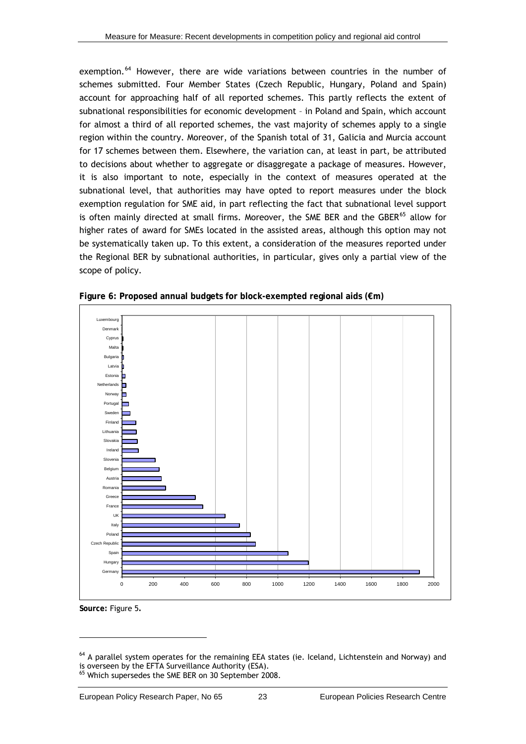exemption.[64] However, there are wide variations between countries in the number of schemes submitted. Four Member States (Czech Republic, Hungary, Poland and Spain) account for approaching half of all reported schemes. This partly reflects the extent of subnational responsibilities for economic development – in Poland and Spain, which account for almost a third of all reported schemes, the vast majority of schemes apply to a single region within the country. Moreover, of the Spanish total of 31, Galicia and Murcia account for 17 schemes between them. Elsewhere, the variation can, at least in part, be attributed to decisions about whether to aggregate or disaggregate a package of measures. However, it is also important to note, especially in the context of measures operated at the subnational level, that authorities may have opted to report measures under the block exemption regulation for SME aid, in part reflecting the fact that subnational level support is often mainly directed at small firms. Moreover, the SME BER and the GBER[65] allow for higher rates of award for SMEs located in the assisted areas, although this option may not be systematically taken up. To this extent, a consideration of the measures reported under the Regional BER by subnational authorities, in particular, gives only a partial view of the scope of policy.

**Figure 6: Proposed annual budgets for block-exempted regional aids (€m)**

**Source:** Figure 5.

[64] A parallel system operates for the remaining EEA states (ie. Iceland, Lichtenstein and Norway) and is overseen by the EFTA Surveillance Authority (ESA).

[65] Which supersedes the SME BER on 30 September 2008.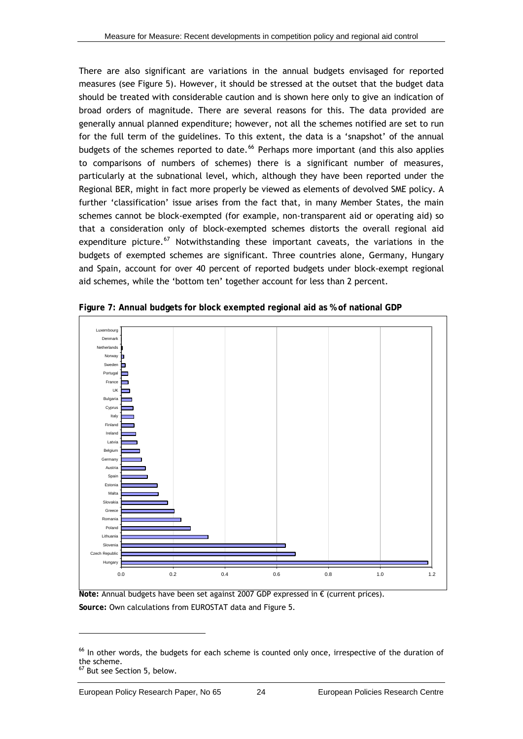There are also significant are variations in the annual budgets envisaged for reported measures (see Figure 5). However, it should be stressed at the outset that the budget data should be treated with considerable caution and is shown here only to give an indication of broad orders of magnitude. There are several reasons for this. The data provided are generally annual planned expenditure; however, not all the schemes notified are set to run for the full term of the guidelines. To this extent, the data is a 'snapshot' of the annual budgets of the schemes reported to date.[66] Perhaps more important (and this also applies to comparisons of numbers of schemes) there is a significant number of measures, particularly at the subnational level, which, although they have been reported under the Regional BER, might in fact more properly be viewed as elements of devolved SME policy. A further 'classification' issue arises from the fact that, in many Member States, the main schemes cannot be block-exempted (for example, non-transparent aid or operating aid) so that a consideration only of block-exempted schemes distorts the overall regional aid expenditure picture.[67] Notwithstanding these important caveats, the variations in the budgets of exempted schemes are significant. Three countries alone, Germany, Hungary and Spain, account for over 40 percent of reported budgets under block-exempt regional aid schemes, while the 'bottom ten' together account for less than 2 percent.

**Figure 7: Annual budgets for block exempted regional aid as % of national GDP**

Luxembourg, Denmark, Netherlands, Norway, Sweden, Portugal, France, UK, Bulgaria, Cyprus, Italy, Finland, Ireland, Latvia, Belgium, Germany, Austria, Spain, Estonia, Malta, Slovakia, Greece, Romania, Poland, Lithuania, Slovenia, Czech Republic, Hungary

0.0 0.2 0.4 0.6 0.8 1.0 1.2

**Note:** Annual budgets have been set against 2007 GDP expressed in € (current prices).
**Source:** Own calculations from EUROSTAT data and Figure 5.

[66] In other words, the budgets for each scheme is counted only once, irrespective of the duration of the scheme.
[67] But see Section 5, below.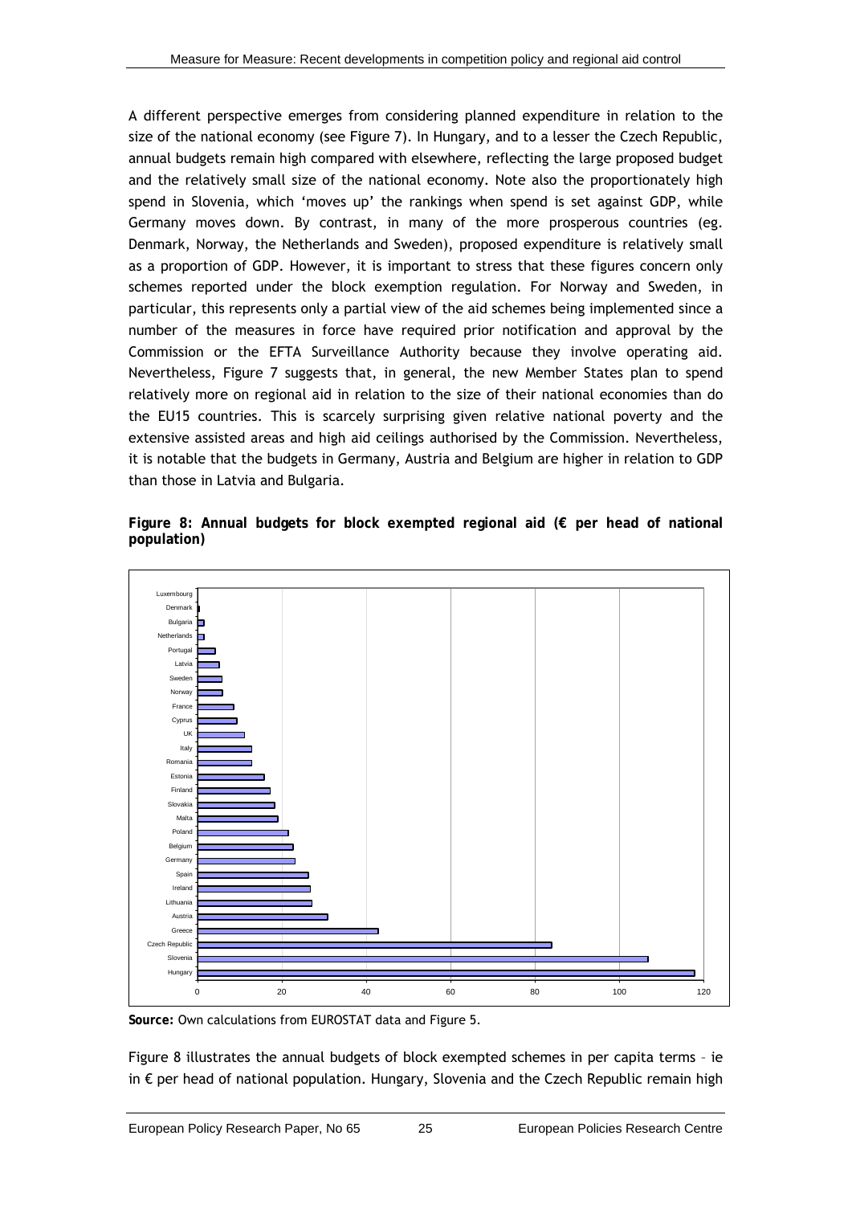A different perspective emerges from considering planned expenditure in relation to the size of the national economy (see Figure 7). In Hungary, and to a lesser the Czech Republic, annual budgets remain high compared with elsewhere, reflecting the large proposed budget and the relatively small size of the national economy. Note also the proportionately high spend in Slovenia, which 'moves up' the rankings when spend is set against GDP, while Germany moves down. By contrast, in many of the more prosperous countries (eg. Denmark, Norway, the Netherlands and Sweden), proposed expenditure is relatively small as a proportion of GDP. However, it is important to stress that these figures concern only schemes reported under the block exemption regulation. For Norway and Sweden, in particular, this represents only a partial view of the aid schemes being implemented since a number of the measures in force have required prior notification and approval by the Commission or the EFTA Surveillance Authority because they involve operating aid. Nevertheless, Figure 7 suggests that, in general, the new Member States plan to spend relatively more on regional aid in relation to the size of their national economies than do the EU15 countries. This is scarcely surprising given relative national poverty and the extensive assisted areas and high aid ceilings authorised by the Commission. Nevertheless, it is notable that the budgets in Germany, Austria and Belgium are higher in relation to GDP than those in Latvia and Bulgaria.

**Figure 8: Annual budgets for block exempted regional aid (€ per head of national population)**

**Source:** Own calculations from EUROSTAT data and Figure 5.

Figure 8 illustrates the annual budgets of block exempted schemes in per capita terms – ie in € per head of national population. Hungary, Slovenia and the Czech Republic remain high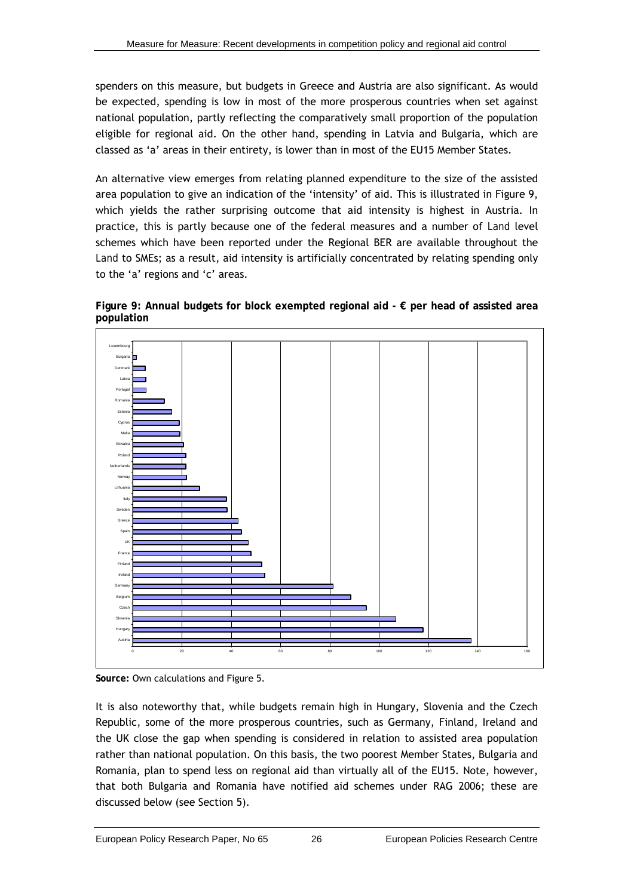spenders on this measure, but budgets in Greece and Austria are also significant. As would be expected, spending is low in most of the more prosperous countries when set against national population, partly reflecting the comparatively small proportion of the population eligible for regional aid. On the other hand, spending in Latvia and Bulgaria, which are classed as 'a' areas in their entirety, is lower than in most of the EU15 Member States.

An alternative view emerges from relating planned expenditure to the size of the assisted area population to give an indication of the 'intensity' of aid. This is illustrated in Figure 9, which yields the rather surprising outcome that aid intensity is highest in Austria. In practice, this is partly because one of the federal measures and a number of *Land* level schemes which have been reported under the Regional BER are available throughout the *Land* to SMEs; as a result, aid intensity is artificially concentrated by relating spending only to the 'a' regions and 'c' areas.

**Figure 9: Annual budgets for block exempted regional aid - € per head of assisted area population**

**Source:** Own calculations and Figure 5.

It is also noteworthy that, while budgets remain high in Hungary, Slovenia and the Czech Republic, some of the more prosperous countries, such as Germany, Finland, Ireland and the UK close the gap when spending is considered in relation to assisted area population rather than national population. On this basis, the two poorest Member States, Bulgaria and Romania, plan to spend less on regional aid than virtually all of the EU15. Note, however, that both Bulgaria and Romania have notified aid schemes under RAG 2006; these are discussed below (see Section 5).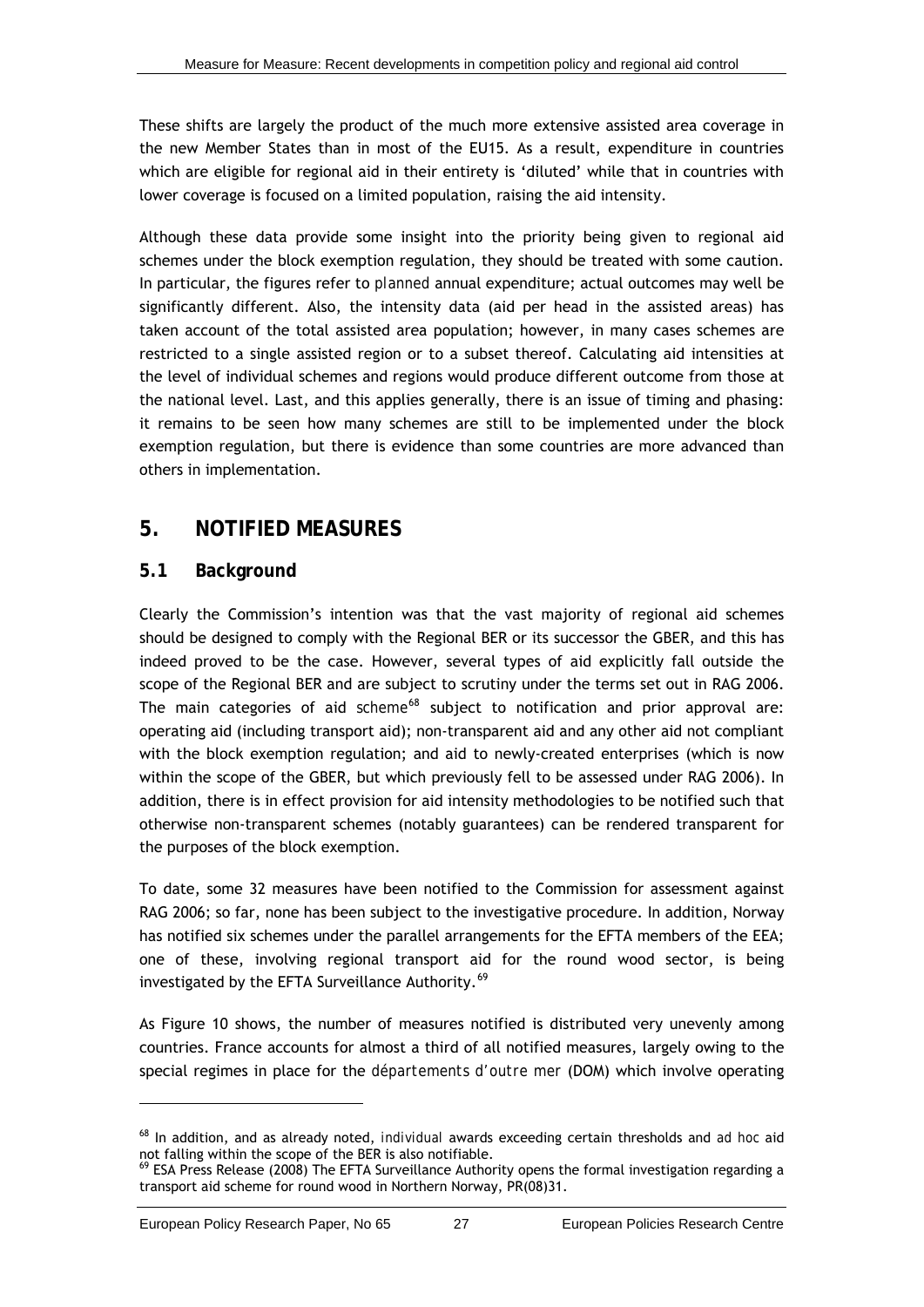These shifts are largely the product of the much more extensive assisted area coverage in the new Member States than in most of the EU15. As a result, expenditure in countries which are eligible for regional aid in their entirety is 'diluted' while that in countries with lower coverage is focused on a limited population, raising the aid intensity.

Although these data provide some insight into the priority being given to regional aid schemes under the block exemption regulation, they should be treated with some caution. In particular, the figures refer to *planned* annual expenditure; actual outcomes may well be significantly different. Also, the intensity data (aid per head in the assisted areas) has taken account of the total assisted area population; however, in many cases schemes are restricted to a single assisted region or to a subset thereof. Calculating aid intensities at the level of individual schemes and regions would produce different outcome from those at the national level. Last, and this applies generally, there is an issue of timing and phasing: it remains to be seen how many schemes are still to be implemented under the block exemption regulation, but there is evidence than some countries are more advanced than others in implementation.

# 5. NOTIFIED MEASURES

## 5.1 Background

Clearly the Commission's intention was that the vast majority of regional aid schemes should be designed to comply with the Regional BER or its successor the GBER, and this has indeed proved to be the case. However, several types of aid explicitly fall outside the scope of the Regional BER and are subject to scrutiny under the terms set out in RAG 2006. The main categories of aid *scheme*[68] subject to notification and prior approval are: operating aid (including transport aid); non-transparent aid and any other aid not compliant with the block exemption regulation; and aid to newly-created enterprises (which is now within the scope of the GBER, but which previously fell to be assessed under RAG 2006). In addition, there is in effect provision for aid intensity methodologies to be notified such that otherwise non-transparent schemes (notably guarantees) can be rendered transparent for the purposes of the block exemption.

To date, some 32 measures have been notified to the Commission for assessment against RAG 2006; so far, none has been subject to the investigative procedure. In addition, Norway has notified six schemes under the parallel arrangements for the EFTA members of the EEA; one of these, involving regional transport aid for the round wood sector, is being investigated by the EFTA Surveillance Authority.[69]

As Figure 10 shows, the number of measures notified is distributed very unevenly among countries. France accounts for almost a third of all notified measures, largely owing to the special regimes in place for the *départements d'outre mer* (DOM) which involve operating

---

[68] In addition, and as already noted, *individual* awards exceeding certain thresholds and *ad hoc* aid not falling within the scope of the BER is also notifiable.

[69] ESA Press Release (2008) The EFTA Surveillance Authority opens the formal investigation regarding a transport aid scheme for round wood in Northern Norway, PR(08)31.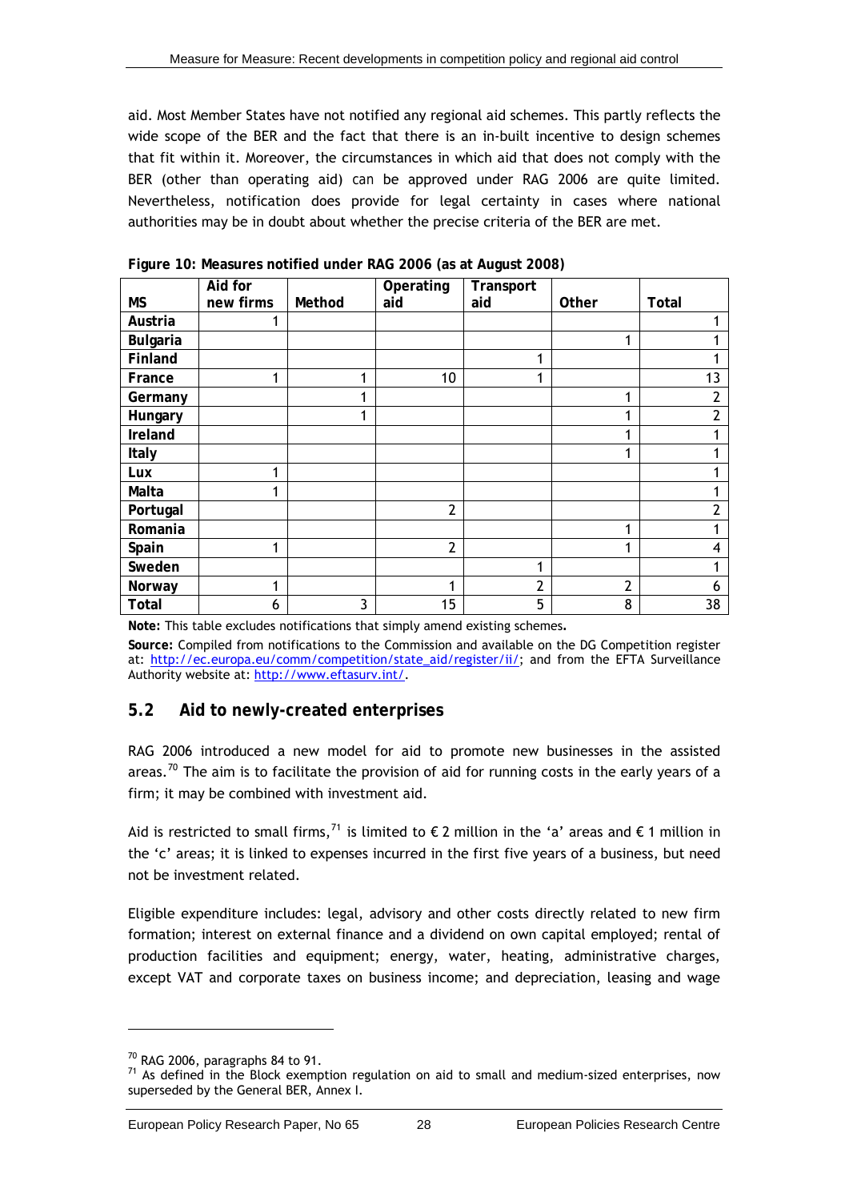aid. Most Member States have not notified any regional aid schemes. This partly reflects the wide scope of the BER and the fact that there is an in-built incentive to design schemes that fit within it. Moreover, the circumstances in which aid that does not comply with the BER (other than operating aid) can be approved under RAG 2006 are quite limited. Nevertheless, notification does provide for legal certainty in cases where national authorities may be in doubt about whether the precise criteria of the BER are met.

**Figure 10: Measures notified under RAG 2006 (as at August 2008)**

| MS | Aid for new firms | Method | Operating aid | Transport aid | Other | Total |
|---|---|---|---|---|---|---|
| **Austria** | 1 | | | | | 1 |
| **Bulgaria** | | | | | 1 | 1 |
| **Finland** | | | | 1 | | 1 |
| **France** | 1 | 1 | 10 | 1 | | 13 |
| **Germany** | | 1 | | | 1 | 2 |
| **Hungary** | | 1 | | | 1 | 2 |
| **Ireland** | | | | | 1 | 1 |
| **Italy** | | | | | 1 | 1 |
| **Lux** | 1 | | | | | 1 |
| **Malta** | 1 | | | | | 1 |
| **Portugal** | | | 2 | | | 2 |
| **Romania** | | | | | 1 | 1 |
| **Spain** | 1 | | 2 | | 1 | 4 |
| **Sweden** | | | | 1 | | 1 |
| **Norway** | 1 | | 1 | 2 | 2 | 6 |
| **Total** | 6 | 3 | 15 | 5 | 8 | 38 |

**Note:** This table excludes notifications that simply amend existing schemes**.**

**Source:** Compiled from notifications to the Commission and available on the DG Competition register at: http://ec.europa.eu/comm/competition/state_aid/register/ii/; and from the EFTA Surveillance Authority website at: http://www.eftasurv.int/.

## 5.2 Aid to newly-created enterprises

RAG 2006 introduced a new model for aid to promote new businesses in the assisted areas.[70] The aim is to facilitate the provision of aid for running costs in the early years of a firm; it may be combined with investment aid.

Aid is restricted to small firms,[71] is limited to € 2 million in the 'a' areas and € 1 million in the 'c' areas; it is linked to expenses incurred in the first five years of a business, but need not be investment related.

Eligible expenditure includes: legal, advisory and other costs directly related to new firm formation; interest on external finance and a dividend on own capital employed; rental of production facilities and equipment; energy, water, heating, administrative charges, except VAT and corporate taxes on business income; and depreciation, leasing and wage

[70] RAG 2006, paragraphs 84 to 91.

[71] As defined in the Block exemption regulation on aid to small and medium-sized enterprises, now superseded by the General BER, Annex I.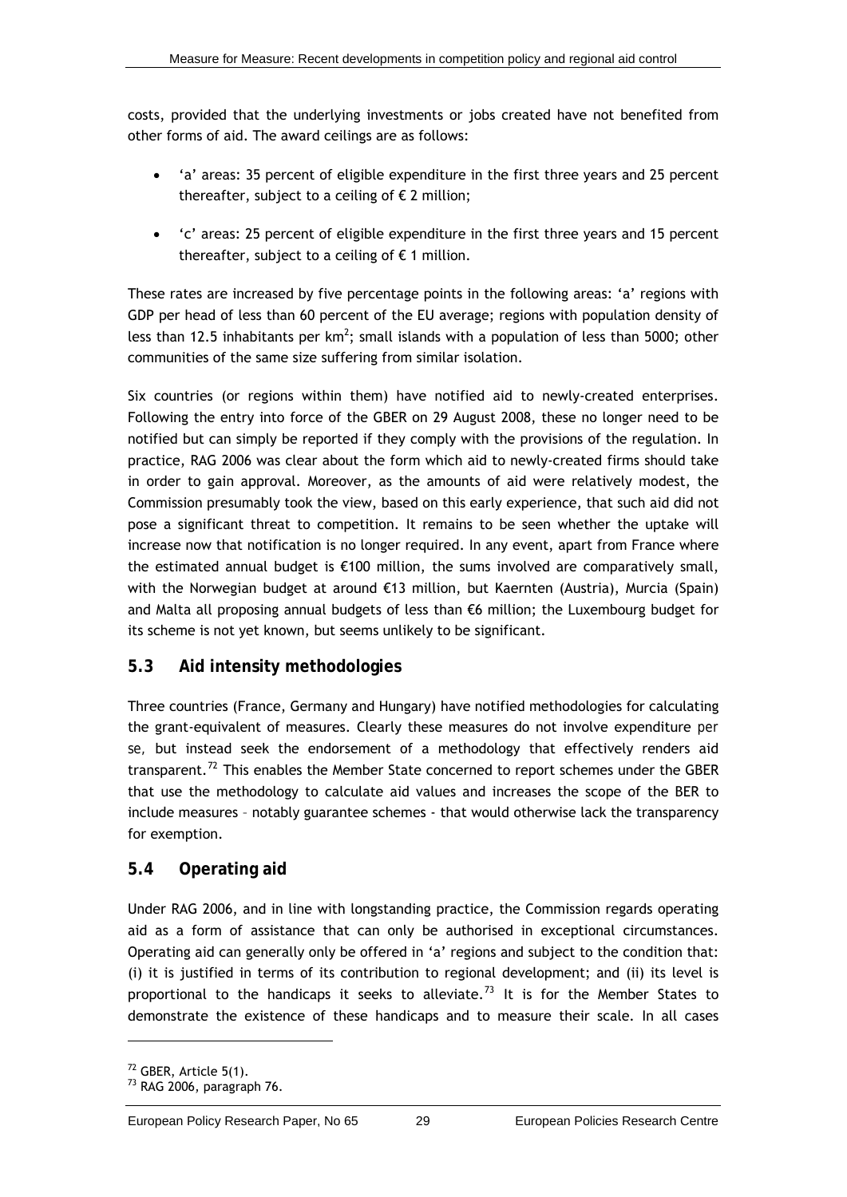costs, provided that the underlying investments or jobs created have not benefited from other forms of aid. The award ceilings are as follows:

- 'a' areas: 35 percent of eligible expenditure in the first three years and 25 percent thereafter, subject to a ceiling of € 2 million;
- 'c' areas: 25 percent of eligible expenditure in the first three years and 15 percent thereafter, subject to a ceiling of € 1 million.

These rates are increased by five percentage points in the following areas: 'a' regions with GDP per head of less than 60 percent of the EU average; regions with population density of less than 12.5 inhabitants per $km^2$; small islands with a population of less than 5000; other communities of the same size suffering from similar isolation.

Six countries (or regions within them) have notified aid to newly-created enterprises. Following the entry into force of the GBER on 29 August 2008, these no longer need to be notified but can simply be reported if they comply with the provisions of the regulation. In practice, RAG 2006 was clear about the form which aid to newly-created firms should take in order to gain approval. Moreover, as the amounts of aid were relatively modest, the Commission presumably took the view, based on this early experience, that such aid did not pose a significant threat to competition. It remains to be seen whether the uptake will increase now that notification is no longer required. In any event, apart from France where the estimated annual budget is €100 million, the sums involved are comparatively small, with the Norwegian budget at around €13 million, but Kaernten (Austria), Murcia (Spain) and Malta all proposing annual budgets of less than €6 million; the Luxembourg budget for its scheme is not yet known, but seems unlikely to be significant.

## 5.3 Aid intensity methodologies

Three countries (France, Germany and Hungary) have notified methodologies for calculating the grant-equivalent of measures. Clearly these measures do not involve expenditure *per se*, but instead seek the endorsement of a methodology that effectively renders aid transparent.[72] This enables the Member State concerned to report schemes under the GBER that use the methodology to calculate aid values and increases the scope of the BER to include measures – notably guarantee schemes - that would otherwise lack the transparency for exemption.

## 5.4 Operating aid

Under RAG 2006, and in line with longstanding practice, the Commission regards operating aid as a form of assistance that can only be authorised in exceptional circumstances. Operating aid can generally only be offered in 'a' regions and subject to the condition that: (i) it is justified in terms of its contribution to regional development; and (ii) its level is proportional to the handicaps it seeks to alleviate.[73] It is for the Member States to demonstrate the existence of these handicaps and to measure their scale. In all cases

---

[72] GBER, Article 5(1).

[73] RAG 2006, paragraph 76.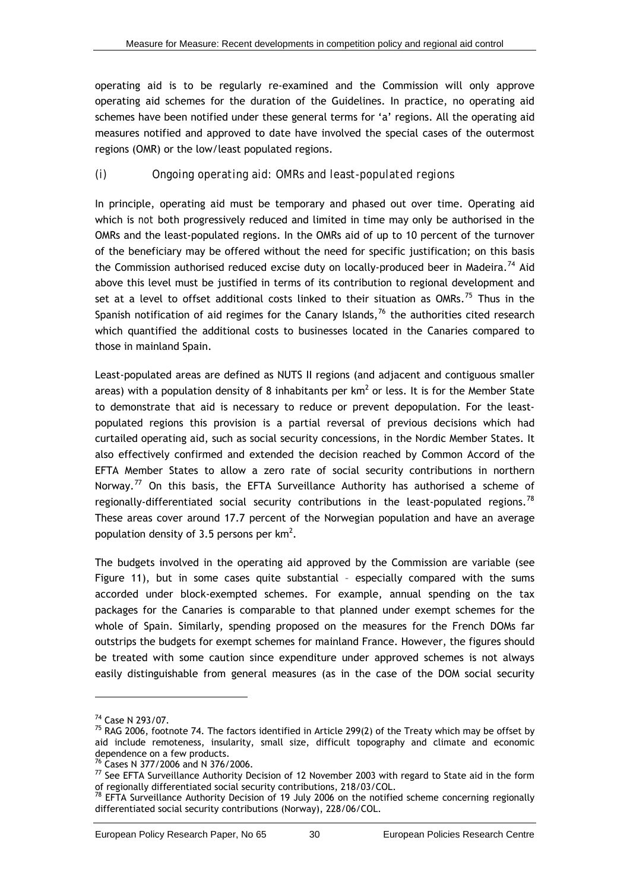operating aid is to be regularly re-examined and the Commission will only approve operating aid schemes for the duration of the Guidelines. In practice, no operating aid schemes have been notified under these general terms for 'a' regions. All the operating aid measures notified and approved to date have involved the special cases of the outermost regions (OMR) or the low/least populated regions.

### (i) Ongoing operating aid: OMRs and least-populated regions

In principle, operating aid must be temporary and phased out over time. Operating aid which is *not* both progressively reduced and limited in time may only be authorised in the OMRs and the least-populated regions. In the OMRs aid of up to 10 percent of the turnover of the beneficiary may be offered without the need for specific justification; on this basis the Commission authorised reduced excise duty on locally-produced beer in Madeira.[74] Aid above this level must be justified in terms of its contribution to regional development and set at a level to offset additional costs linked to their situation as OMRs.[75] Thus in the Spanish notification of aid regimes for the Canary Islands,[76] the authorities cited research which quantified the additional costs to businesses located in the Canaries compared to those in mainland Spain.

Least-populated areas are defined as NUTS II regions (and adjacent and contiguous smaller areas) with a population density of 8 inhabitants per km$^2$ or less. It is for the Member State to demonstrate that aid is necessary to reduce or prevent depopulation. For the least-populated regions this provision is a partial reversal of previous decisions which had curtailed operating aid, such as social security concessions, in the Nordic Member States. It also effectively confirmed and extended the decision reached by Common Accord of the EFTA Member States to allow a zero rate of social security contributions in northern Norway.[77] On this basis, the EFTA Surveillance Authority has authorised a scheme of regionally-differentiated social security contributions in the least-populated regions.[78] These areas cover around 17.7 percent of the Norwegian population and have an average population density of 3.5 persons per km$^2$.

The budgets involved in the operating aid approved by the Commission are variable (see Figure 11), but in some cases quite substantial – especially compared with the sums accorded under block-exempted schemes. For example, annual spending on the tax packages for the Canaries is comparable to that planned under exempt schemes for the whole of Spain. Similarly, spending proposed on the measures for the French DOMs far outstrips the budgets for exempt schemes for mainland France. However, the figures should be treated with some caution since expenditure under approved schemes is not always easily distinguishable from general measures (as in the case of the DOM social security

---

[74] Case N 293/07.

[75] RAG 2006, footnote 74. The factors identified in Article 299(2) of the Treaty which may be offset by aid include remoteness, insularity, small size, difficult topography and climate and economic dependence on a few products.

[76] Cases N 377/2006 and N 376/2006.

[77] See EFTA Surveillance Authority Decision of 12 November 2003 with regard to State aid in the form of regionally differentiated social security contributions, 218/03/COL.

[78] EFTA Surveillance Authority Decision of 19 July 2006 on the notified scheme concerning regionally differentiated social security contributions (Norway), 228/06/COL.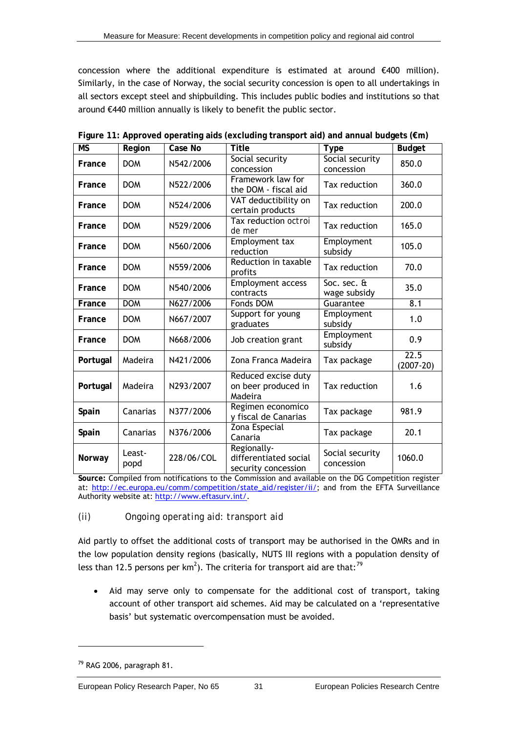concession where the additional expenditure is estimated at around €400 million). Similarly, in the case of Norway, the social security concession is open to all undertakings in all sectors except steel and shipbuilding. This includes public bodies and institutions so that around €440 million annually is likely to benefit the public sector.

**Figure 11: Approved operating aids (excluding transport aid) and annual budgets (€m)**

| MS | Region | Case No | Title | Type | Budget |
|---|---|---|---|---|---|
| **France** | DOM | N542/2006 | Social security concession | Social security concession | 850.0 |
| **France** | DOM | N522/2006 | Framework law for the DOM - fiscal aid | Tax reduction | 360.0 |
| **France** | DOM | N524/2006 | VAT deductibility on certain products | Tax reduction | 200.0 |
| **France** | DOM | N529/2006 | Tax reduction octroi de mer | Tax reduction | 165.0 |
| **France** | DOM | N560/2006 | Employment tax reduction | Employment subsidy | 105.0 |
| **France** | DOM | N559/2006 | Reduction in taxable profits | Tax reduction | 70.0 |
| **France** | DOM | N540/2006 | Employment access contracts | Soc. sec. & wage subsidy | 35.0 |
| **France** | DOM | N627/2006 | Fonds DOM | Guarantee | 8.1 |
| **France** | DOM | N667/2007 | Support for young graduates | Employment subsidy | 1.0 |
| **France** | DOM | N668/2006 | Job creation grant | Employment subsidy | 0.9 |
| **Portugal** | Madeira | N421/2006 | Zona Franca Madeira | Tax package | 22.5 (2007-20) |
| **Portugal** | Madeira | N293/2007 | Reduced excise duty on beer produced in Madeira | Tax reduction | 1.6 |
| **Spain** | Canarias | N377/2006 | Regimen economico y fiscal de Canarias | Tax package | 981.9 |
| **Spain** | Canarias | N376/2006 | Zona Especial Canaria | Tax package | 20.1 |
| **Norway** | Least-popd | 228/06/COL | Regionally-differentiated social security concession | Social security concession | 1060.0 |

**Source:** Compiled from notifications to the Commission and available on the DG Competition register at: http://ec.europa.eu/comm/competition/state_aid/register/ii/; and from the EFTA Surveillance Authority website at: http://www.eftasurv.int/.

(ii) *Ongoing operating aid: transport aid*

Aid partly to offset the additional costs of transport may be authorised in the OMRs and in the low population density regions (basically, NUTS III regions with a population density of less than 12.5 persons per km$^2$). The criteria for transport aid are that:[79]

- Aid may serve only to compensate for the additional cost of transport, taking account of other transport aid schemes. Aid may be calculated on a 'representative basis' but systematic overcompensation must be avoided.

[79] RAG 2006, paragraph 81.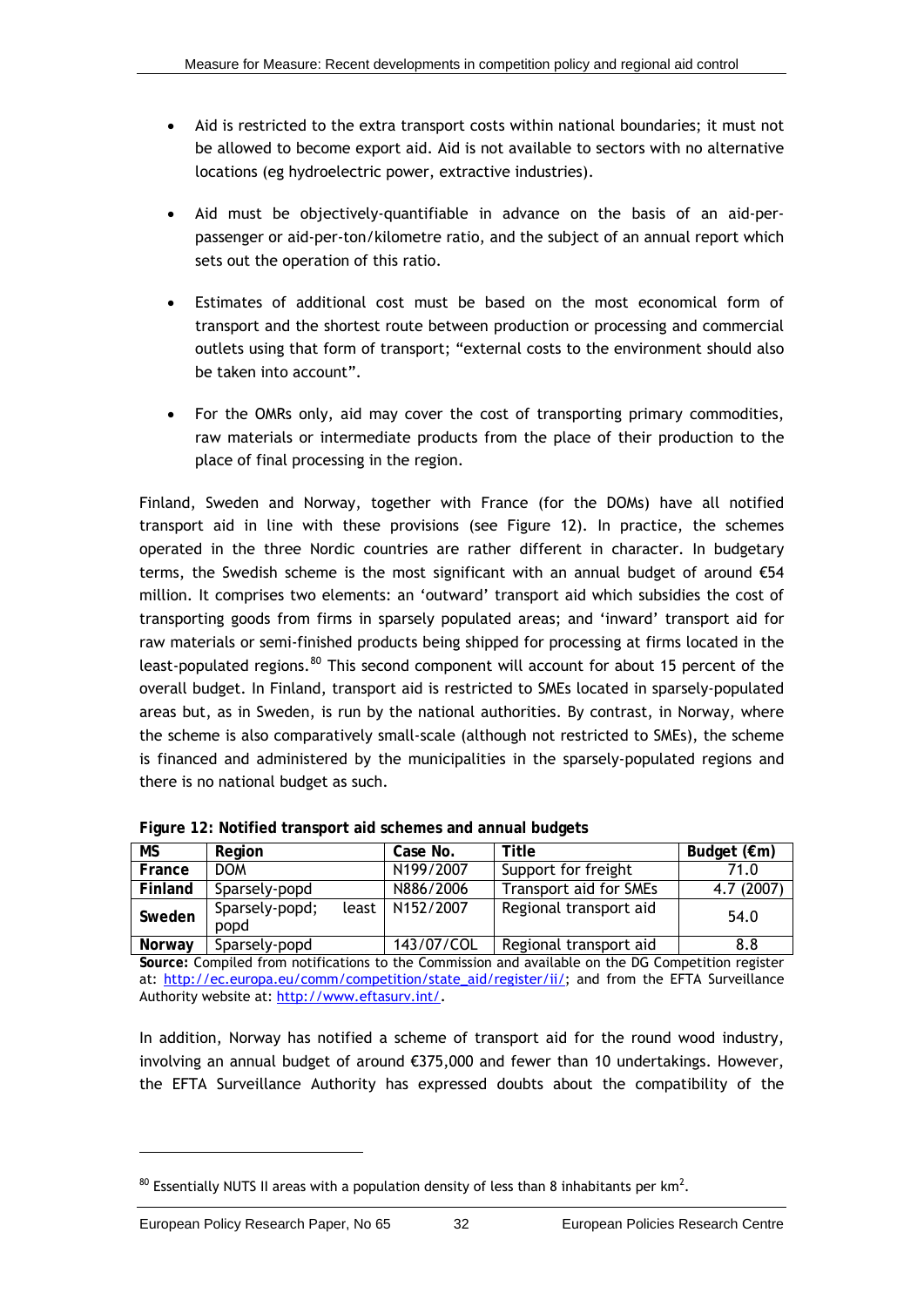- Aid is restricted to the extra transport costs within national boundaries; it must not be allowed to become export aid. Aid is not available to sectors with no alternative locations (eg hydroelectric power, extractive industries).

- Aid must be objectively-quantifiable in advance on the basis of an aid-per-passenger or aid-per-ton/kilometre ratio, and the subject of an annual report which sets out the operation of this ratio.

- Estimates of additional cost must be based on the most economical form of transport and the shortest route between production or processing and commercial outlets using that form of transport; "external costs to the environment should also be taken into account".

- For the OMRs only, aid may cover the cost of transporting primary commodities, raw materials or intermediate products from the place of their production to the place of final processing in the region.

Finland, Sweden and Norway, together with France (for the DOMs) have all notified transport aid in line with these provisions (see Figure 12). In practice, the schemes operated in the three Nordic countries are rather different in character. In budgetary terms, the Swedish scheme is the most significant with an annual budget of around €54 million. It comprises two elements: an 'outward' transport aid which subsidies the cost of transporting goods from firms in sparsely populated areas; and 'inward' transport aid for raw materials or semi-finished products being shipped for processing at firms located in the least-populated regions.[80] This second component will account for about 15 percent of the overall budget. In Finland, transport aid is restricted to SMEs located in sparsely-populated areas but, as in Sweden, is run by the national authorities. By contrast, in Norway, where the scheme is also comparatively small-scale (although not restricted to SMEs), the scheme is financed and administered by the municipalities in the sparsely-populated regions and there is no national budget as such.

**Figure 12: Notified transport aid schemes and annual budgets**

| MS | Region | Case No. | Title | Budget (€m) |
|---|---|---|---|---|
| **France** | DOM | N199/2007 | Support for freight | 71.0 |
| **Finland** | Sparsely-popd | N886/2006 | Transport aid for SMEs | 4.7 (2007) |
| **Sweden** | Sparsely-popd; least popd | N152/2007 | Regional transport aid | 54.0 |
| **Norway** | Sparsely-popd | 143/07/COL | Regional transport aid | 8.8 |

**Source:** Compiled from notifications to the Commission and available on the DG Competition register at: http://ec.europa.eu/comm/competition/state_aid/register/ii/; and from the EFTA Surveillance Authority website at: http://www.eftasurv.int/.

In addition, Norway has notified a scheme of transport aid for the round wood industry, involving an annual budget of around €375,000 and fewer than 10 undertakings. However, the EFTA Surveillance Authority has expressed doubts about the compatibility of the

[80] Essentially NUTS II areas with a population density of less than 8 inhabitants per $km^2$.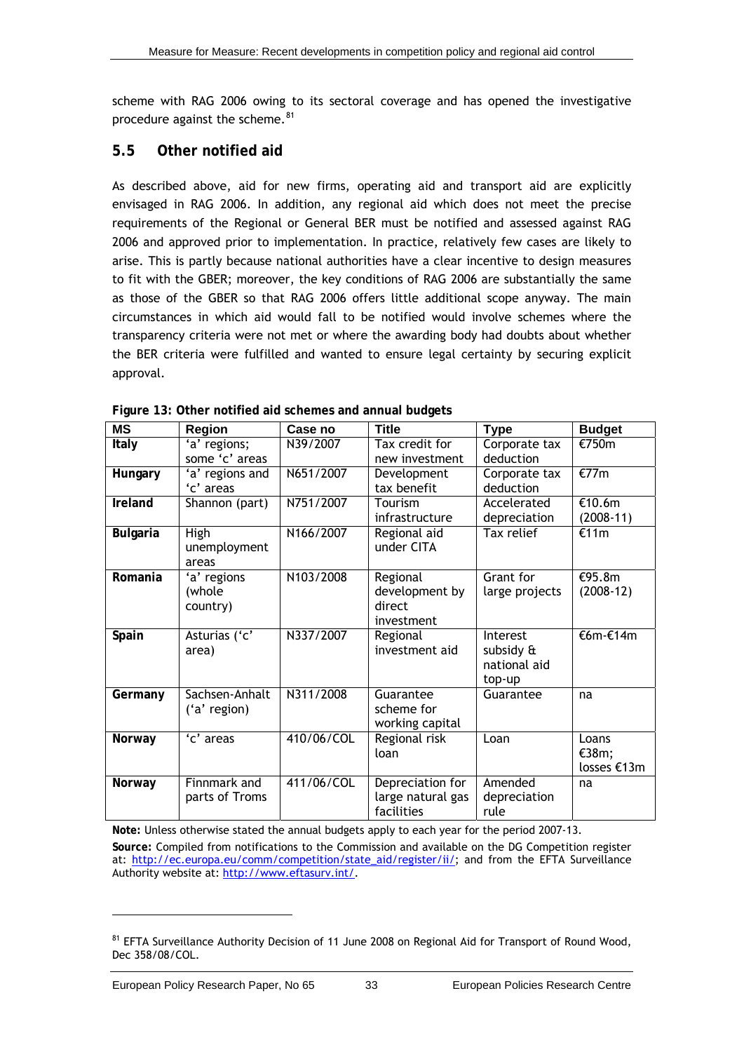scheme with RAG 2006 owing to its sectoral coverage and has opened the investigative procedure against the scheme.[81]

## 5.5 Other notified aid

As described above, aid for new firms, operating aid and transport aid are explicitly envisaged in RAG 2006. In addition, any regional aid which does not meet the precise requirements of the Regional or General BER must be notified and assessed against RAG 2006 and approved prior to implementation. In practice, relatively few cases are likely to arise. This is partly because national authorities have a clear incentive to design measures to fit with the GBER; moreover, the key conditions of RAG 2006 are substantially the same as those of the GBER so that RAG 2006 offers little additional scope anyway. The main circumstances in which aid would fall to be notified would involve schemes where the transparency criteria were not met or where the awarding body had doubts about whether the BER criteria were fulfilled and wanted to ensure legal certainty by securing explicit approval.

**Figure 13: Other notified aid schemes and annual budgets**

| MS | Region | Case no | Title | Type | Budget |
|---|---|---|---|---|---|
| **Italy** | 'a' regions; some 'c' areas | N39/2007 | Tax credit for new investment | Corporate tax deduction | €750m |
| **Hungary** | 'a' regions and 'c' areas | N651/2007 | Development tax benefit | Corporate tax deduction | €77m |
| **Ireland** | Shannon (part) | N751/2007 | Tourism infrastructure | Accelerated depreciation | €10.6m (2008-11) |
| **Bulgaria** | High unemployment areas | N166/2007 | Regional aid under CITA | Tax relief | €11m |
| **Romania** | 'a' regions (whole country) | N103/2008 | Regional development by direct investment | Grant for large projects | €95.8m (2008-12) |
| **Spain** | Asturias ('c' area) | N337/2007 | Regional investment aid | Interest subsidy & national aid top-up | €6m-€14m |
| **Germany** | Sachsen-Anhalt ('a' region) | N311/2008 | Guarantee scheme for working capital | Guarantee | na |
| **Norway** | 'c' areas | 410/06/COL | Regional risk loan | Loan | Loans €38m; losses €13m |
| **Norway** | Finnmark and parts of Troms | 411/06/COL | Depreciation for large natural gas facilities | Amended depreciation rule | na |

**Note:** Unless otherwise stated the annual budgets apply to each year for the period 2007-13.

**Source:** Compiled from notifications to the Commission and available on the DG Competition register at: http://ec.europa.eu/comm/competition/state_aid/register/ii/; and from the EFTA Surveillance Authority website at: http://www.eftasurv.int/.

[81] EFTA Surveillance Authority Decision of 11 June 2008 on Regional Aid for Transport of Round Wood, Dec 358/08/COL.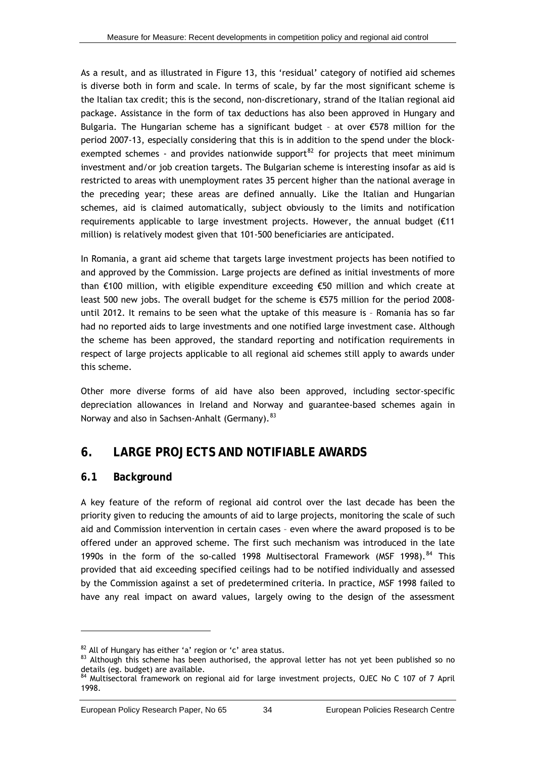As a result, and as illustrated in Figure 13, this 'residual' category of notified aid schemes is diverse both in form and scale. In terms of scale, by far the most significant scheme is the Italian tax credit; this is the second, non-discretionary, strand of the Italian regional aid package. Assistance in the form of tax deductions has also been approved in Hungary and Bulgaria. The Hungarian scheme has a significant budget – at over €578 million for the period 2007-13, especially considering that this is in addition to the spend under the block-exempted schemes - and provides nationwide support[82] for projects that meet minimum investment and/or job creation targets. The Bulgarian scheme is interesting insofar as aid is restricted to areas with unemployment rates 35 percent higher than the national average in the preceding year; these areas are defined annually. Like the Italian and Hungarian schemes, aid is claimed automatically, subject obviously to the limits and notification requirements applicable to large investment projects. However, the annual budget (€11 million) is relatively modest given that 101-500 beneficiaries are anticipated.

In Romania, a grant aid scheme that targets large investment projects has been notified to and approved by the Commission. Large projects are defined as initial investments of more than €100 million, with eligible expenditure exceeding €50 million and which create at least 500 new jobs. The overall budget for the scheme is €575 million for the period 2008-until 2012. It remains to be seen what the uptake of this measure is – Romania has so far had no reported aids to large investments and one notified large investment case. Although the scheme has been approved, the standard reporting and notification requirements in respect of large projects applicable to all regional aid schemes still apply to awards under this scheme.

Other more diverse forms of aid have also been approved, including sector-specific depreciation allowances in Ireland and Norway and guarantee-based schemes again in Norway and also in Sachsen-Anhalt (Germany).[83]

## 6. LARGE PROJECTS AND NOTIFIABLE AWARDS

### 6.1 Background

A key feature of the reform of regional aid control over the last decade has been the priority given to reducing the amounts of aid to large projects, monitoring the scale of such aid and Commission intervention in certain cases – even where the award proposed is to be offered under an approved scheme. The first such mechanism was introduced in the late 1990s in the form of the so-called 1998 Multisectoral Framework (MSF 1998).[84] This provided that aid exceeding specified ceilings had to be notified individually and assessed by the Commission against a set of predetermined criteria. In practice, MSF 1998 failed to have any real impact on award values, largely owing to the design of the assessment

---

[82] All of Hungary has either 'a' region or 'c' area status.

[83] Although this scheme has been authorised, the approval letter has not yet been published so no details (eg. budget) are available.

[84] Multisectoral framework on regional aid for large investment projects, OJEC No C 107 of 7 April 1998.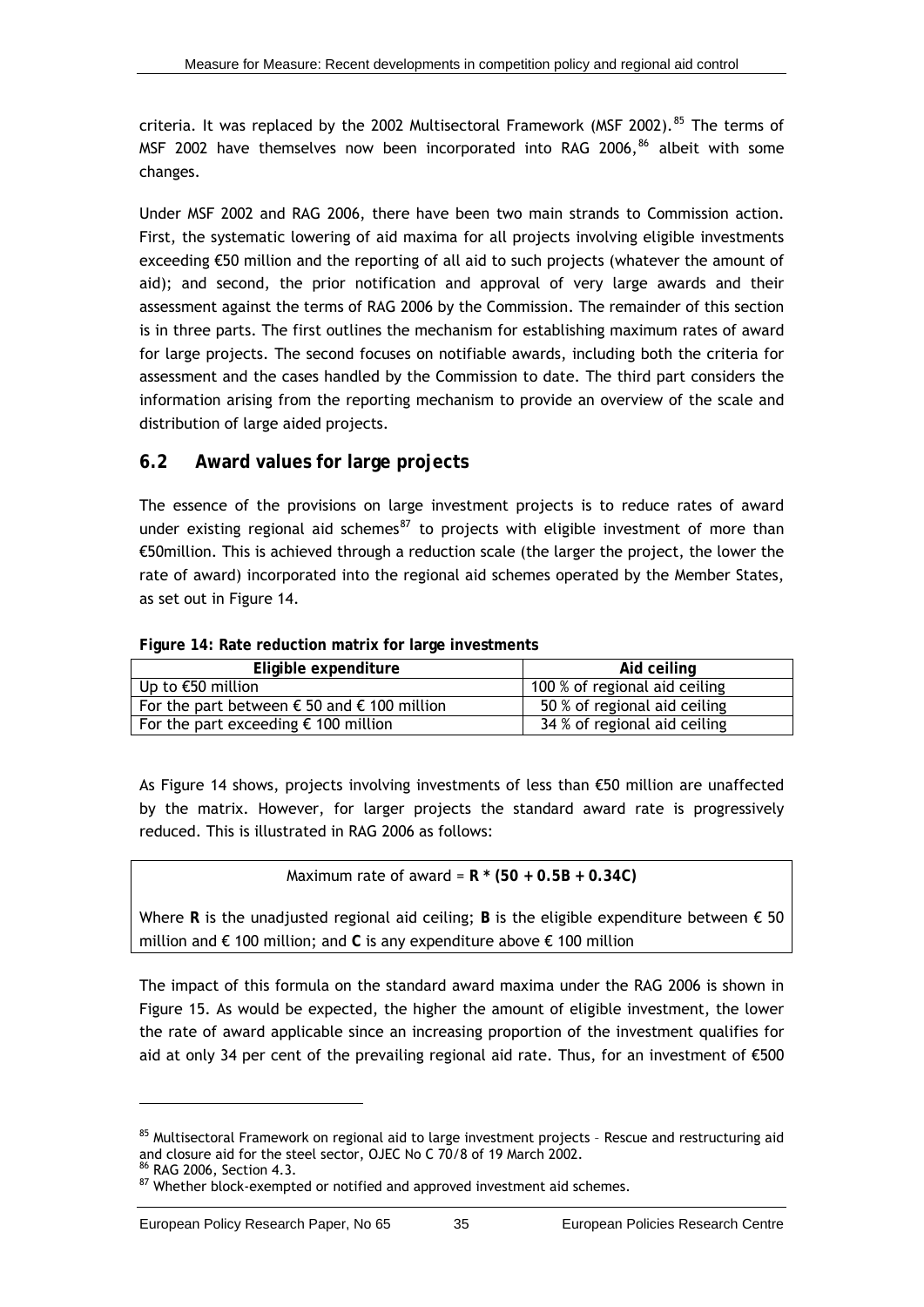criteria. It was replaced by the 2002 Multisectoral Framework (MSF 2002).[85] The terms of MSF 2002 have themselves now been incorporated into RAG 2006,[86] albeit with some changes.

Under MSF 2002 and RAG 2006, there have been two main strands to Commission action. First, the systematic lowering of aid maxima for all projects involving eligible investments exceeding €50 million and the reporting of all aid to such projects (whatever the amount of aid); and second, the prior notification and approval of very large awards and their assessment against the terms of RAG 2006 by the Commission. The remainder of this section is in three parts. The first outlines the mechanism for establishing maximum rates of award for large projects. The second focuses on notifiable awards, including both the criteria for assessment and the cases handled by the Commission to date. The third part considers the information arising from the reporting mechanism to provide an overview of the scale and distribution of large aided projects.

## 6.2 Award values for large projects

The essence of the provisions on large investment projects is to reduce rates of award under existing regional aid schemes[87] to projects with eligible investment of more than €50million. This is achieved through a reduction scale (the larger the project, the lower the rate of award) incorporated into the regional aid schemes operated by the Member States, as set out in Figure 14.

**Figure 14: Rate reduction matrix for large investments**

| Eligible expenditure | Aid ceiling |
| --- | --- |
| Up to €50 million | 100 % of regional aid ceiling |
| For the part between € 50 and € 100 million | 50 % of regional aid ceiling |
| For the part exceeding € 100 million | 34 % of regional aid ceiling |

As Figure 14 shows, projects involving investments of less than €50 million are unaffected by the matrix. However, for larger projects the standard award rate is progressively reduced. This is illustrated in RAG 2006 as follows:

Maximum rate of award = $\mathbf{R * (50 + 0.5B + 0.34C)}$

Where **R** is the unadjusted regional aid ceiling; **B** is the eligible expenditure between € 50 million and € 100 million; and **C** is any expenditure above € 100 million

The impact of this formula on the standard award maxima under the RAG 2006 is shown in Figure 15. As would be expected, the higher the amount of eligible investment, the lower the rate of award applicable since an increasing proportion of the investment qualifies for aid at only 34 per cent of the prevailing regional aid rate. Thus, for an investment of €500

[85] Multisectoral Framework on regional aid to large investment projects – Rescue and restructuring aid and closure aid for the steel sector, OJEC No C 70/8 of 19 March 2002.

[86] RAG 2006, Section 4.3.

[87] Whether block-exempted or notified and approved investment aid schemes.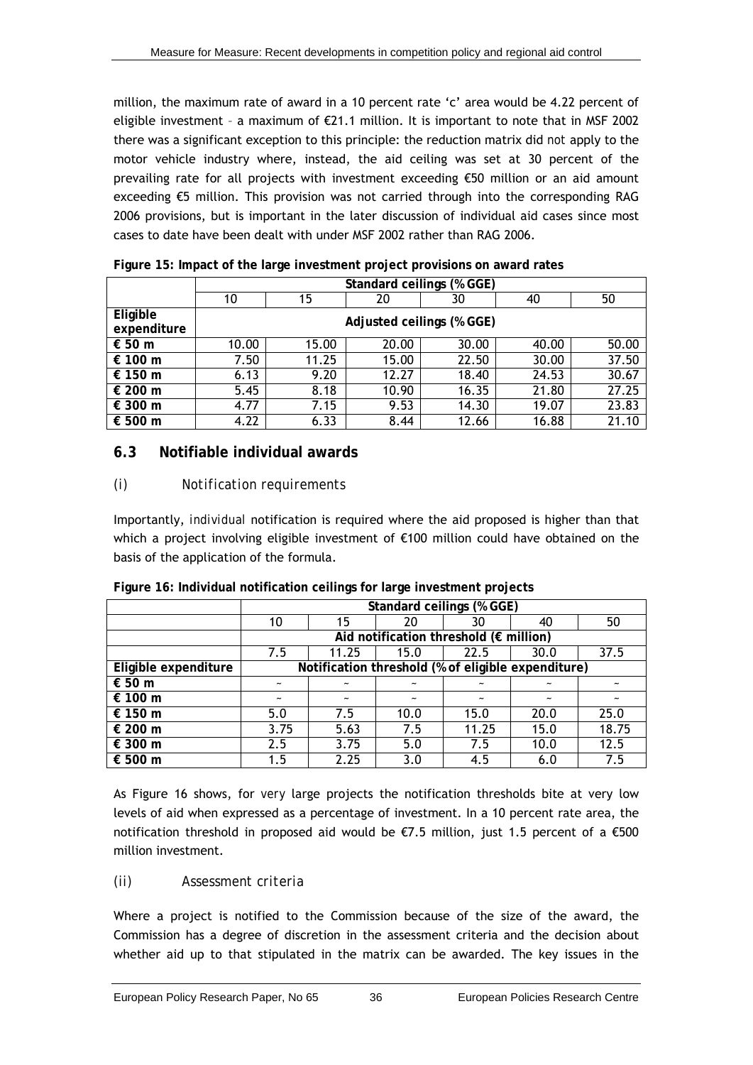million, the maximum rate of award in a 10 percent rate 'c' area would be 4.22 percent of eligible investment – a maximum of €21.1 million. It is important to note that in MSF 2002 there was a significant exception to this principle: the reduction matrix did *not* apply to the motor vehicle industry where, instead, the aid ceiling was set at 30 percent of the prevailing rate for all projects with investment exceeding €50 million or an aid amount exceeding €5 million. This provision was not carried through into the corresponding RAG 2006 provisions, but is important in the later discussion of individual aid cases since most cases to date have been dealt with under MSF 2002 rather than RAG 2006.

**Figure 15: Impact of the large investment project provisions on award rates**

| | Standard ceilings (% GGE) | | | | | |
|---|---|---|---|---|---|---|
| | 10 | 15 | 20 | 30 | 40 | 50 |
| **Eligible expenditure** | Adjusted ceilings (% GGE) | | | | | |
| **€ 50 m** | 10.00 | 15.00 | 20.00 | 30.00 | 40.00 | 50.00 |
| **€ 100 m** | 7.50 | 11.25 | 15.00 | 22.50 | 30.00 | 37.50 |
| **€ 150 m** | 6.13 | 9.20 | 12.27 | 18.40 | 24.53 | 30.67 |
| **€ 200 m** | 5.45 | 8.18 | 10.90 | 16.35 | 21.80 | 27.25 |
| **€ 300 m** | 4.77 | 7.15 | 9.53 | 14.30 | 19.07 | 23.83 |
| **€ 500 m** | 4.22 | 6.33 | 8.44 | 12.66 | 16.88 | 21.10 |

## 6.3 Notifiable individual awards

### (i) *Notification requirements*

Importantly, *individual* notification is required where the aid proposed is higher than that which a project involving eligible investment of €100 million could have obtained on the basis of the application of the formula.

**Figure 16: Individual notification ceilings for large investment projects**

| | Standard ceilings (% GGE) | | | | | |
|---|---|---|---|---|---|---|
| | 10 | 15 | 20 | 30 | 40 | 50 |
| | Aid notification threshold (€ million) | | | | | |
| | 7.5 | 11.25 | 15.0 | 22.5 | 30.0 | 37.5 |
| **Eligible expenditure** | Notification threshold (% of eligible expenditure) | | | | | |
| **€ 50 m** | ~ | ~ | ~ | ~ | ~ | ~ |
| **€ 100 m** | ~ | ~ | ~ | ~ | ~ | ~ |
| **€ 150 m** | 5.0 | 7.5 | 10.0 | 15.0 | 20.0 | 25.0 |
| **€ 200 m** | 3.75 | 5.63 | 7.5 | 11.25 | 15.0 | 18.75 |
| **€ 300 m** | 2.5 | 3.75 | 5.0 | 7.5 | 10.0 | 12.5 |
| **€ 500 m** | 1.5 | 2.25 | 3.0 | 4.5 | 6.0 | 7.5 |

As Figure 16 shows, for *very* large projects the notification thresholds bite at very low levels of aid when expressed as a percentage of investment. In a 10 percent rate area, the notification threshold in proposed aid would be €7.5 million, just 1.5 percent of a €500 million investment.

### (ii) *Assessment criteria*

Where a project is notified to the Commission because of the size of the award, the Commission has a degree of discretion in the assessment criteria and the decision about whether aid up to that stipulated in the matrix can be awarded. The key issues in the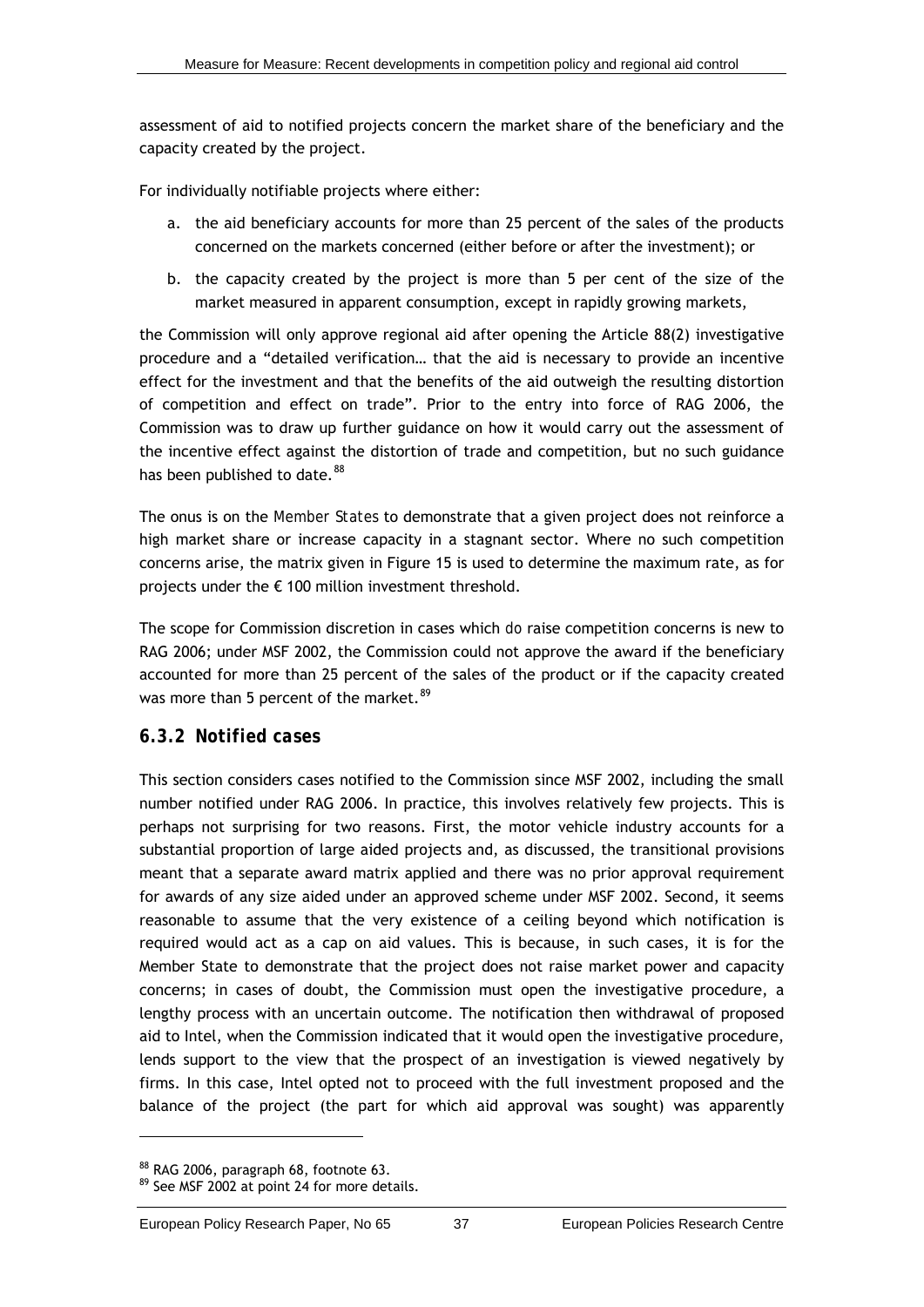assessment of aid to notified projects concern the market share of the beneficiary and the capacity created by the project.

For individually notifiable projects where either:

a. the aid beneficiary accounts for more than 25 percent of the sales of the products concerned on the markets concerned (either before or after the investment); or

b. the capacity created by the project is more than 5 per cent of the size of the market measured in apparent consumption, except in rapidly growing markets,

the Commission will only approve regional aid after opening the Article 88(2) investigative procedure and a "detailed verification… that the aid is necessary to provide an incentive effect for the investment and that the benefits of the aid outweigh the resulting distortion of competition and effect on trade". Prior to the entry into force of RAG 2006, the Commission was to draw up further guidance on how it would carry out the assessment of the incentive effect against the distortion of trade and competition, but no such guidance has been published to date.[88]

The onus is on the *Member States* to demonstrate that a given project does not reinforce a high market share or increase capacity in a stagnant sector. Where no such competition concerns arise, the matrix given in Figure 15 is used to determine the maximum rate, as for projects under the € 100 million investment threshold.

The scope for Commission discretion in cases which *do* raise competition concerns is new to RAG 2006; under MSF 2002, the Commission could not approve the award if the beneficiary accounted for more than 25 percent of the sales of the product or if the capacity created was more than 5 percent of the market.[89]

### 6.3.2 Notified cases

This section considers cases notified to the Commission since MSF 2002, including the small number notified under RAG 2006. In practice, this involves relatively few projects. This is perhaps not surprising for two reasons. First, the motor vehicle industry accounts for a substantial proportion of large aided projects and, as discussed, the transitional provisions meant that a separate award matrix applied and there was no prior approval requirement for awards of any size aided under an approved scheme under MSF 2002. Second, it seems reasonable to assume that the very existence of a ceiling beyond which notification is required would act as a cap on aid values. This is because, in such cases, it is for the Member State to demonstrate that the project does not raise market power and capacity concerns; in cases of doubt, the Commission must open the investigative procedure, a lengthy process with an uncertain outcome. The notification then withdrawal of proposed aid to Intel, when the Commission indicated that it would open the investigative procedure, lends support to the view that the prospect of an investigation is viewed negatively by firms. In this case, Intel opted not to proceed with the full investment proposed and the balance of the project (the part for which aid approval was sought) was apparently

[88] RAG 2006, paragraph 68, footnote 63.

[89] See MSF 2002 at point 24 for more details.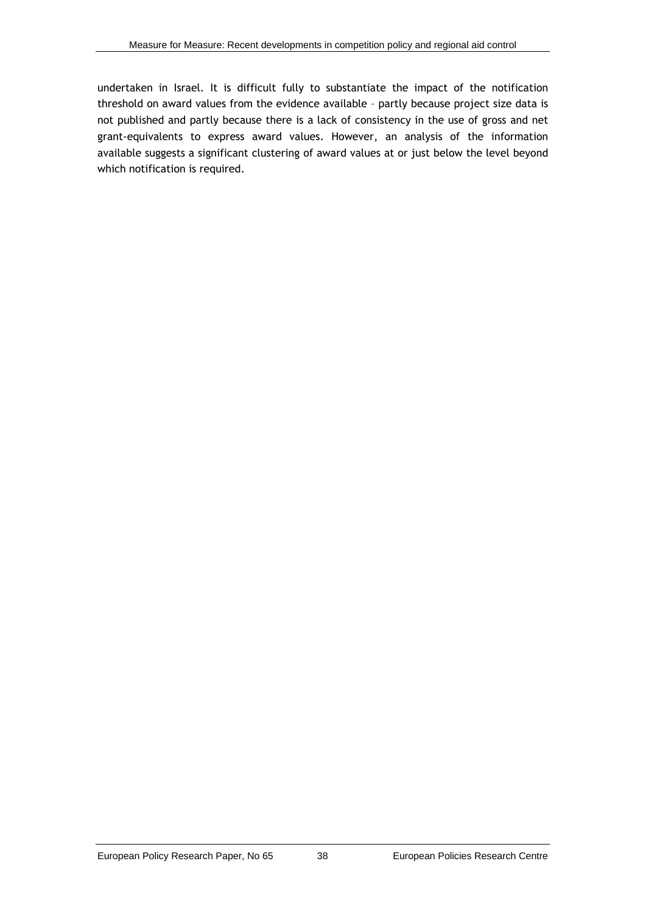undertaken in Israel. It is difficult fully to substantiate the impact of the notification threshold on award values from the evidence available – partly because project size data is not published and partly because there is a lack of consistency in the use of gross and net grant-equivalents to express award values. However, an analysis of the information available suggests a significant clustering of award values at or just below the level beyond which notification is required.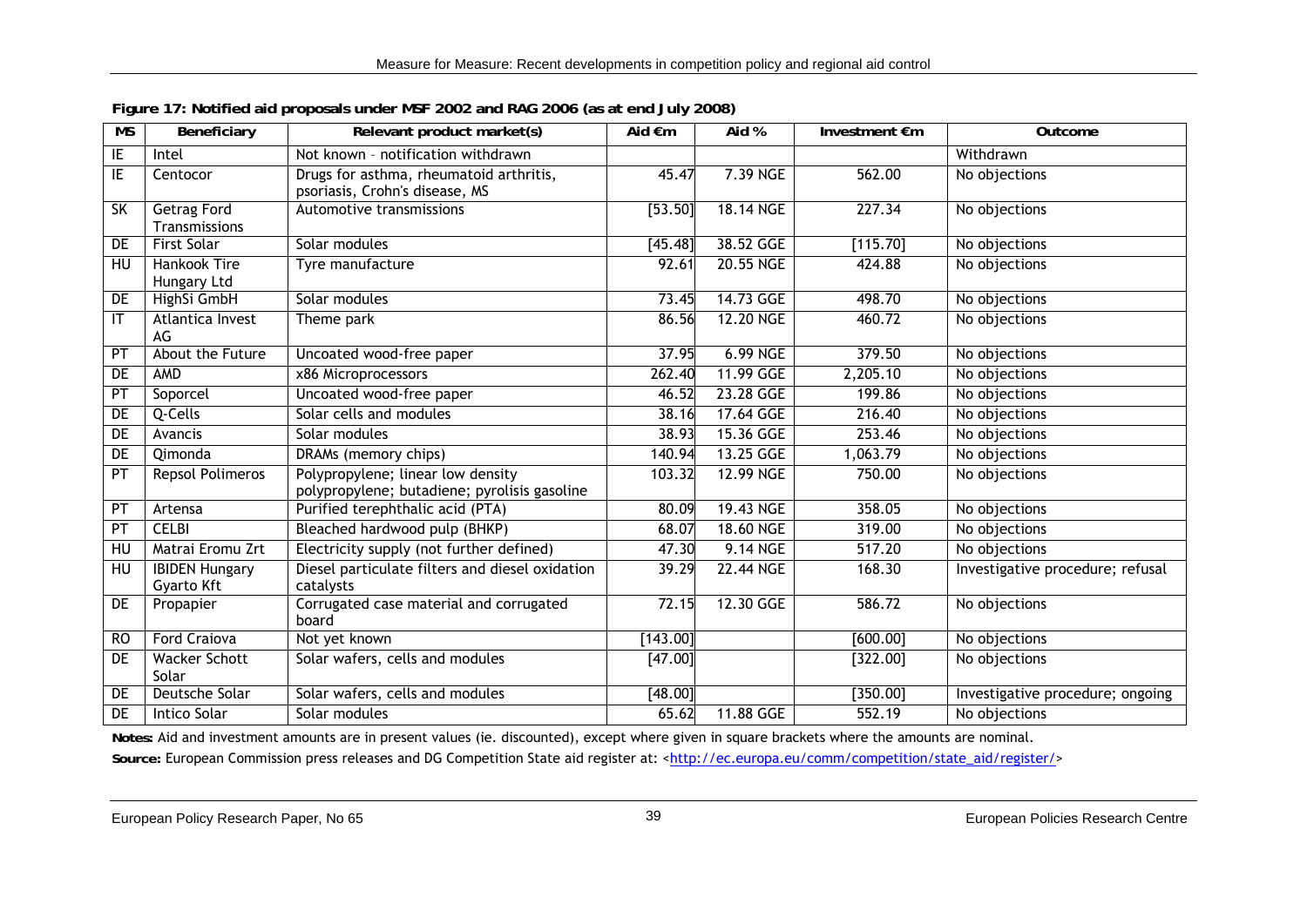**Figure 17: Notified aid proposals under MSF 2002 and RAG 2006 (as at end July 2008)**

| MS | Beneficiary | Relevant product market(s) | Aid €m | Aid % | Investment €m | Outcome |
|---|---|---|---|---|---|---|
| IE | Intel | Not known – notification withdrawn | | | | Withdrawn |
| IE | Centocor | Drugs for asthma, rheumatoid arthritis, psoriasis, Crohn's disease, MS | 45.47 | 7.39 NGE | 562.00 | No objections |
| SK | Getrag Ford Transmissions | Automotive transmissions | [53.50] | 18.14 NGE | 227.34 | No objections |
| DE | First Solar | Solar modules | [45.48] | 38.52 GGE | [115.70] | No objections |
| HU | Hankook Tire Hungary Ltd | Tyre manufacture | 92.61 | 20.55 NGE | 424.88 | No objections |
| DE | HighSi GmbH | Solar modules | 73.45 | 14.73 GGE | 498.70 | No objections |
| IT | Atlantica Invest AG | Theme park | 86.56 | 12.20 NGE | 460.72 | No objections |
| PT | About the Future | Uncoated wood-free paper | 37.95 | 6.99 NGE | 379.50 | No objections |
| DE | AMD | x86 Microprocessors | 262.40 | 11.99 GGE | 2,205.10 | No objections |
| PT | Soporcel | Uncoated wood-free paper | 46.52 | 23.28 GGE | 199.86 | No objections |
| DE | Q-Cells | Solar cells and modules | 38.16 | 17.64 GGE | 216.40 | No objections |
| DE | Avancis | Solar modules | 38.93 | 15.36 GGE | 253.46 | No objections |
| DE | Qimonda | DRAMs (memory chips) | 140.94 | 13.25 GGE | 1,063.79 | No objections |
| PT | Repsol Polimeros | Polypropylene; linear low density polypropylene; butadiene; pyrolisis gasoline | 103.32 | 12.99 NGE | 750.00 | No objections |
| PT | Artensa | Purified terephthalic acid (PTA) | 80.09 | 19.43 NGE | 358.05 | No objections |
| PT | CELBI | Bleached hardwood pulp (BHKP) | 68.07 | 18.60 NGE | 319.00 | No objections |
| HU | Matrai Eromu Zrt | Electricity supply (not further defined) | 47.30 | 9.14 NGE | 517.20 | No objections |
| HU | IBIDEN Hungary Gyarto Kft | Diesel particulate filters and diesel oxidation catalysts | 39.29 | 22.44 NGE | 168.30 | Investigative procedure; refusal |
| DE | Propapier | Corrugated case material and corrugated board | 72.15 | 12.30 GGE | 586.72 | No objections |
| RO | Ford Craiova | Not yet known | [143.00] | | [600.00] | No objections |
| DE | Wacker Schott Solar | Solar wafers, cells and modules | [47.00] | | [322.00] | No objections |
| DE | Deutsche Solar | Solar wafers, cells and modules | [48.00] | | [350.00] | Investigative procedure; ongoing |
| DE | Intico Solar | Solar modules | 65.62 | 11.88 GGE | 552.19 | No objections |

**Notes:** Aid and investment amounts are in present values (ie. discounted), except where given in square brackets where the amounts are nominal.

**Source:** European Commission press releases and DG Competition State aid register at: <http://ec.europa.eu/comm/competition/state_aid/register/>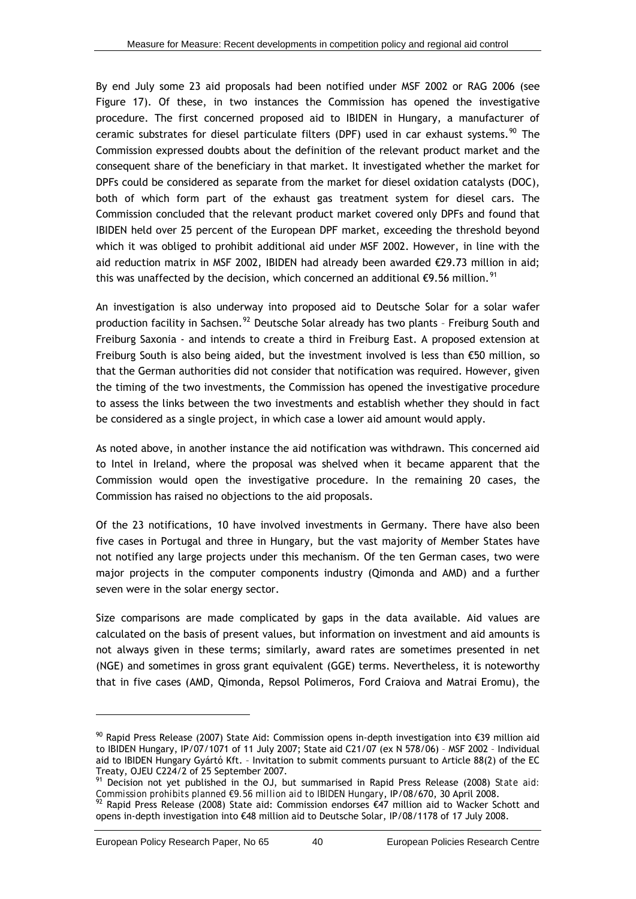By end July some 23 aid proposals had been notified under MSF 2002 or RAG 2006 (see Figure 17). Of these, in two instances the Commission has opened the investigative procedure. The first concerned proposed aid to IBIDEN in Hungary, a manufacturer of ceramic substrates for diesel particulate filters (DPF) used in car exhaust systems.[90] The Commission expressed doubts about the definition of the relevant product market and the consequent share of the beneficiary in that market. It investigated whether the market for DPFs could be considered as separate from the market for diesel oxidation catalysts (DOC), both of which form part of the exhaust gas treatment system for diesel cars. The Commission concluded that the relevant product market covered only DPFs and found that IBIDEN held over 25 percent of the European DPF market, exceeding the threshold beyond which it was obliged to prohibit additional aid under MSF 2002. However, in line with the aid reduction matrix in MSF 2002, IBIDEN had already been awarded €29.73 million in aid; this was unaffected by the decision, which concerned an additional €9.56 million.[91]

An investigation is also underway into proposed aid to Deutsche Solar for a solar wafer production facility in Sachsen.[92] Deutsche Solar already has two plants – Freiburg South and Freiburg Saxonia - and intends to create a third in Freiburg East. A proposed extension at Freiburg South is also being aided, but the investment involved is less than €50 million, so that the German authorities did not consider that notification was required. However, given the timing of the two investments, the Commission has opened the investigative procedure to assess the links between the two investments and establish whether they should in fact be considered as a single project, in which case a lower aid amount would apply.

As noted above, in another instance the aid notification was withdrawn. This concerned aid to Intel in Ireland, where the proposal was shelved when it became apparent that the Commission would open the investigative procedure. In the remaining 20 cases, the Commission has raised no objections to the aid proposals.

Of the 23 notifications, 10 have involved investments in Germany. There have also been five cases in Portugal and three in Hungary, but the vast majority of Member States have not notified any large projects under this mechanism. Of the ten German cases, two were major projects in the computer components industry (Qimonda and AMD) and a further seven were in the solar energy sector.

Size comparisons are made complicated by gaps in the data available. Aid values are calculated on the basis of present values, but information on investment and aid amounts is not always given in these terms; similarly, award rates are sometimes presented in net (NGE) and sometimes in gross grant equivalent (GGE) terms. Nevertheless, it is noteworthy that in five cases (AMD, Qimonda, Repsol Polimeros, Ford Craiova and Matrai Eromu), the

---

[90] Rapid Press Release (2007) State Aid: Commission opens in-depth investigation into €39 million aid to IBIDEN Hungary, IP/07/1071 of 11 July 2007; State aid C21/07 (ex N 578/06) – MSF 2002 – Individual aid to IBIDEN Hungary Gyártó Kft. – Invitation to submit comments pursuant to Article 88(2) of the EC Treaty, OJEU C224/2 of 25 September 2007.

[91] Decision not yet published in the OJ, but summarised in Rapid Press Release (2008) *State aid: Commission prohibits planned €9.56 million aid to IBIDEN Hungary*, IP/08/670, 30 April 2008.

[92] Rapid Press Release (2008) State aid: Commission endorses €47 million aid to Wacker Schott and opens in-depth investigation into €48 million aid to Deutsche Solar, IP/08/1178 of 17 July 2008.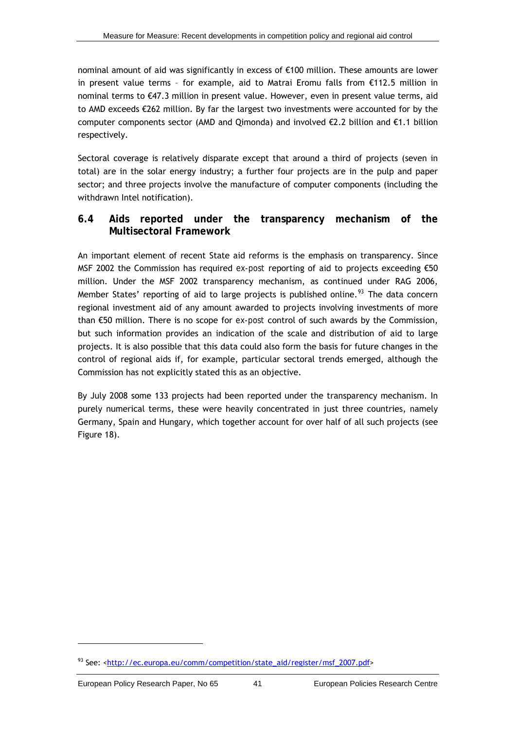nominal amount of aid was significantly in excess of €100 million. These amounts are lower in present value terms – for example, aid to Matrai Eromu falls from €112.5 million in nominal terms to €47.3 million in present value. However, even in present value terms, aid to AMD exceeds €262 million. By far the largest two investments were accounted for by the computer components sector (AMD and Qimonda) and involved €2.2 billion and €1.1 billion respectively.

Sectoral coverage is relatively disparate except that around a third of projects (seven in total) are in the solar energy industry; a further four projects are in the pulp and paper sector; and three projects involve the manufacture of computer components (including the withdrawn Intel notification).

## 6.4 Aids reported under the transparency mechanism of the Multisectoral Framework

An important element of recent State aid reforms is the emphasis on transparency. Since MSF 2002 the Commission has required *ex-post* reporting of aid to projects exceeding €50 million. Under the MSF 2002 transparency mechanism, as continued under RAG 2006, Member States' reporting of aid to large projects is published online.[93] The data concern regional investment aid of any amount awarded to projects involving investments of more than €50 million. There is no scope for *ex-post* control of such awards by the Commission, but such information provides an indication of the scale and distribution of aid to large projects. It is also possible that this data could also form the basis for future changes in the control of regional aids if, for example, particular sectoral trends emerged, although the Commission has not explicitly stated this as an objective.

By July 2008 some 133 projects had been reported under the transparency mechanism. In purely numerical terms, these were heavily concentrated in just three countries, namely Germany, Spain and Hungary, which together account for over half of all such projects (see Figure 18).

---

[93] See: <http://ec.europa.eu/comm/competition/state_aid/register/msf_2007.pdf>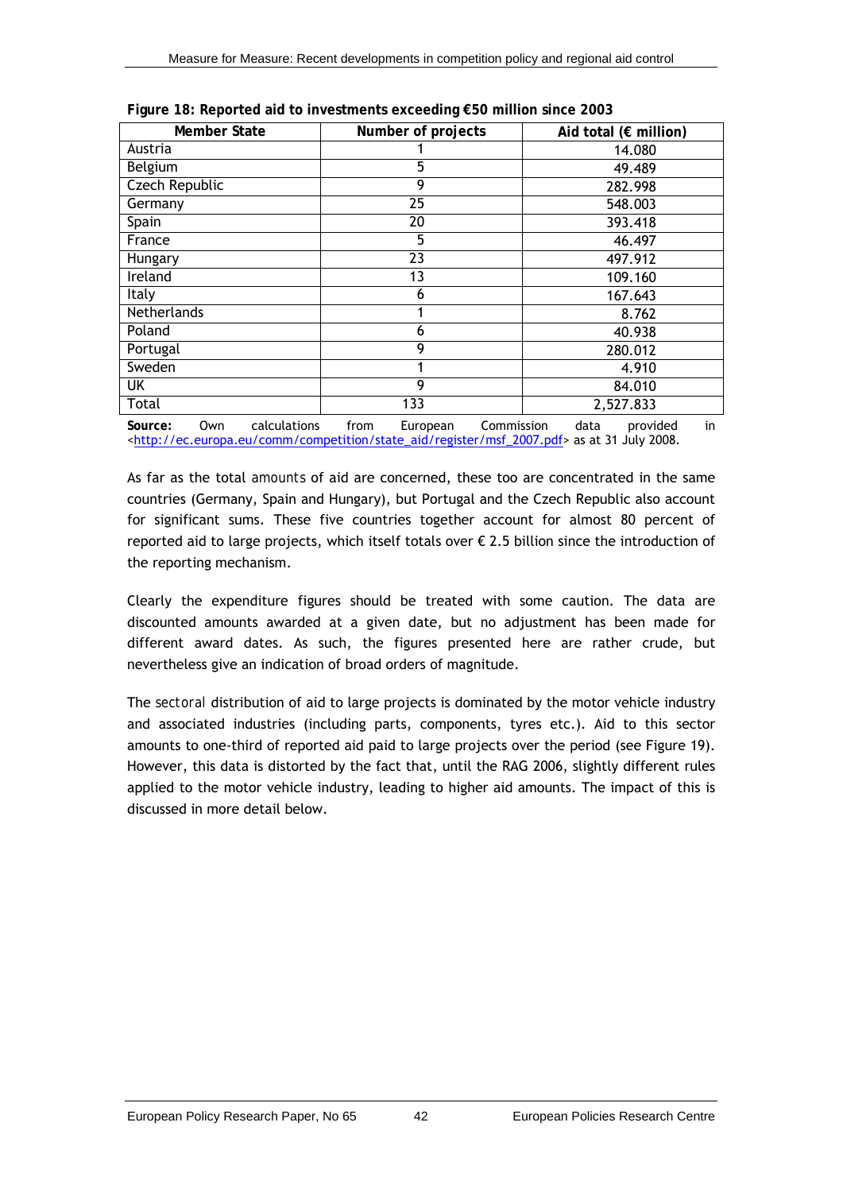**Figure 18: Reported aid to investments exceeding €50 million since 2003**

| Member State | Number of projects | Aid total (€ million) |
|---|---|---|
| Austria | 1 | 14.080 |
| Belgium | 5 | 49.489 |
| Czech Republic | 9 | 282.998 |
| Germany | 25 | 548.003 |
| Spain | 20 | 393.418 |
| France | 5 | 46.497 |
| Hungary | 23 | 497.912 |
| Ireland | 13 | 109.160 |
| Italy | 6 | 167.643 |
| Netherlands | 1 | 8.762 |
| Poland | 6 | 40.938 |
| Portugal | 9 | 280.012 |
| Sweden | 1 | 4.910 |
| UK | 9 | 84.010 |
| Total | 133 | 2,527.833 |

**Source:** Own calculations from European Commission data provided in <http://ec.europa.eu/comm/competition/state_aid/register/msf_2007.pdf> as at 31 July 2008.

As far as the total amounts of aid are concerned, these too are concentrated in the same countries (Germany, Spain and Hungary), but Portugal and the Czech Republic also account for significant sums. These five countries together account for almost 80 percent of reported aid to large projects, which itself totals over € 2.5 billion since the introduction of the reporting mechanism.

Clearly the expenditure figures should be treated with some caution. The data are discounted amounts awarded at a given date, but no adjustment has been made for different award dates. As such, the figures presented here are rather crude, but nevertheless give an indication of broad orders of magnitude.

The sectoral distribution of aid to large projects is dominated by the motor vehicle industry and associated industries (including parts, components, tyres etc.). Aid to this sector amounts to one-third of reported aid paid to large projects over the period (see Figure 19). However, this data is distorted by the fact that, until the RAG 2006, slightly different rules applied to the motor vehicle industry, leading to higher aid amounts. The impact of this is discussed in more detail below.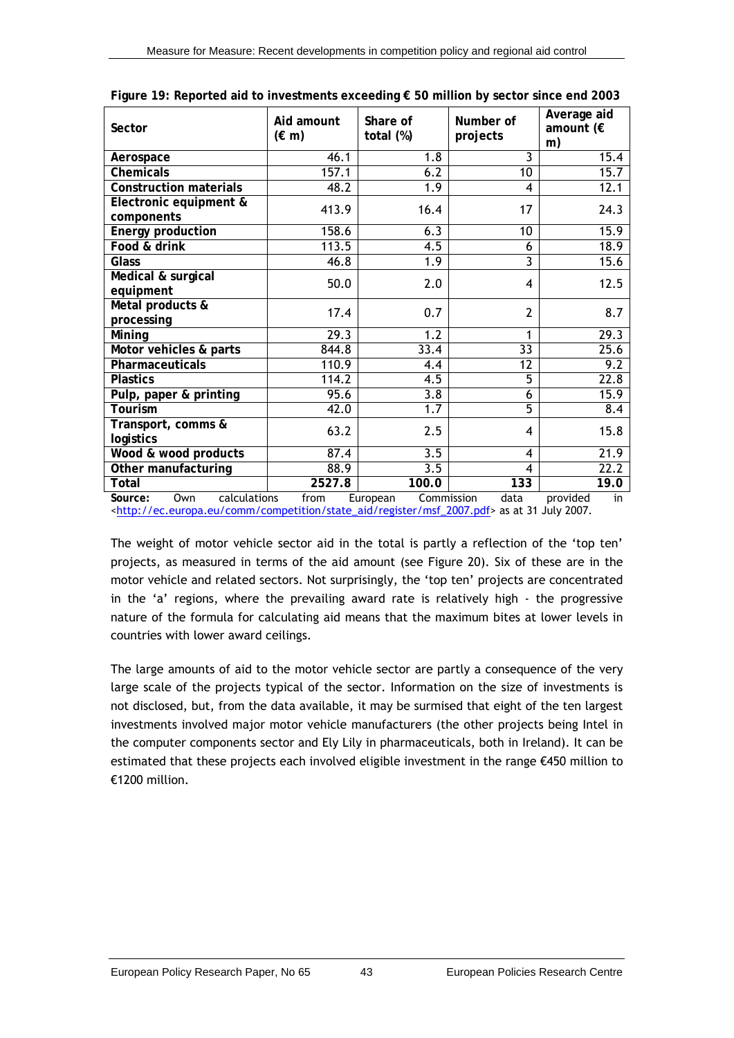**Figure 19: Reported aid to investments exceeding € 50 million by sector since end 2003**

| Sector | Aid amount (€ m) | Share of total (%) | Number of projects | Average aid amount (€ m) |
|---|---|---|---|---|
| **Aerospace** | 46.1 | 1.8 | 3 | 15.4 |
| **Chemicals** | 157.1 | 6.2 | 10 | 15.7 |
| **Construction materials** | 48.2 | 1.9 | 4 | 12.1 |
| **Electronic equipment & components** | 413.9 | 16.4 | 17 | 24.3 |
| **Energy production** | 158.6 | 6.3 | 10 | 15.9 |
| **Food & drink** | 113.5 | 4.5 | 6 | 18.9 |
| **Glass** | 46.8 | 1.9 | 3 | 15.6 |
| **Medical & surgical equipment** | 50.0 | 2.0 | 4 | 12.5 |
| **Metal products & processing** | 17.4 | 0.7 | 2 | 8.7 |
| **Mining** | 29.3 | 1.2 | 1 | 29.3 |
| **Motor vehicles & parts** | 844.8 | 33.4 | 33 | 25.6 |
| **Pharmaceuticals** | 110.9 | 4.4 | 12 | 9.2 |
| **Plastics** | 114.2 | 4.5 | 5 | 22.8 |
| **Pulp, paper & printing** | 95.6 | 3.8 | 6 | 15.9 |
| **Tourism** | 42.0 | 1.7 | 5 | 8.4 |
| **Transport, comms & logistics** | 63.2 | 2.5 | 4 | 15.8 |
| **Wood & wood products** | 87.4 | 3.5 | 4 | 21.9 |
| **Other manufacturing** | 88.9 | 3.5 | 4 | 22.2 |
| **Total** | **2527.8** | **100.0** | **133** | **19.0** |

**Source:** Own calculations from European Commission data provided in <http://ec.europa.eu/comm/competition/state_aid/register/msf_2007.pdf> as at 31 July 2007.

The weight of motor vehicle sector aid in the total is partly a reflection of the 'top ten' projects, as measured in terms of the aid amount (see Figure 20). Six of these are in the motor vehicle and related sectors. Not surprisingly, the 'top ten' projects are concentrated in the 'a' regions, where the prevailing award rate is relatively high - the progressive nature of the formula for calculating aid means that the maximum bites at lower levels in countries with lower award ceilings.

The large amounts of aid to the motor vehicle sector are partly a consequence of the very large scale of the projects typical of the sector. Information on the size of investments is not disclosed, but, from the data available, it may be surmised that eight of the ten largest investments involved major motor vehicle manufacturers (the other projects being Intel in the computer components sector and Ely Lily in pharmaceuticals, both in Ireland). It can be estimated that these projects each involved eligible investment in the range €450 million to €1200 million.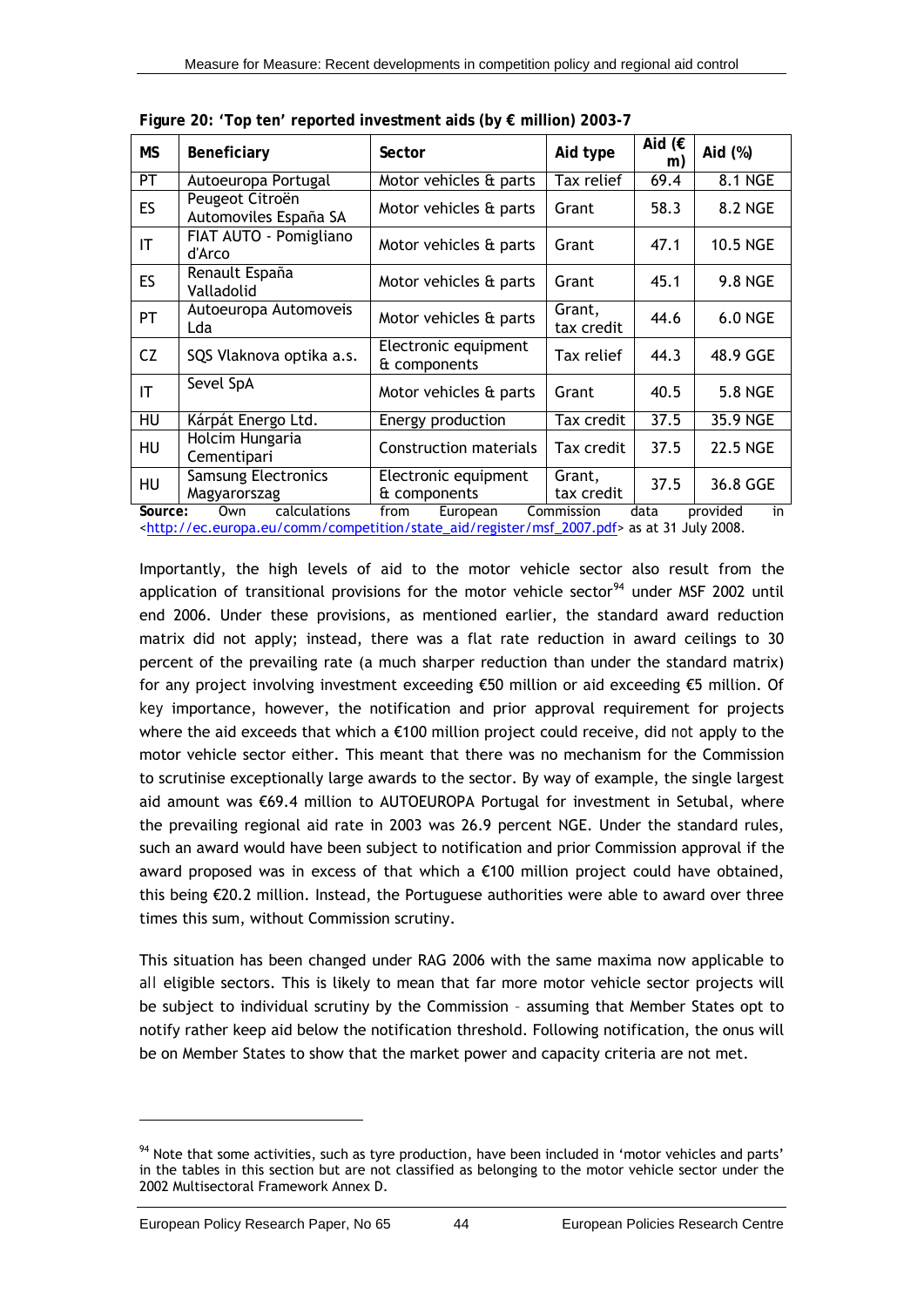**Figure 20: 'Top ten' reported investment aids (by € million) 2003-7**

| MS | Beneficiary | Sector | Aid type | Aid (€ m) | Aid (%) |
|---|---|---|---|---|---|
| PT | Autoeuropa Portugal | Motor vehicles & parts | Tax relief | 69.4 | 8.1 NGE |
| ES | Peugeot Citroën Automoviles España SA | Motor vehicles & parts | Grant | 58.3 | 8.2 NGE |
| IT | FIAT AUTO - Pomigliano d'Arco | Motor vehicles & parts | Grant | 47.1 | 10.5 NGE |
| ES | Renault España Valladolid | Motor vehicles & parts | Grant | 45.1 | 9.8 NGE |
| PT | Autoeuropa Automoveis Lda | Motor vehicles & parts | Grant, tax credit | 44.6 | 6.0 NGE |
| CZ | SQS Vlaknova optika a.s. | Electronic equipment & components | Tax relief | 44.3 | 48.9 GGE |
| IT | Sevel SpA | Motor vehicles & parts | Grant | 40.5 | 5.8 NGE |
| HU | Kárpát Energo Ltd. | Energy production | Tax credit | 37.5 | 35.9 NGE |
| HU | Holcim Hungaria Cementipari | Construction materials | Tax credit | 37.5 | 22.5 NGE |
| HU | Samsung Electronics Magyarorszag | Electronic equipment & components | Grant, tax credit | 37.5 | 36.8 GGE |

**Source:** Own calculations from European Commission data provided in <http://ec.europa.eu/comm/competition/state_aid/register/msf_2007.pdf> as at 31 July 2008.

Importantly, the high levels of aid to the motor vehicle sector also result from the application of transitional provisions for the motor vehicle sector[94] under MSF 2002 until end 2006. Under these provisions, as mentioned earlier, the standard award reduction matrix did not apply; instead, there was a flat rate reduction in award ceilings to 30 percent of the prevailing rate (a much sharper reduction than under the standard matrix) for any project involving investment exceeding €50 million or aid exceeding €5 million. Of key importance, however, the notification and prior approval requirement for projects where the aid exceeds that which a €100 million project could receive, did not apply to the motor vehicle sector either. This meant that there was no mechanism for the Commission to scrutinise exceptionally large awards to the sector. By way of example, the single largest aid amount was €69.4 million to AUTOEUROPA Portugal for investment in Setubal, where the prevailing regional aid rate in 2003 was 26.9 percent NGE. Under the standard rules, such an award would have been subject to notification and prior Commission approval if the award proposed was in excess of that which a €100 million project could have obtained, this being €20.2 million. Instead, the Portuguese authorities were able to award over three times this sum, without Commission scrutiny.

This situation has been changed under RAG 2006 with the same maxima now applicable to all eligible sectors. This is likely to mean that far more motor vehicle sector projects will be subject to individual scrutiny by the Commission – assuming that Member States opt to notify rather keep aid below the notification threshold. Following notification, the onus will be on Member States to show that the market power and capacity criteria are not met.

---

[94] Note that some activities, such as tyre production, have been included in 'motor vehicles and parts' in the tables in this section but are not classified as belonging to the motor vehicle sector under the 2002 Multisectoral Framework Annex D.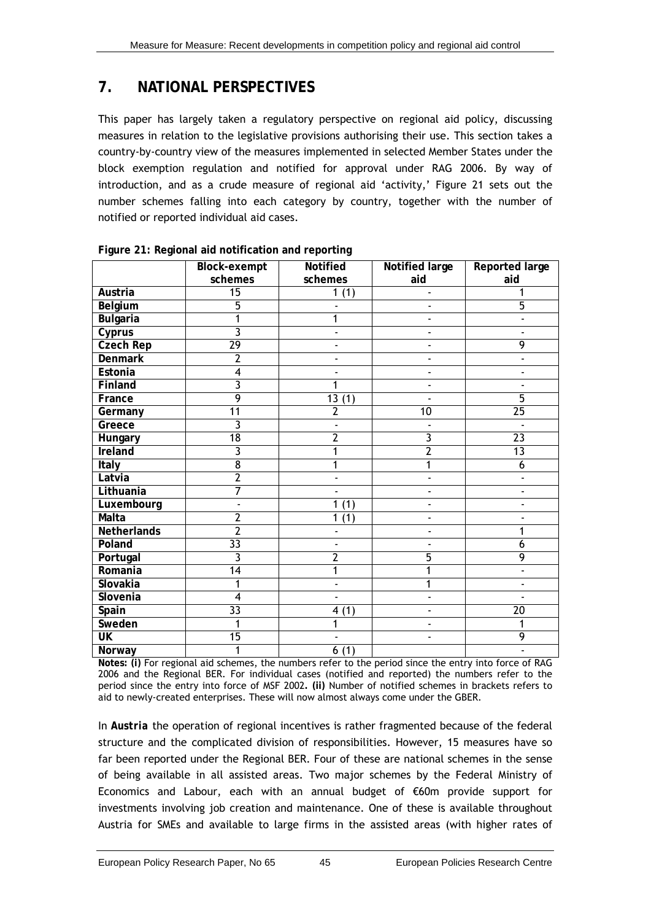## 7. NATIONAL PERSPECTIVES

This paper has largely taken a regulatory perspective on regional aid policy, discussing measures in relation to the legislative provisions authorising their use. This section takes a country-by-country view of the measures implemented in selected Member States under the block exemption regulation and notified for approval under RAG 2006. By way of introduction, and as a crude measure of regional aid 'activity,' Figure 21 sets out the number schemes falling into each category by country, together with the number of notified or reported individual aid cases.

**Figure 21: Regional aid notification and reporting**

| | Block-exempt schemes | Notified schemes | Notified large aid | Reported large aid |
|---|---|---|---|---|
| **Austria** | 15 | 1 (1) | - | 1 |
| **Belgium** | 5 | - | - | 5 |
| **Bulgaria** | 1 | 1 | - | - |
| **Cyprus** | 3 | - | - | - |
| **Czech Rep** | 29 | - | - | 9 |
| **Denmark** | 2 | - | - | - |
| **Estonia** | 4 | - | - | - |
| **Finland** | 3 | 1 | - | - |
| **France** | 9 | 13 (1) | - | 5 |
| **Germany** | 11 | 2 | 10 | 25 |
| **Greece** | 3 | - | - | - |
| **Hungary** | 18 | 2 | 3 | 23 |
| **Ireland** | 3 | 1 | 2 | 13 |
| **Italy** | 8 | 1 | 1 | 6 |
| **Latvia** | 2 | - | - | - |
| **Lithuania** | 7 | - | - | - |
| **Luxembourg** | - | 1 (1) | - | - |
| **Malta** | 2 | 1 (1) | - | - |
| **Netherlands** | 2 | - | - | 1 |
| **Poland** | 33 | - | - | 6 |
| **Portugal** | 3 | 2 | 5 | 9 |
| **Romania** | 14 | 1 | 1 | - |
| **Slovakia** | 1 | - | 1 | - |
| **Slovenia** | 4 | - | - | - |
| **Spain** | 33 | 4 (1) | - | 20 |
| **Sweden** | 1 | 1 | - | 1 |
| **UK** | 15 | - | - | 9 |
| **Norway** | 1 | 6 (1) | | - |

**Notes: (i)** For regional aid schemes, the numbers refer to the period since the entry into force of RAG 2006 and the Regional BER. For individual cases (notified and reported) the numbers refer to the period since the entry into force of MSF 2002**. (ii)** Number of notified schemes in brackets refers to aid to newly-created enterprises. These will now almost always come under the GBER.

In **Austria** the operation of regional incentives is rather fragmented because of the federal structure and the complicated division of responsibilities. However, 15 measures have so far been reported under the Regional BER. Four of these are national schemes in the sense of being available in all assisted areas. Two major schemes by the Federal Ministry of Economics and Labour, each with an annual budget of €60m provide support for investments involving job creation and maintenance. One of these is available throughout Austria for SMEs and available to large firms in the assisted areas (with higher rates of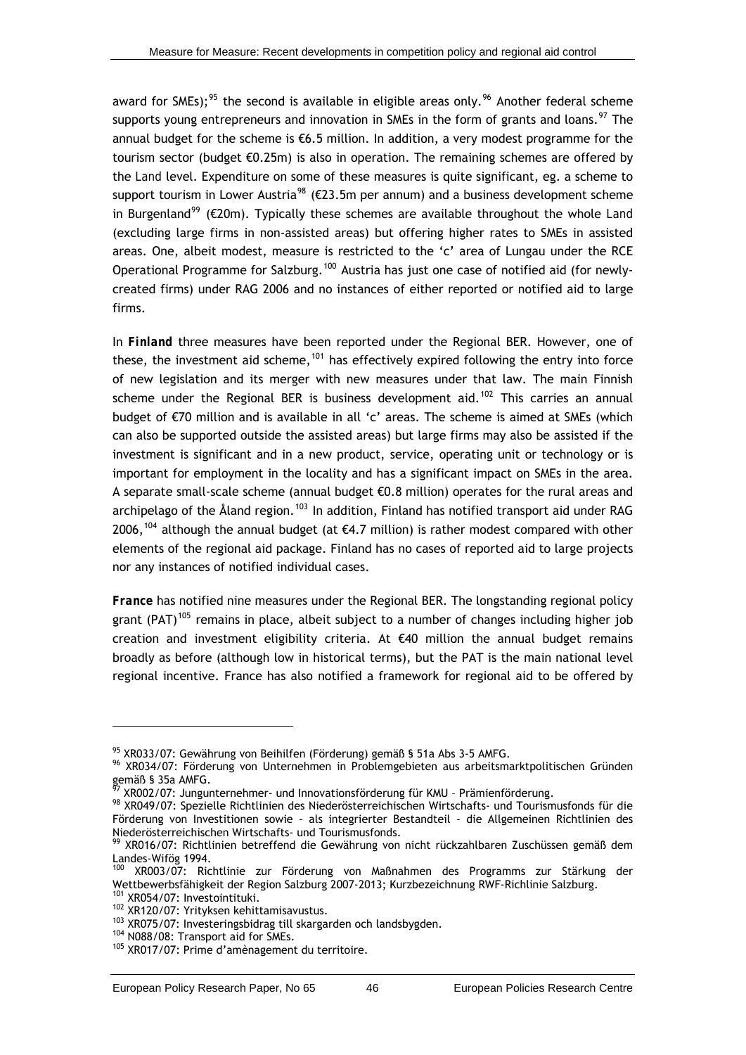award for SMEs);[95] the second is available in eligible areas only.[96] Another federal scheme supports young entrepreneurs and innovation in SMEs in the form of grants and loans.[97] The annual budget for the scheme is €6.5 million. In addition, a very modest programme for the tourism sector (budget €0.25m) is also in operation. The remaining schemes are offered by the *Land* level. Expenditure on some of these measures is quite significant, eg. a scheme to support tourism in Lower Austria[98] (€23.5m per annum) and a business development scheme in Burgenland[99] (€20m). Typically these schemes are available throughout the whole *Land* (excluding large firms in non-assisted areas) but offering higher rates to SMEs in assisted areas. One, albeit modest, measure is restricted to the 'c' area of Lungau under the RCE Operational Programme for Salzburg.[100] Austria has just one case of notified aid (for newly-created firms) under RAG 2006 and no instances of either reported or notified aid to large firms.

In ***Finland*** three measures have been reported under the Regional BER. However, one of these, the investment aid scheme,[101] has effectively expired following the entry into force of new legislation and its merger with new measures under that law. The main Finnish scheme under the Regional BER is business development aid.[102] This carries an annual budget of €70 million and is available in all 'c' areas. The scheme is aimed at SMEs (which can also be supported outside the assisted areas) but large firms may also be assisted if the investment is significant and in a new product, service, operating unit or technology or is important for employment in the locality and has a significant impact on SMEs in the area. A separate small-scale scheme (annual budget €0.8 million) operates for the rural areas and archipelago of the Åland region.[103] In addition, Finland has notified transport aid under RAG 2006,[104] although the annual budget (at €4.7 million) is rather modest compared with other elements of the regional aid package. Finland has no cases of reported aid to large projects nor any instances of notified individual cases.

***France*** has notified nine measures under the Regional BER. The longstanding regional policy grant (PAT)[105] remains in place, albeit subject to a number of changes including higher job creation and investment eligibility criteria. At €40 million the annual budget remains broadly as before (although low in historical terms), but the PAT is the main national level regional incentive. France has also notified a framework for regional aid to be offered by

---

[95] XR033/07: Gewährung von Beihilfen (Förderung) gemäß § 51a Abs 3-5 AMFG.

[96] XR034/07: Förderung von Unternehmen in Problemgebieten aus arbeitsmarktpolitischen Gründen gemäß § 35a AMFG.

[97] XR002/07: Jungunternehmer- und Innovationsförderung für KMU – Prämienförderung.

[98] XR049/07: Spezielle Richtlinien des Niederösterreichischen Wirtschafts- und Tourismusfonds für die Förderung von Investitionen sowie - als integrierter Bestandteil - die Allgemeinen Richtlinien des Niederösterreichischen Wirtschafts- und Tourismusfonds.

[99] XR016/07: Richtlinien betreffend die Gewährung von nicht rückzahlbaren Zuschüssen gemäß dem Landes-Wifög 1994.

[100] XR003/07: Richtlinie zur Förderung von Maßnahmen des Programms zur Stärkung der Wettbewerbsfähigkeit der Region Salzburg 2007-2013; Kurzbezeichnung RWF-Richlinie Salzburg.

[101] XR054/07: Investointituki.

[102] XR120/07: Yrityksen kehittamisavustus.

[103] XR075/07: Investeringsbidrag till skargarden och landsbygden.

[104] N088/08: Transport aid for SMEs.

[105] XR017/07: Prime d'amènagement du territoire.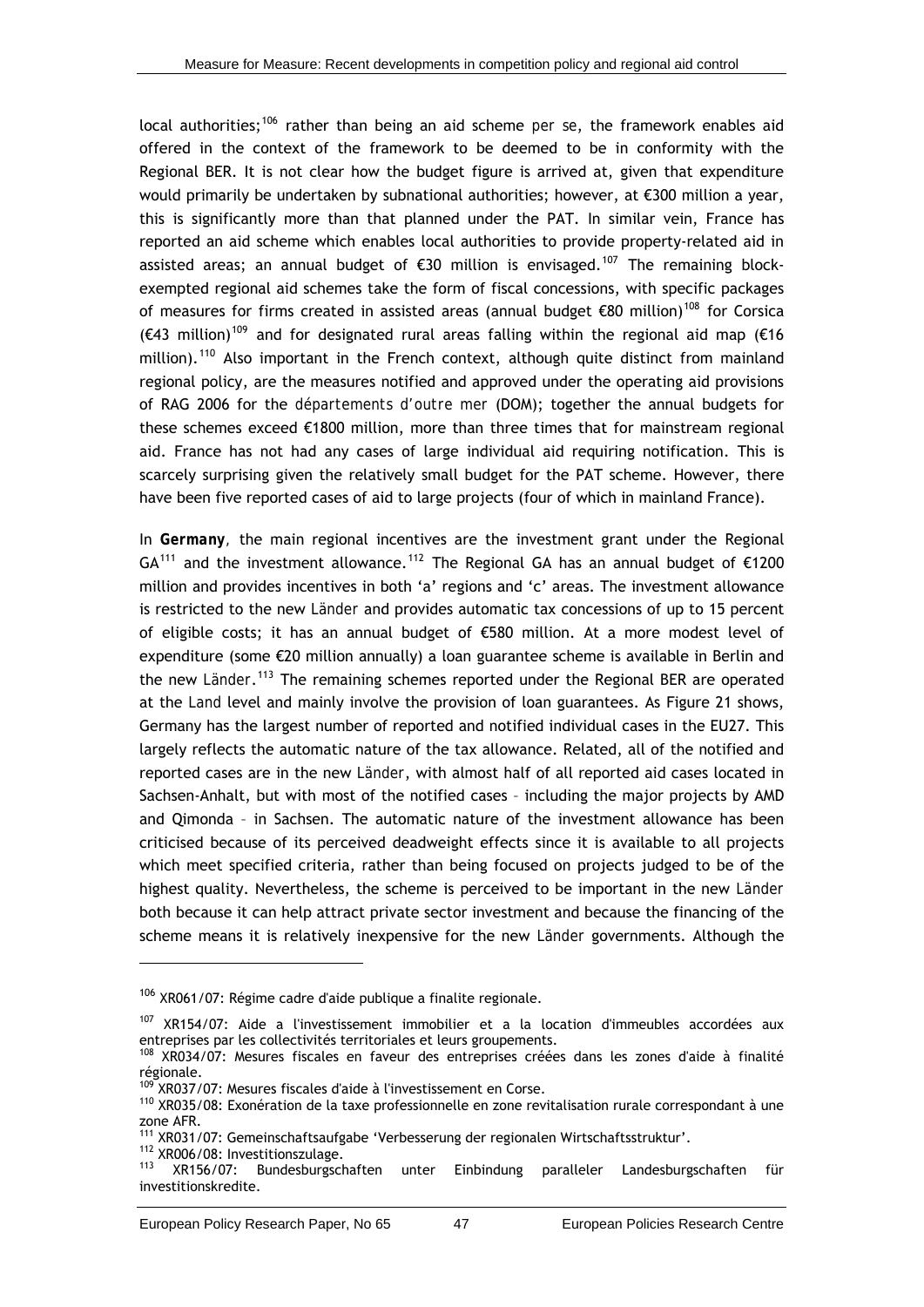local authorities;[106] rather than being an aid scheme *per se*, the framework enables aid offered in the context of the framework to be deemed to be in conformity with the Regional BER. It is not clear how the budget figure is arrived at, given that expenditure would primarily be undertaken by subnational authorities; however, at €300 million a year, this is significantly more than that planned under the PAT. In similar vein, France has reported an aid scheme which enables local authorities to provide property-related aid in assisted areas; an annual budget of €30 million is envisaged.[107] The remaining block-exempted regional aid schemes take the form of fiscal concessions, with specific packages of measures for firms created in assisted areas (annual budget €80 million)[108] for Corsica (€43 million)[109] and for designated rural areas falling within the regional aid map (€16 million).[110] Also important in the French context, although quite distinct from mainland regional policy, are the measures notified and approved under the operating aid provisions of RAG 2006 for the *départements d'outre mer* (DOM); together the annual budgets for these schemes exceed €1800 million, more than three times that for mainstream regional aid. France has not had any cases of large individual aid requiring notification. This is scarcely surprising given the relatively small budget for the PAT scheme. However, there have been five reported cases of aid to large projects (four of which in mainland France).

In ***Germany***, the main regional incentives are the investment grant under the Regional GA[111] and the investment allowance.[112] The Regional GA has an annual budget of €1200 million and provides incentives in both 'a' regions and 'c' areas. The investment allowance is restricted to the new *Länder* and provides automatic tax concessions of up to 15 percent of eligible costs; it has an annual budget of €580 million. At a more modest level of expenditure (some €20 million annually) a loan guarantee scheme is available in Berlin and the new *Länder*.[113] The remaining schemes reported under the Regional BER are operated at the *Land* level and mainly involve the provision of loan guarantees. As Figure 21 shows, Germany has the largest number of reported and notified individual cases in the EU27. This largely reflects the automatic nature of the tax allowance. Related, all of the notified and reported cases are in the new *Länder*, with almost half of all reported aid cases located in Sachsen-Anhalt, but with most of the notified cases – including the major projects by AMD and Qimonda – in Sachsen. The automatic nature of the investment allowance has been criticised because of its perceived deadweight effects since it is available to all projects which meet specified criteria, rather than being focused on projects judged to be of the highest quality. Nevertheless, the scheme is perceived to be important in the new *Länder* both because it can help attract private sector investment and because the financing of the scheme means it is relatively inexpensive for the new *Länder* governments. Although the

---

[106] XR061/07: Régime cadre d'aide publique a finalite regionale.

[107] XR154/07: Aide a l'investissement immobilier et a la location d'immeubles accordées aux entreprises par les collectivités territoriales et leurs groupements.

[108] XR034/07: Mesures fiscales en faveur des entreprises créées dans les zones d'aide à finalité régionale.

[109] XR037/07: Mesures fiscales d'aide à l'investissement en Corse.

[110] XR035/08: Exonération de la taxe professionnelle en zone revitalisation rurale correspondant à une zone AFR.

[111] XR031/07: Gemeinschaftsaufgabe 'Verbesserung der regionalen Wirtschaftsstruktur'.

[112] XR006/08: Investitionszulage.

[113] XR156/07: Bundesburgschaften unter Einbindung paralleler Landesburgschaften für investitionskredite.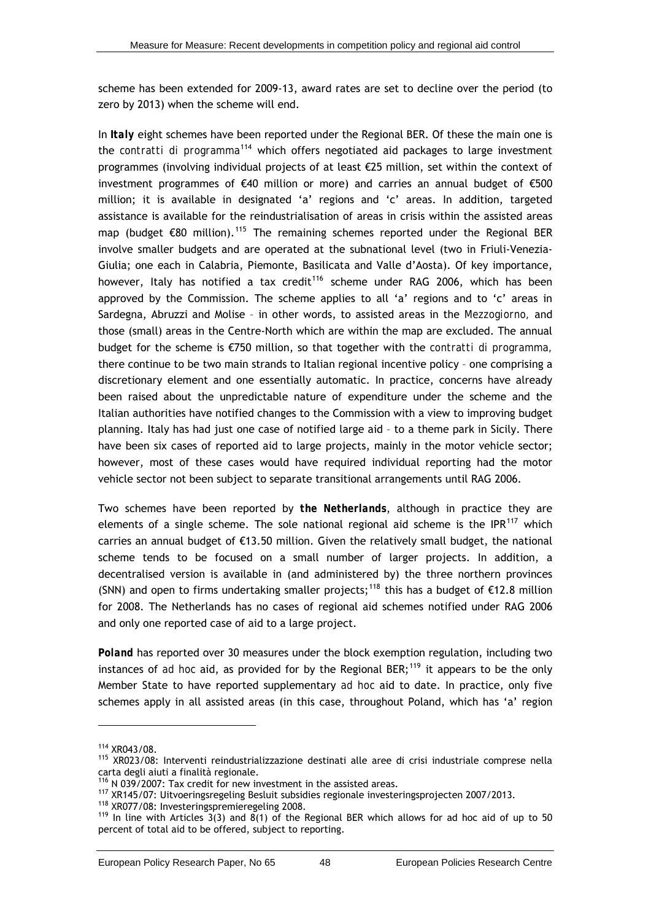scheme has been extended for 2009-13, award rates are set to decline over the period (to zero by 2013) when the scheme will end.

In ***Italy*** eight schemes have been reported under the Regional BER. Of these the main one is the *contratti di programma*[114] which offers negotiated aid packages to large investment programmes (involving individual projects of at least €25 million, set within the context of investment programmes of €40 million or more) and carries an annual budget of €500 million; it is available in designated 'a' regions and 'c' areas. In addition, targeted assistance is available for the reindustrialisation of areas in crisis within the assisted areas map (budget €80 million).[115] The remaining schemes reported under the Regional BER involve smaller budgets and are operated at the subnational level (two in Friuli-Venezia-Giulia; one each in Calabria, Piemonte, Basilicata and Valle d'Aosta). Of key importance, however, Italy has notified a tax credit[116] scheme under RAG 2006, which has been approved by the Commission. The scheme applies to all 'a' regions and to 'c' areas in Sardegna, Abruzzi and Molise – in other words, to assisted areas in the *Mezzogiorno,* and those (small) areas in the Centre-North which are within the map are excluded. The annual budget for the scheme is €750 million, so that together with the *contratti di programma,* there continue to be two main strands to Italian regional incentive policy – one comprising a discretionary element and one essentially automatic. In practice, concerns have already been raised about the unpredictable nature of expenditure under the scheme and the Italian authorities have notified changes to the Commission with a view to improving budget planning. Italy has had just one case of notified large aid – to a theme park in Sicily. There have been six cases of reported aid to large projects, mainly in the motor vehicle sector; however, most of these cases would have required individual reporting had the motor vehicle sector not been subject to separate transitional arrangements until RAG 2006.

Two schemes have been reported by ***the Netherlands***, although in practice they are elements of a single scheme. The sole national regional aid scheme is the IPR[117] which carries an annual budget of €13.50 million. Given the relatively small budget, the national scheme tends to be focused on a small number of larger projects. In addition, a decentralised version is available in (and administered by) the three northern provinces (SNN) and open to firms undertaking smaller projects;[118] this has a budget of €12.8 million for 2008. The Netherlands has no cases of regional aid schemes notified under RAG 2006 and only one reported case of aid to a large project.

***Poland*** has reported over 30 measures under the block exemption regulation, including two instances of *ad hoc* aid, as provided for by the Regional BER;[119] it appears to be the only Member State to have reported supplementary *ad hoc* aid to date. In practice, only five schemes apply in all assisted areas (in this case, throughout Poland, which has 'a' region

---

[114] XR043/08.

[115] XR023/08: Interventi reindustrializzazione destinati alle aree di crisi industriale comprese nella carta degli aiuti a finalità regionale.

[116] N 039/2007: Tax credit for new investment in the assisted areas.

[117] XR145/07: Uitvoeringsregeling Besluit subsidies regionale investeringsprojecten 2007/2013.

[118] XR077/08: Investeringspremieregeling 2008.

[119] In line with Articles 3(3) and 8(1) of the Regional BER which allows for ad hoc aid of up to 50 percent of total aid to be offered, subject to reporting.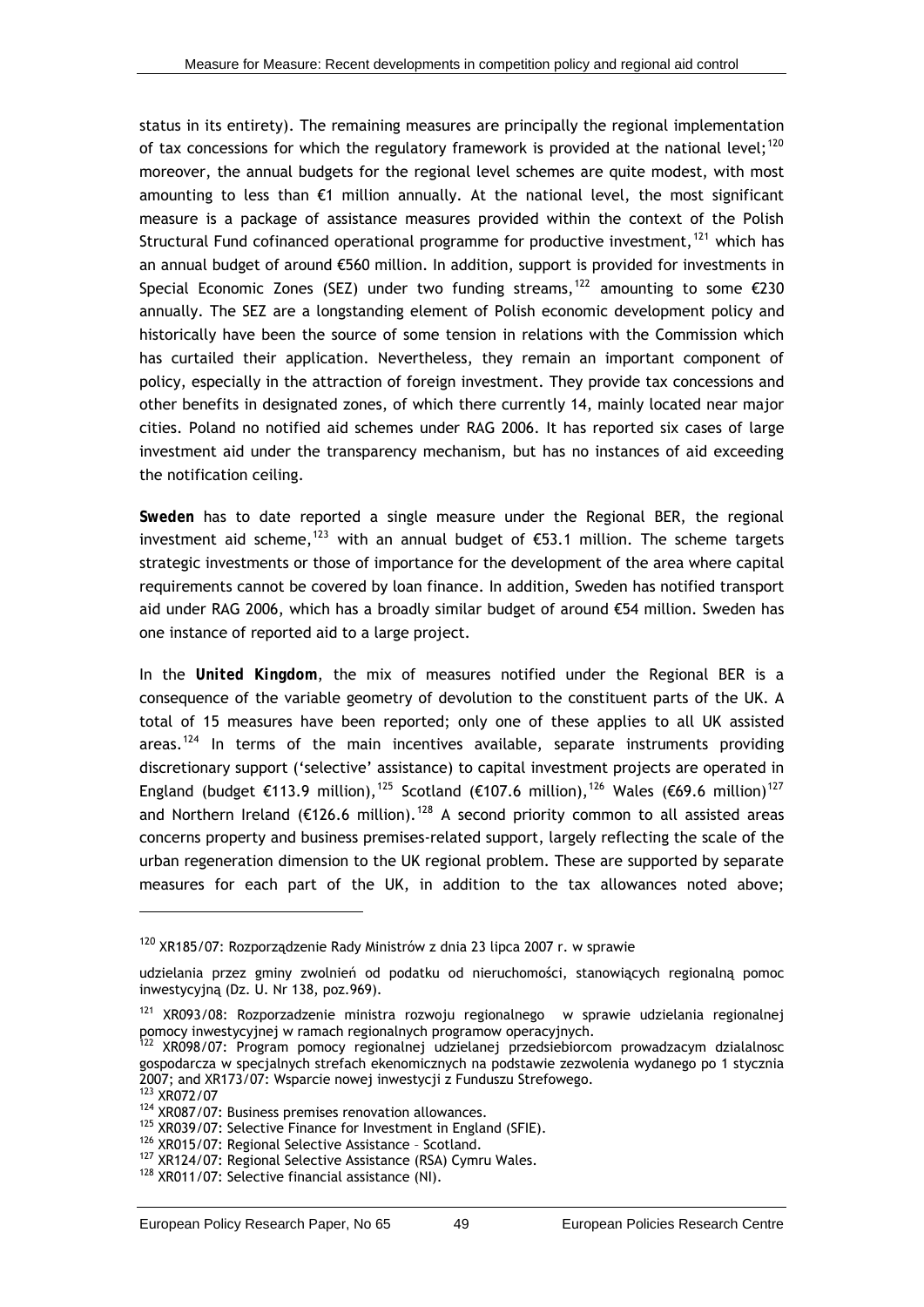status in its entirety). The remaining measures are principally the regional implementation of tax concessions for which the regulatory framework is provided at the national level;[120] moreover, the annual budgets for the regional level schemes are quite modest, with most amounting to less than €1 million annually. At the national level, the most significant measure is a package of assistance measures provided within the context of the Polish Structural Fund cofinanced operational programme for productive investment,[121] which has an annual budget of around €560 million. In addition, support is provided for investments in Special Economic Zones (SEZ) under two funding streams,[122] amounting to some €230 annually. The SEZ are a longstanding element of Polish economic development policy and historically have been the source of some tension in relations with the Commission which has curtailed their application. Nevertheless, they remain an important component of policy, especially in the attraction of foreign investment. They provide tax concessions and other benefits in designated zones, of which there currently 14, mainly located near major cities. Poland no notified aid schemes under RAG 2006. It has reported six cases of large investment aid under the transparency mechanism, but has no instances of aid exceeding the notification ceiling.

**Sweden** has to date reported a single measure under the Regional BER, the regional investment aid scheme,[123] with an annual budget of €53.1 million. The scheme targets strategic investments or those of importance for the development of the area where capital requirements cannot be covered by loan finance. In addition, Sweden has notified transport aid under RAG 2006, which has a broadly similar budget of around €54 million. Sweden has one instance of reported aid to a large project.

In the ***United Kingdom***, the mix of measures notified under the Regional BER is a consequence of the variable geometry of devolution to the constituent parts of the UK. A total of 15 measures have been reported; only one of these applies to all UK assisted areas.[124] In terms of the main incentives available, separate instruments providing discretionary support ('selective' assistance) to capital investment projects are operated in England (budget €113.9 million),[125] Scotland (€107.6 million),[126] Wales (€69.6 million)[127] and Northern Ireland (€126.6 million).[128] A second priority common to all assisted areas concerns property and business premises-related support, largely reflecting the scale of the urban regeneration dimension to the UK regional problem. These are supported by separate measures for each part of the UK, in addition to the tax allowances noted above;

---

[120] XR185/07: Rozporządzenie Rady Ministrów z dnia 23 lipca 2007 r. w sprawie

udzielania przez gminy zwolnień od podatku od nieruchomości, stanowiących regionalną pomoc inwestycyjną (Dz. U. Nr 138, poz.969).

[121] XR093/08: Rozporzadzenie ministra rozwoju regionalnego w sprawie udzielania regionalnej pomocy inwestycyjnej w ramach regionalnych programow operacyjnych.

[122] XR098/07: Program pomocy regionalnej udzielanej przedsiebiorcom prowadzacym dzialalnosc gospodarcza w specjalnych strefach ekenomicznych na podstawie zezwolenia wydanego po 1 stycznia 2007; and XR173/07: Wsparcie nowej inwestycji z Funduszu Strefowego.

[123] XR072/07

[124] XR087/07: Business premises renovation allowances.

[125] XR039/07: Selective Finance for Investment in England (SFIE).

[126] XR015/07: Regional Selective Assistance – Scotland.

[127] XR124/07: Regional Selective Assistance (RSA) Cymru Wales.

[128] XR011/07: Selective financial assistance (NI).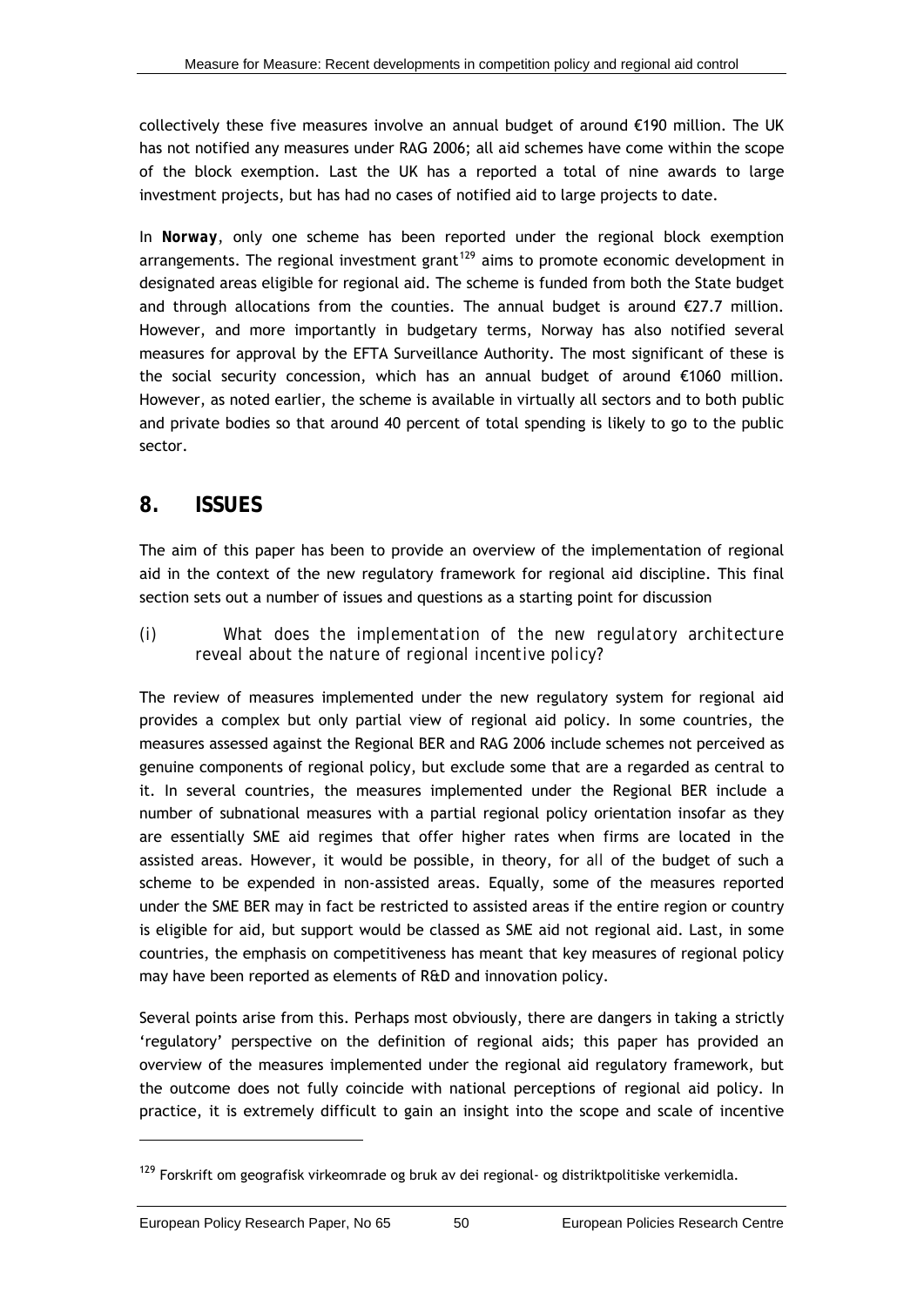collectively these five measures involve an annual budget of around €190 million. The UK has not notified any measures under RAG 2006; all aid schemes have come within the scope of the block exemption. Last the UK has a reported a total of nine awards to large investment projects, but has had no cases of notified aid to large projects to date.

In **Norway**, only one scheme has been reported under the regional block exemption arrangements. The regional investment grant[129] aims to promote economic development in designated areas eligible for regional aid. The scheme is funded from both the State budget and through allocations from the counties. The annual budget is around €27.7 million. However, and more importantly in budgetary terms, Norway has also notified several measures for approval by the EFTA Surveillance Authority. The most significant of these is the social security concession, which has an annual budget of around €1060 million. However, as noted earlier, the scheme is available in virtually all sectors and to both public and private bodies so that around 40 percent of total spending is likely to go to the public sector.

## 8. ISSUES

The aim of this paper has been to provide an overview of the implementation of regional aid in the context of the new regulatory framework for regional aid discipline. This final section sets out a number of issues and questions as a starting point for discussion

*(i) What does the implementation of the new regulatory architecture reveal about the nature of regional incentive policy?*

The review of measures implemented under the new regulatory system for regional aid provides a complex but only partial view of regional aid policy. In some countries, the measures assessed against the Regional BER and RAG 2006 include schemes not perceived as genuine components of regional policy, but exclude some that are a regarded as central to it. In several countries, the measures implemented under the Regional BER include a number of subnational measures with a partial regional policy orientation insofar as they are essentially SME aid regimes that offer higher rates when firms are located in the assisted areas. However, it would be possible, in theory, for *all* of the budget of such a scheme to be expended in non-assisted areas. Equally, some of the measures reported under the SME BER may in fact be restricted to assisted areas if the entire region or country is eligible for aid, but support would be classed as SME aid not regional aid. Last, in some countries, the emphasis on competitiveness has meant that key measures of regional policy may have been reported as elements of R&D and innovation policy.

Several points arise from this. Perhaps most obviously, there are dangers in taking a strictly 'regulatory' perspective on the definition of regional aids; this paper has provided an overview of the measures implemented under the regional aid regulatory framework, but the outcome does not fully coincide with national perceptions of regional aid policy. In practice, it is extremely difficult to gain an insight into the scope and scale of incentive

[129] Forskrift om geografisk virkeomrade og bruk av dei regional- og distriktpolitiske verkemidla.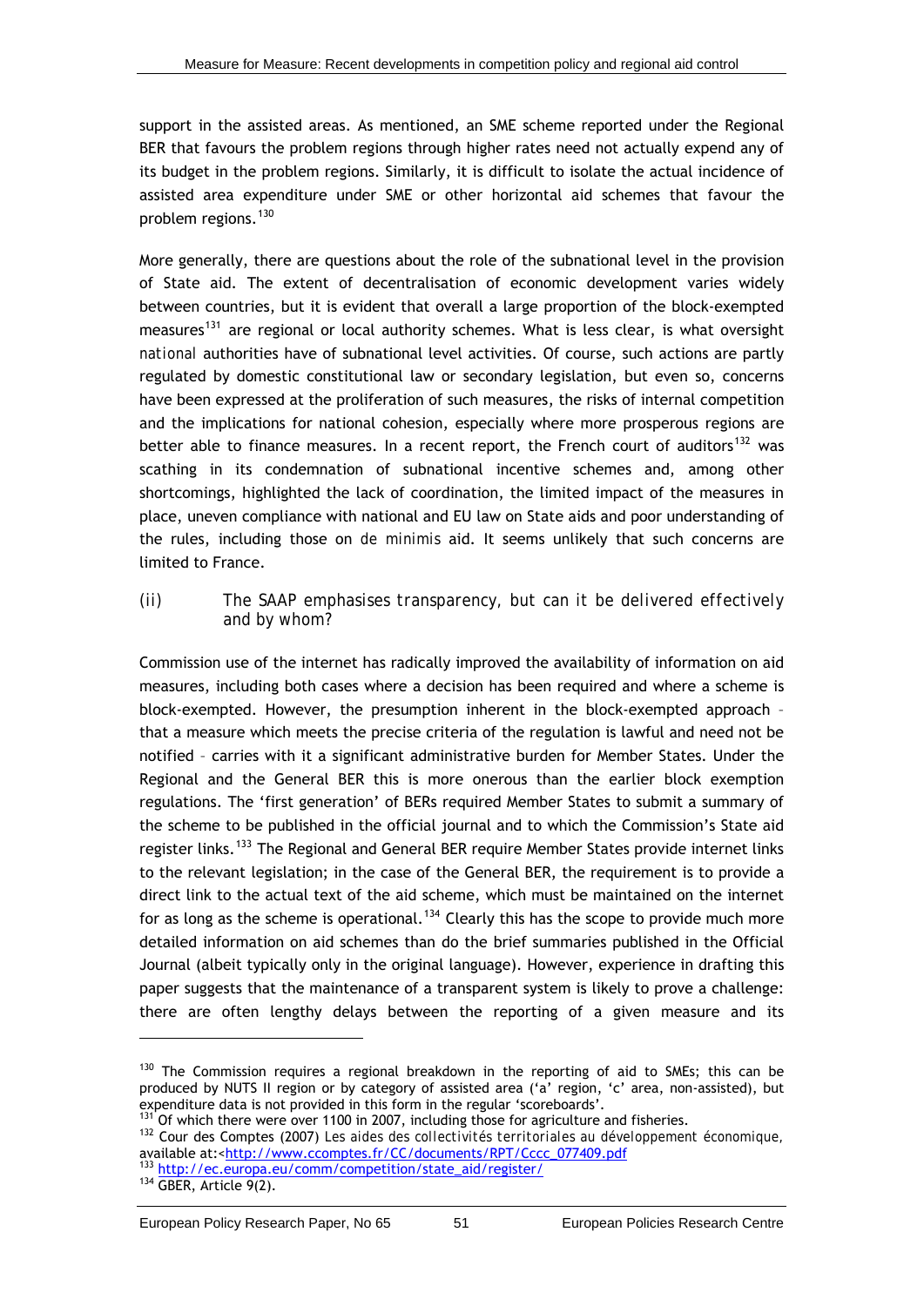support in the assisted areas. As mentioned, an SME scheme reported under the Regional BER that favours the problem regions through higher rates need not actually expend any of its budget in the problem regions. Similarly, it is difficult to isolate the actual incidence of assisted area expenditure under SME or other horizontal aid schemes that favour the problem regions.[130]

More generally, there are questions about the role of the subnational level in the provision of State aid. The extent of decentralisation of economic development varies widely between countries, but it is evident that overall a large proportion of the block-exempted measures[131] are regional or local authority schemes. What is less clear, is what oversight *national* authorities have of subnational level activities. Of course, such actions are partly regulated by domestic constitutional law or secondary legislation, but even so, concerns have been expressed at the proliferation of such measures, the risks of internal competition and the implications for national cohesion, especially where more prosperous regions are better able to finance measures. In a recent report, the French court of auditors[132] was scathing in its condemnation of subnational incentive schemes and, among other shortcomings, highlighted the lack of coordination, the limited impact of the measures in place, uneven compliance with national and EU law on State aids and poor understanding of the rules, including those on *de minimis* aid. It seems unlikely that such concerns are limited to France.

### (ii) The SAAP emphasises transparency, but can it be delivered effectively and by whom?

Commission use of the internet has radically improved the availability of information on aid measures, including both cases where a decision has been required and where a scheme is block-exempted. However, the presumption inherent in the block-exempted approach – that a measure which meets the precise criteria of the regulation is lawful and need not be notified – carries with it a significant administrative burden for Member States. Under the Regional and the General BER this is more onerous than the earlier block exemption regulations. The 'first generation' of BERs required Member States to submit a summary of the scheme to be published in the official journal and to which the Commission's State aid register links.[133] The Regional and General BER require Member States provide internet links to the relevant legislation; in the case of the General BER, the requirement is to provide a direct link to the actual text of the aid scheme, which must be maintained on the internet for as long as the scheme is operational.[134] Clearly this has the scope to provide much more detailed information on aid schemes than do the brief summaries published in the Official Journal (albeit typically only in the original language). However, experience in drafting this paper suggests that the maintenance of a transparent system is likely to prove a challenge: there are often lengthy delays between the reporting of a given measure and its

---

[130] The Commission requires a regional breakdown in the reporting of aid to SMEs; this can be produced by NUTS II region or by category of assisted area ('a' region, 'c' area, non-assisted), but expenditure data is not provided in this form in the regular 'scoreboards'.

[131] Of which there were over 1100 in 2007, including those for agriculture and fisheries.

[132] Cour des Comptes (2007) *Les aides des collectivités territoriales au développement économique*, available at:<http://www.ccomptes.fr/CC/documents/RPT/Cccc_077409.pdf

[133] http://ec.europa.eu/comm/competition/state_aid/register/

[134] GBER, Article 9(2).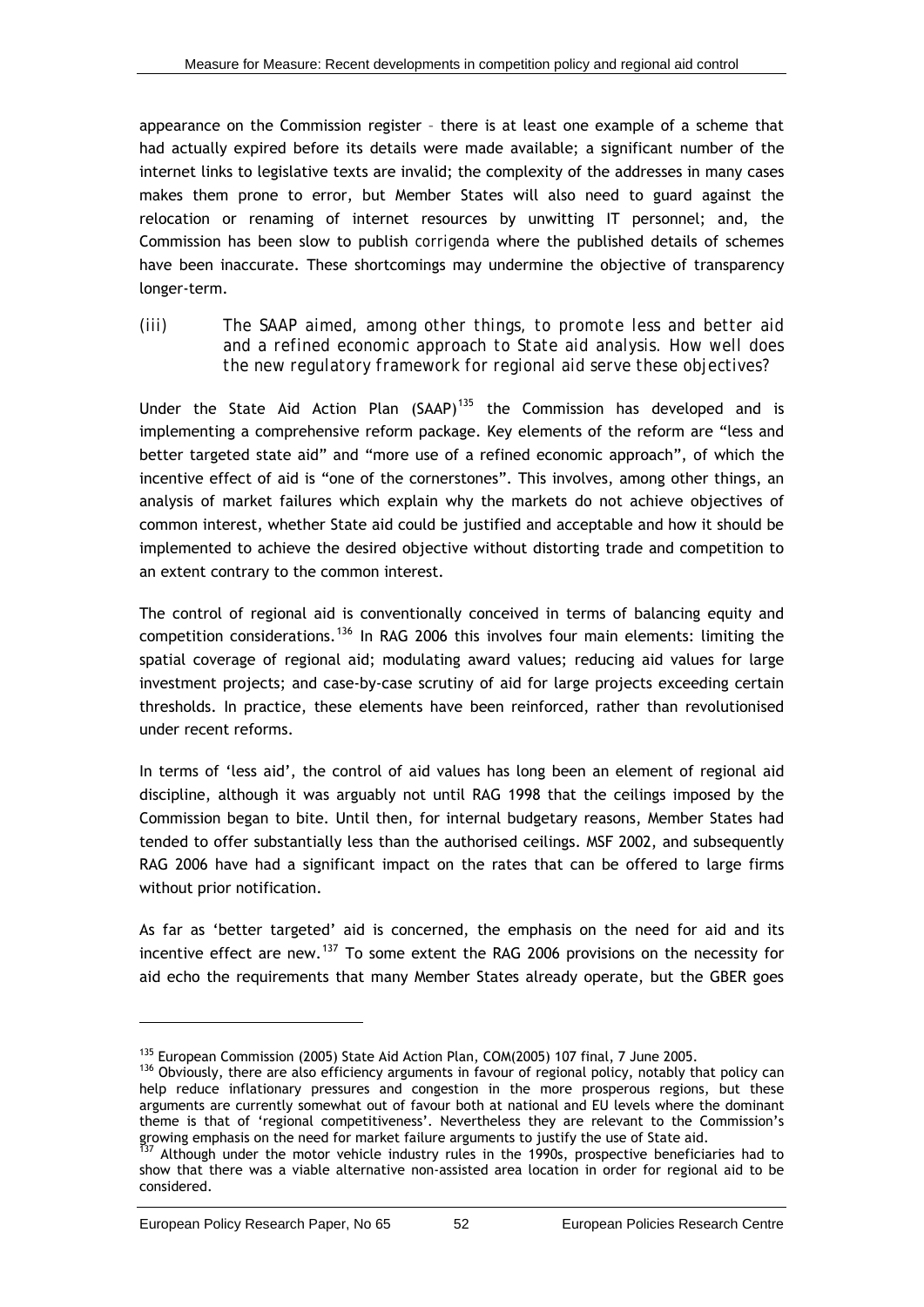appearance on the Commission register – there is at least one example of a scheme that had actually expired before its details were made available; a significant number of the internet links to legislative texts are invalid; the complexity of the addresses in many cases makes them prone to error, but Member States will also need to guard against the relocation or renaming of internet resources by unwitting IT personnel; and, the Commission has been slow to publish *corrigenda* where the published details of schemes have been inaccurate. These shortcomings may undermine the objective of transparency longer-term.

(iii) *The SAAP aimed, among other things, to promote less and better aid and a refined economic approach to State aid analysis. How well does the new regulatory framework for regional aid serve these objectives?*

Under the State Aid Action Plan (SAAP)[135] the Commission has developed and is implementing a comprehensive reform package. Key elements of the reform are "less and better targeted state aid" and "more use of a refined economic approach", of which the incentive effect of aid is "one of the cornerstones". This involves, among other things, an analysis of market failures which explain why the markets do not achieve objectives of common interest, whether State aid could be justified and acceptable and how it should be implemented to achieve the desired objective without distorting trade and competition to an extent contrary to the common interest.

The control of regional aid is conventionally conceived in terms of balancing equity and competition considerations.[136] In RAG 2006 this involves four main elements: limiting the spatial coverage of regional aid; modulating award values; reducing aid values for large investment projects; and case-by-case scrutiny of aid for large projects exceeding certain thresholds. In practice, these elements have been reinforced, rather than revolutionised under recent reforms.

In terms of 'less aid', the control of aid values has long been an element of regional aid discipline, although it was arguably not until RAG 1998 that the ceilings imposed by the Commission began to bite. Until then, for internal budgetary reasons, Member States had tended to offer substantially less than the authorised ceilings. MSF 2002, and subsequently RAG 2006 have had a significant impact on the rates that can be offered to large firms without prior notification.

As far as 'better targeted' aid is concerned, the emphasis on the need for aid and its incentive effect are new.[137] To some extent the RAG 2006 provisions on the necessity for aid echo the requirements that many Member States already operate, but the GBER goes

---

[135] European Commission (2005) State Aid Action Plan, COM(2005) 107 final, 7 June 2005.

[136] Obviously, there are also efficiency arguments in favour of regional policy, notably that policy can help reduce inflationary pressures and congestion in the more prosperous regions, but these arguments are currently somewhat out of favour both at national and EU levels where the dominant theme is that of 'regional competitiveness'. Nevertheless they are relevant to the Commission's growing emphasis on the need for market failure arguments to justify the use of State aid.

[137] Although under the motor vehicle industry rules in the 1990s, prospective beneficiaries had to show that there was a viable alternative non-assisted area location in order for regional aid to be considered.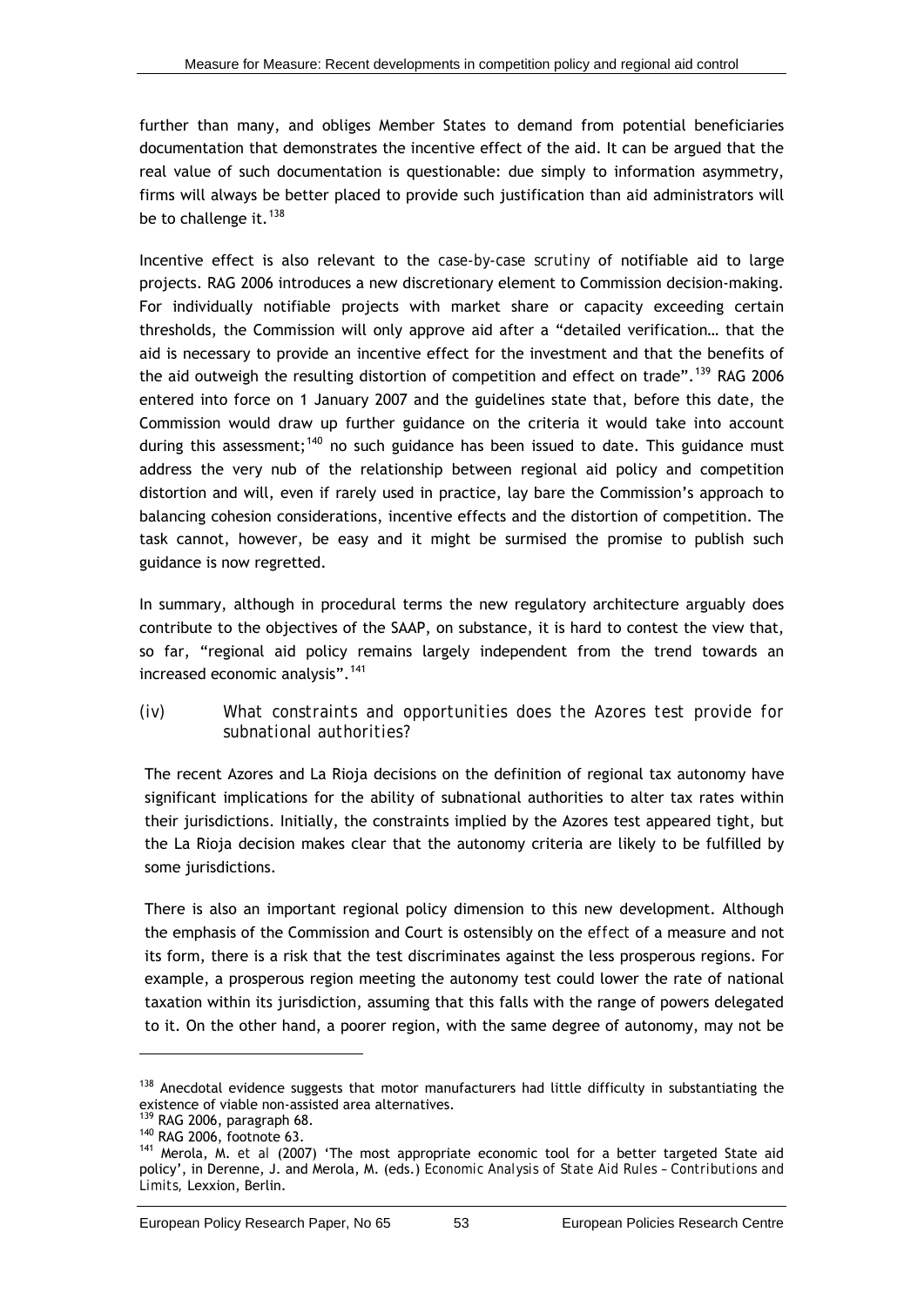further than many, and obliges Member States to demand from potential beneficiaries documentation that demonstrates the incentive effect of the aid. It can be argued that the real value of such documentation is questionable: due simply to information asymmetry, firms will always be better placed to provide such justification than aid administrators will be to challenge it.[138]

Incentive effect is also relevant to the *case-by-case scrutiny* of notifiable aid to large projects. RAG 2006 introduces a new discretionary element to Commission decision-making. For individually notifiable projects with market share or capacity exceeding certain thresholds, the Commission will only approve aid after a "detailed verification… that the aid is necessary to provide an incentive effect for the investment and that the benefits of the aid outweigh the resulting distortion of competition and effect on trade".[139] RAG 2006 entered into force on 1 January 2007 and the guidelines state that, before this date, the Commission would draw up further guidance on the criteria it would take into account during this assessment;[140] no such guidance has been issued to date. This guidance must address the very nub of the relationship between regional aid policy and competition distortion and will, even if rarely used in practice, lay bare the Commission's approach to balancing cohesion considerations, incentive effects and the distortion of competition. The task cannot, however, be easy and it might be surmised the promise to publish such guidance is now regretted.

In summary, although in procedural terms the new regulatory architecture arguably does contribute to the objectives of the SAAP, on substance, it is hard to contest the view that, so far, "regional aid policy remains largely independent from the trend towards an increased economic analysis".[141]

### (iv) *What constraints and opportunities does the Azores test provide for subnational authorities?*

The recent Azores and La Rioja decisions on the definition of regional tax autonomy have significant implications for the ability of subnational authorities to alter tax rates within their jurisdictions. Initially, the constraints implied by the Azores test appeared tight, but the La Rioja decision makes clear that the autonomy criteria are likely to be fulfilled by some jurisdictions.

There is also an important regional policy dimension to this new development. Although the emphasis of the Commission and Court is ostensibly on the *effect* of a measure and not its form, there is a risk that the test discriminates against the less prosperous regions. For example, a prosperous region meeting the autonomy test could lower the rate of national taxation within its jurisdiction, assuming that this falls with the range of powers delegated to it. On the other hand, a poorer region, with the same degree of autonomy, may not be

---

[138] Anecdotal evidence suggests that motor manufacturers had little difficulty in substantiating the existence of viable non-assisted area alternatives.

[139] RAG 2006, paragraph 68.

[140] RAG 2006, footnote 63.

[141] Merola, M. *et al* (2007) 'The most appropriate economic tool for a better targeted State aid policy', in Derenne, J. and Merola, M. (eds.) *Economic Analysis of State Aid Rules – Contributions and Limits*, Lexxion, Berlin.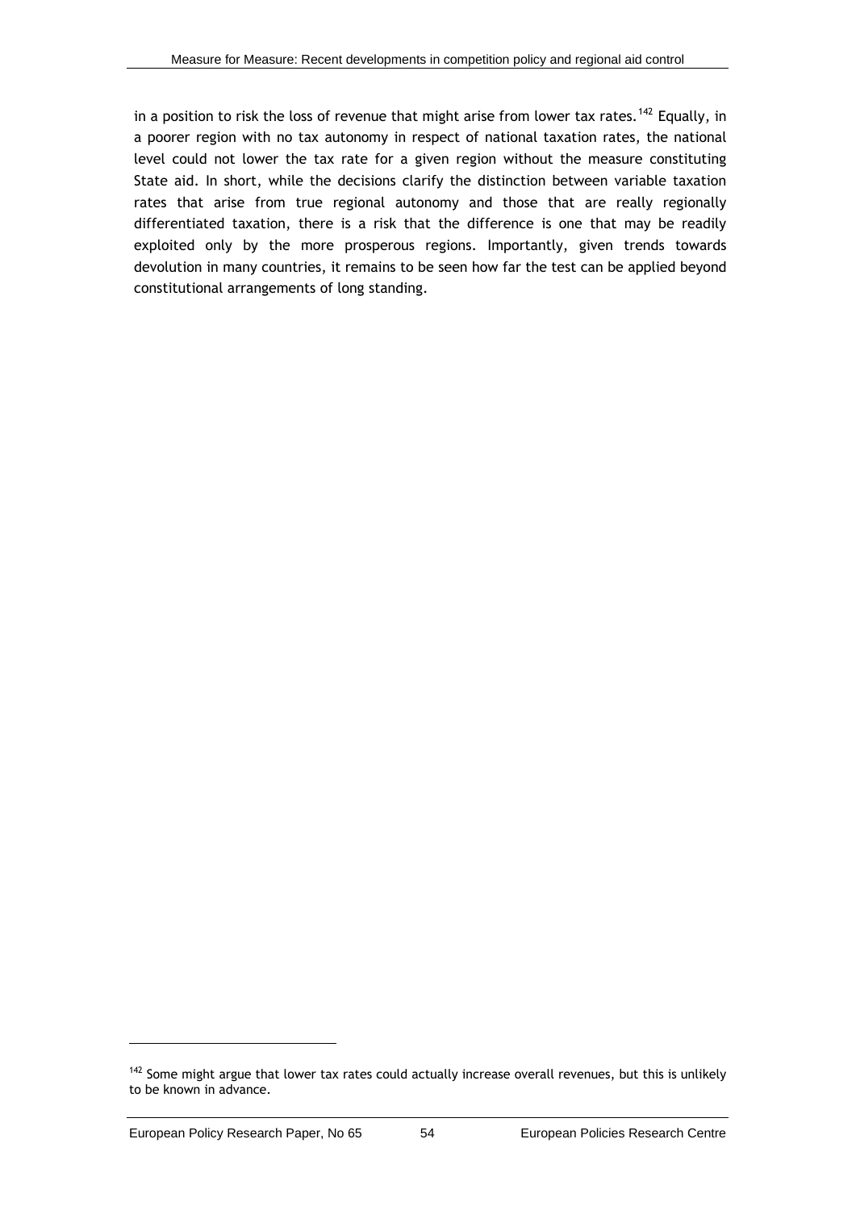in a position to risk the loss of revenue that might arise from lower tax rates.[142] Equally, in a poorer region with no tax autonomy in respect of national taxation rates, the national level could not lower the tax rate for a given region without the measure constituting State aid. In short, while the decisions clarify the distinction between variable taxation rates that arise from true regional autonomy and those that are really regionally differentiated taxation, there is a risk that the difference is one that may be readily exploited only by the more prosperous regions. Importantly, given trends towards devolution in many countries, it remains to be seen how far the test can be applied beyond constitutional arrangements of long standing.

---

[142] Some might argue that lower tax rates could actually increase overall revenues, but this is unlikely to be known in advance.